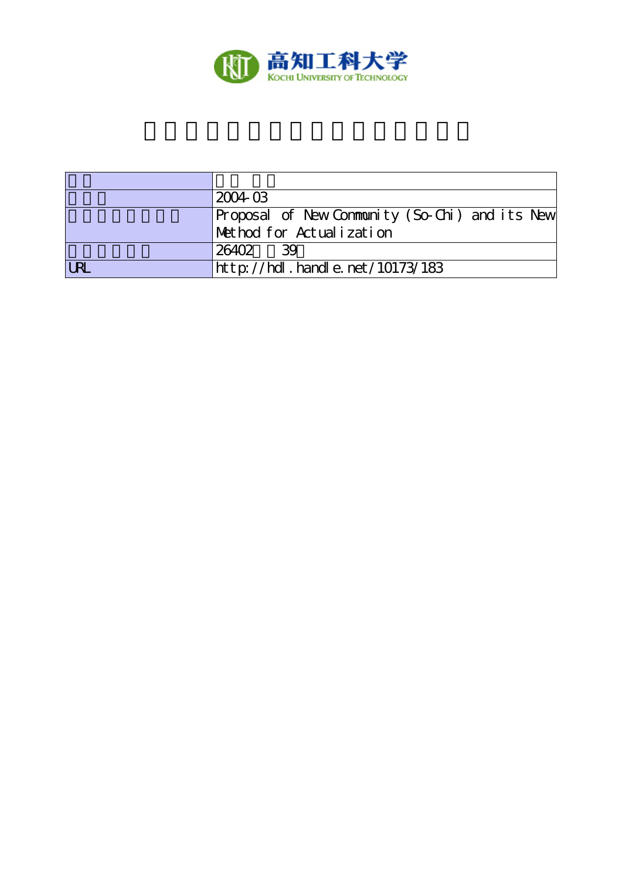高知工科大学
KOCHI UNIVERSITY OF TECHNOLOGY

| | |
|---|---|
| | |
| | 2004-03 |
| | Proposal of New Community (So-Chi) and its New Method for Actualization |
| | 26402 39 |
| URL | http://hdl.handle.net/10173/183 |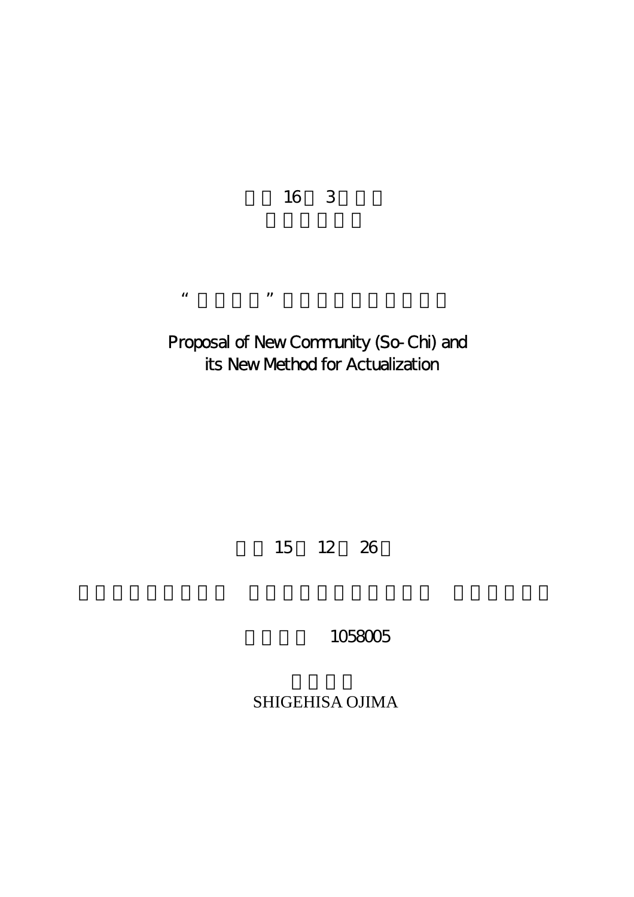16　3

“　　　　”

Proposal of New Community (So-Chi) and
its New Method for Actualization

15　12　26

1058005

SHIGEHISA OJIMA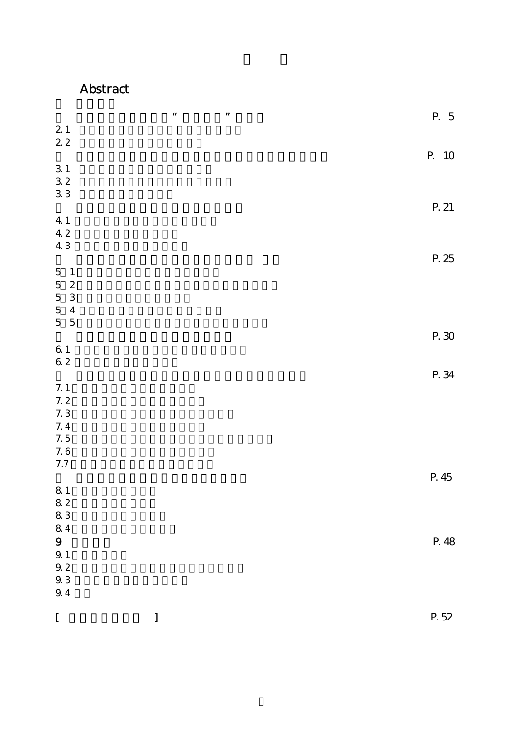Abstract

P. 5

2.1

2.2

P. 10

3.1

3.2

3.3

P. 21

4.1

4.2

4.3

P. 25

5 1

5 2

5 3

5 4

5 5

P. 30

6.1

6.2

P. 34

7.1

7.2

7.3

7.4

7.5

7.6

7.7

P. 45

8.1

8.2

8.3

8.4

9

P. 48

9.1

9.2

9.3

9.4

[ ]

P. 52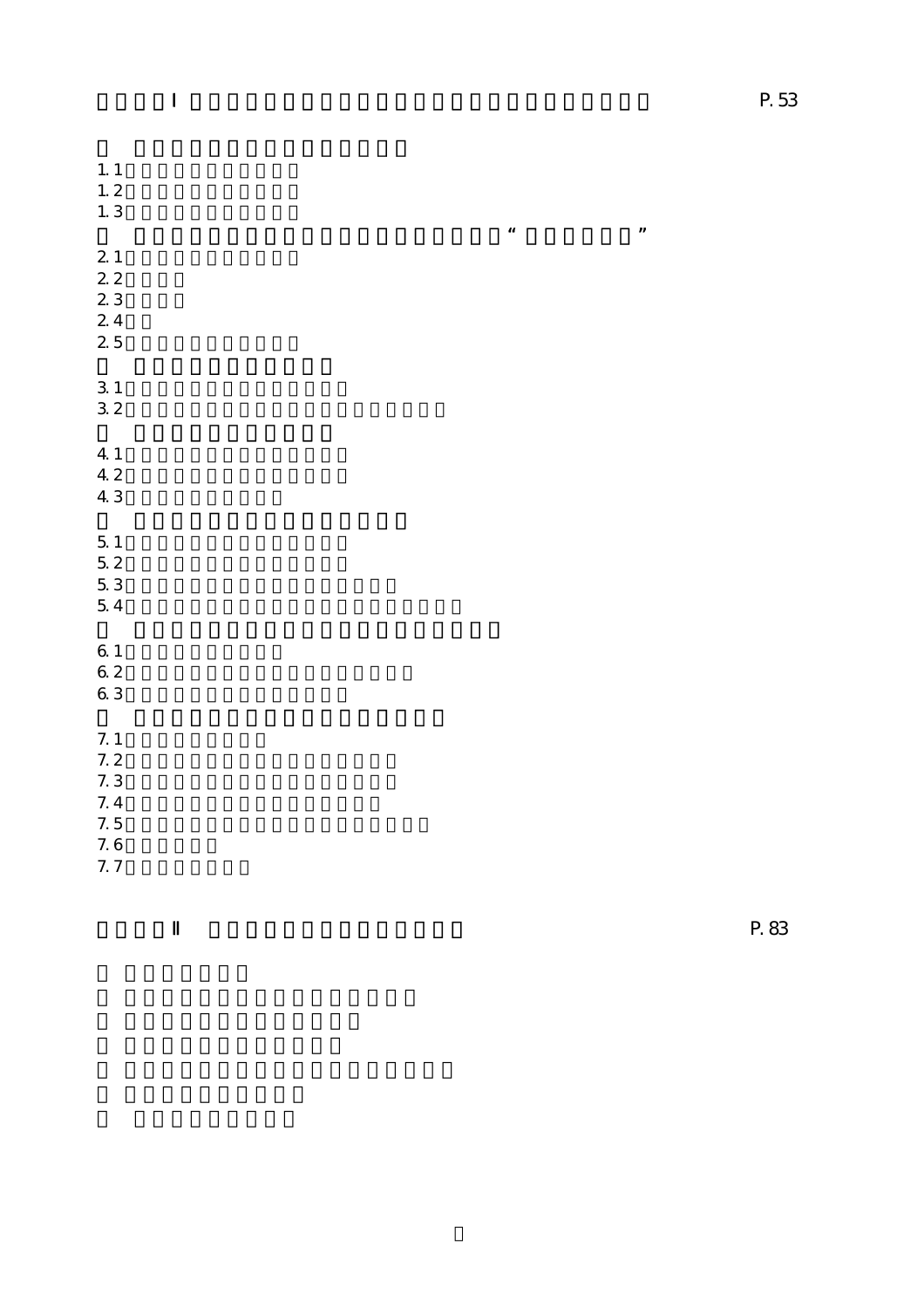I P. 53

1.1
1.2
1.3

“ ”

2.1
2.2
2.3
2.4
2.5

3.1
3.2

4.1
4.2
4.3

5.1
5.2
5.3
5.4

6.1
6.2
6.3

7.1
7.2
7.3
7.4
7.5
7.6
7.7

II P. 83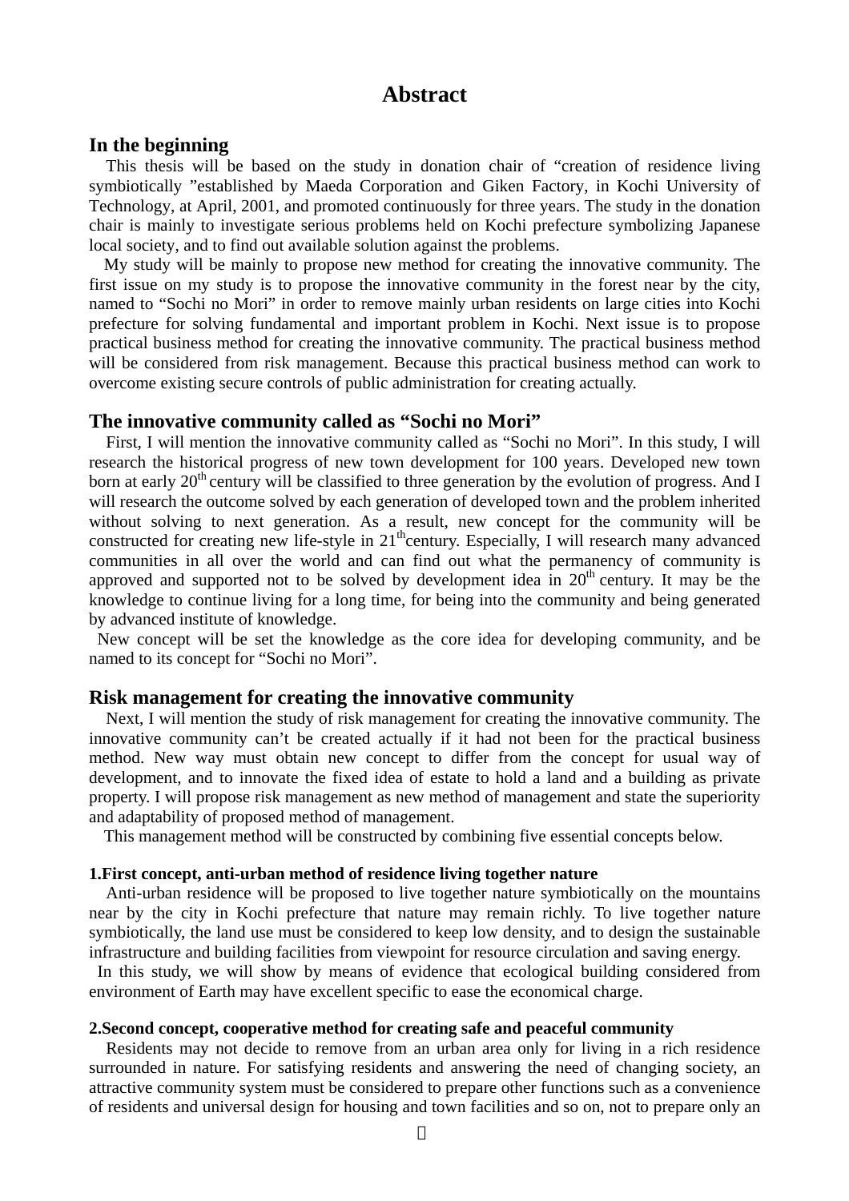# Abstract

## In the beginning

This thesis will be based on the study in donation chair of "creation of residence living symbiotically "established by Maeda Corporation and Giken Factory, in Kochi University of Technology, at April, 2001, and promoted continuously for three years. The study in the donation chair is mainly to investigate serious problems held on Kochi prefecture symbolizing Japanese local society, and to find out available solution against the problems.

My study will be mainly to propose new method for creating the innovative community. The first issue on my study is to propose the innovative community in the forest near by the city, named to "Sochi no Mori" in order to remove mainly urban residents on large cities into Kochi prefecture for solving fundamental and important problem in Kochi. Next issue is to propose practical business method for creating the innovative community. The practical business method will be considered from risk management. Because this practical business method can work to overcome existing secure controls of public administration for creating actually.

## The innovative community called as "Sochi no Mori"

First, I will mention the innovative community called as "Sochi no Mori". In this study, I will research the historical progress of new town development for 100 years. Developed new town born at early 20th century will be classified to three generation by the evolution of progress. And I will research the outcome solved by each generation of developed town and the problem inherited without solving to next generation. As a result, new concept for the community will be constructed for creating new life-style in 21th century. Especially, I will research many advanced communities in all over the world and can find out what the permanency of community is approved and supported not to be solved by development idea in 20th century. It may be the knowledge to continue living for a long time, for being into the community and being generated by advanced institute of knowledge.

New concept will be set the knowledge as the core idea for developing community, and be named to its concept for "Sochi no Mori".

## Risk management for creating the innovative community

Next, I will mention the study of risk management for creating the innovative community. The innovative community can't be created actually if it had not been for the practical business method. New way must obtain new concept to differ from the concept for usual way of development, and to innovate the fixed idea of estate to hold a land and a building as private property. I will propose risk management as new method of management and state the superiority and adaptability of proposed method of management.

This management method will be constructed by combining five essential concepts below.

#### 1.First concept, anti-urban method of residence living together nature

Anti-urban residence will be proposed to live together nature symbiotically on the mountains near by the city in Kochi prefecture that nature may remain richly. To live together nature symbiotically, the land use must be considered to keep low density, and to design the sustainable infrastructure and building facilities from viewpoint for resource circulation and saving energy.

In this study, we will show by means of evidence that ecological building considered from environment of Earth may have excellent specific to ease the economical charge.

#### 2.Second concept, cooperative method for creating safe and peaceful community

Residents may not decide to remove from an urban area only for living in a rich residence surrounded in nature. For satisfying residents and answering the need of changing society, an attractive community system must be considered to prepare other functions such as a convenience of residents and universal design for housing and town facilities and so on, not to prepare only an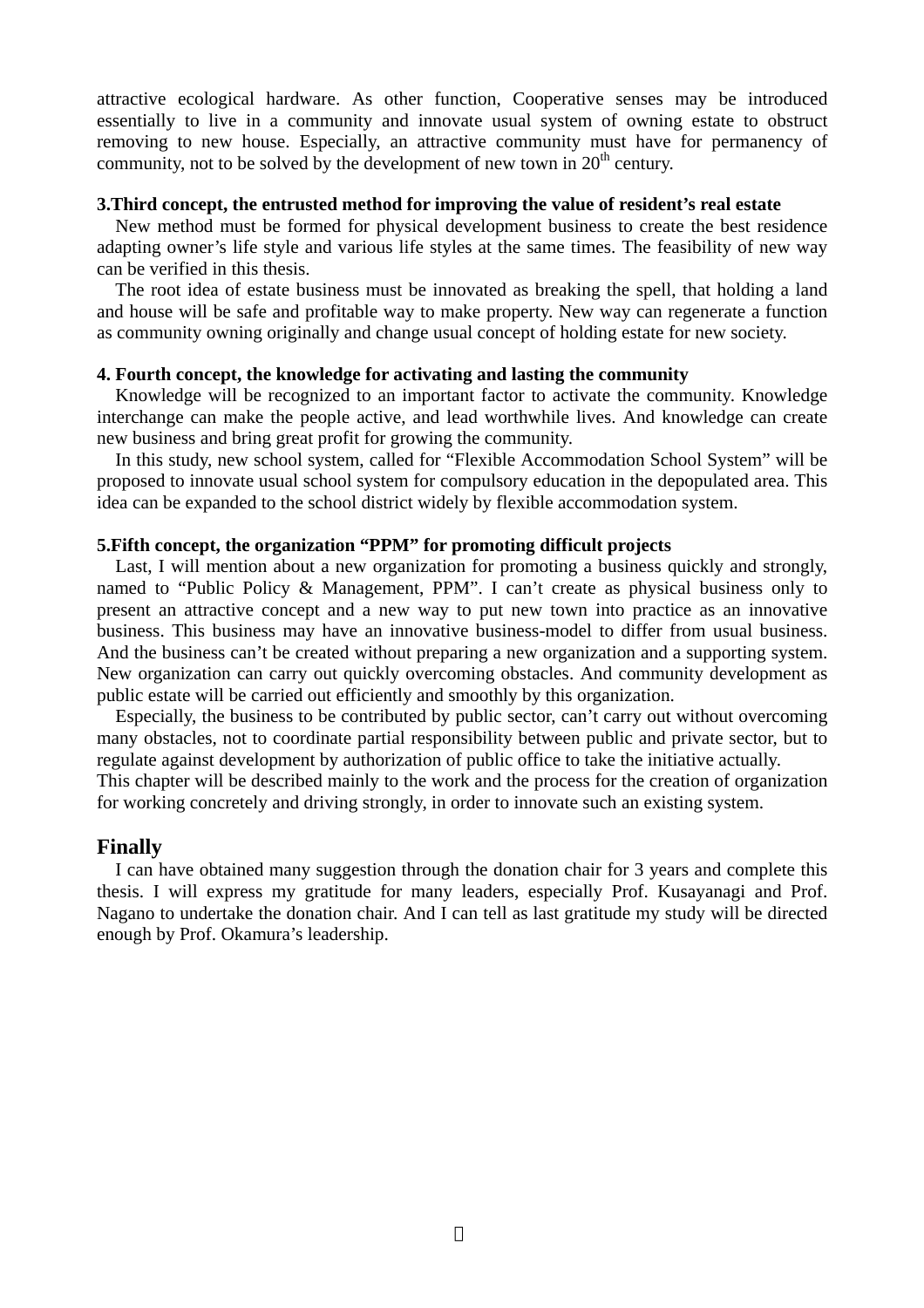attractive ecological hardware. As other function, Cooperative senses may be introduced essentially to live in a community and innovate usual system of owning estate to obstruct removing to new house. Especially, an attractive community must have for permanency of community, not to be solved by the development of new town in 20th century.

**3.Third concept, the entrusted method for improving the value of resident's real estate**

New method must be formed for physical development business to create the best residence adapting owner's life style and various life styles at the same times. The feasibility of new way can be verified in this thesis.

The root idea of estate business must be innovated as breaking the spell, that holding a land and house will be safe and profitable way to make property. New way can regenerate a function as community owning originally and change usual concept of holding estate for new society.

**4. Fourth concept, the knowledge for activating and lasting the community**

Knowledge will be recognized to an important factor to activate the community. Knowledge interchange can make the people active, and lead worthwhile lives. And knowledge can create new business and bring great profit for growing the community.

In this study, new school system, called for "Flexible Accommodation School System" will be proposed to innovate usual school system for compulsory education in the depopulated area. This idea can be expanded to the school district widely by flexible accommodation system.

**5.Fifth concept, the organization "PPM" for promoting difficult projects**

Last, I will mention about a new organization for promoting a business quickly and strongly, named to "Public Policy & Management, PPM". I can't create as physical business only to present an attractive concept and a new way to put new town into practice as an innovative business. This business may have an innovative business-model to differ from usual business. And the business can't be created without preparing a new organization and a supporting system. New organization can carry out quickly overcoming obstacles. And community development as public estate will be carried out efficiently and smoothly by this organization.

Especially, the business to be contributed by public sector, can't carry out without overcoming many obstacles, not to coordinate partial responsibility between public and private sector, but to regulate against development by authorization of public office to take the initiative actually.
This chapter will be described mainly to the work and the process for the creation of organization for working concretely and driving strongly, in order to innovate such an existing system.

## Finally

I can have obtained many suggestion through the donation chair for 3 years and complete this thesis. I will express my gratitude for many leaders, especially Prof. Kusayanagi and Prof. Nagano to undertake the donation chair. And I can tell as last gratitude my study will be directed enough by Prof. Okamura's leadership.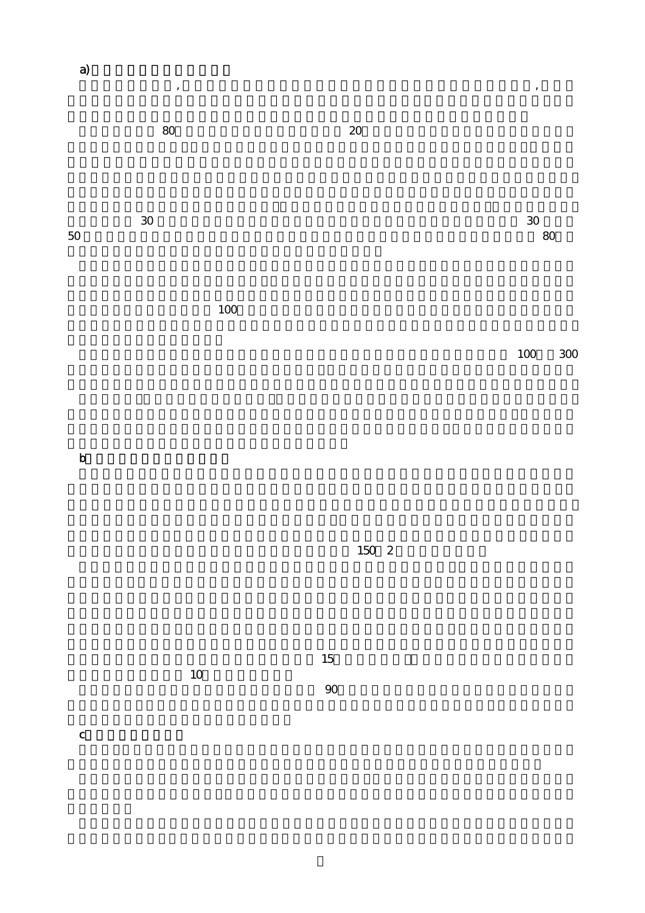a)

,

,

80 20

30 30

50 80

100

100 300

b

150 2

15

10

90

c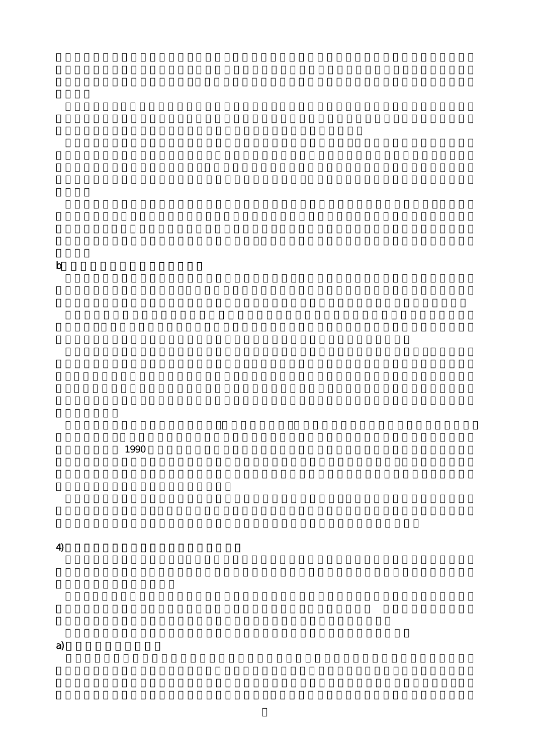b

1990

4)

a)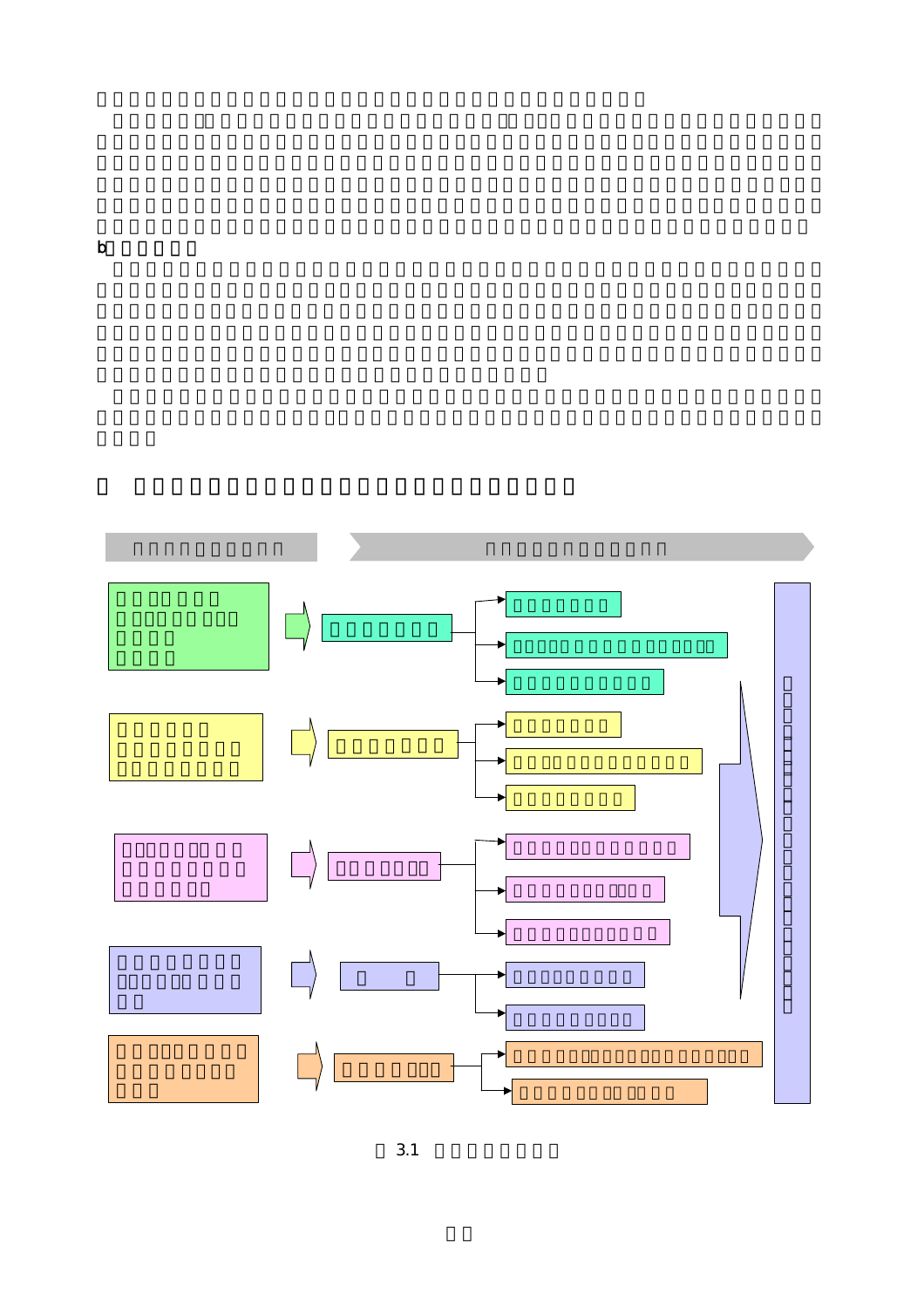b

3.1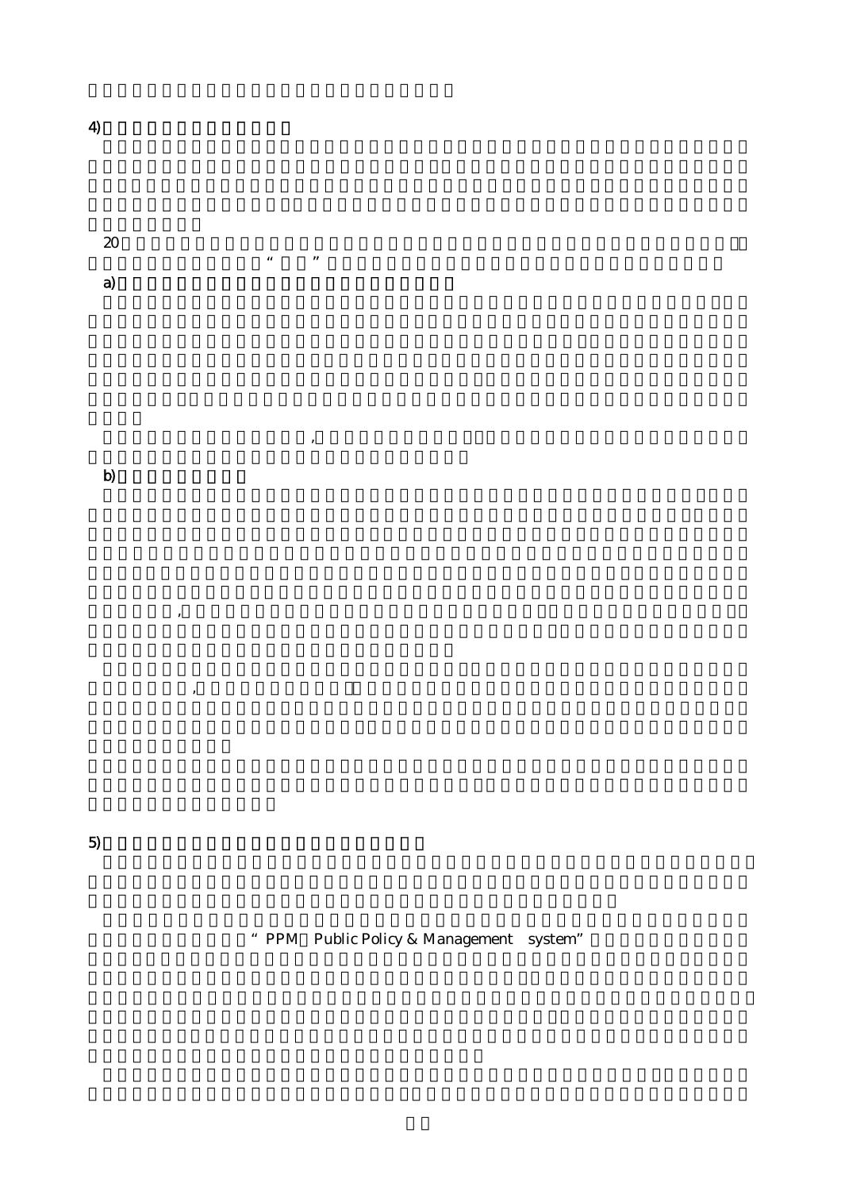4)

20

“ ”

a)

,

b)

,

,

5)

“PPM Public Policy & Management system”

,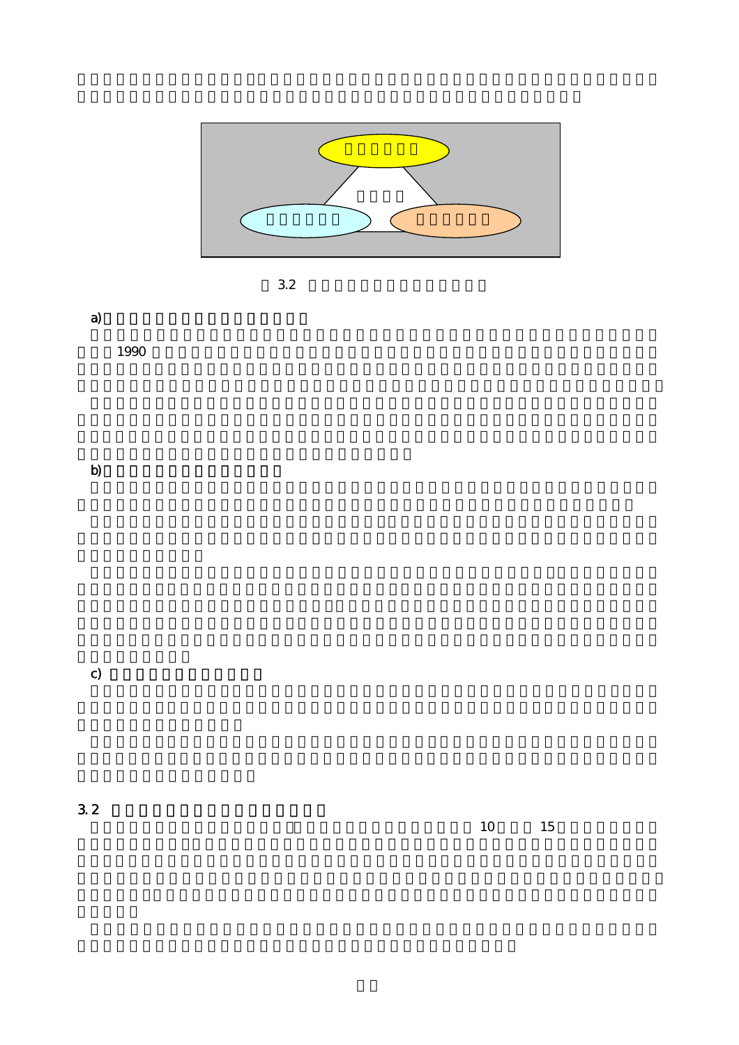3.2

a)

1990

b)

c)

## 3.2

10 15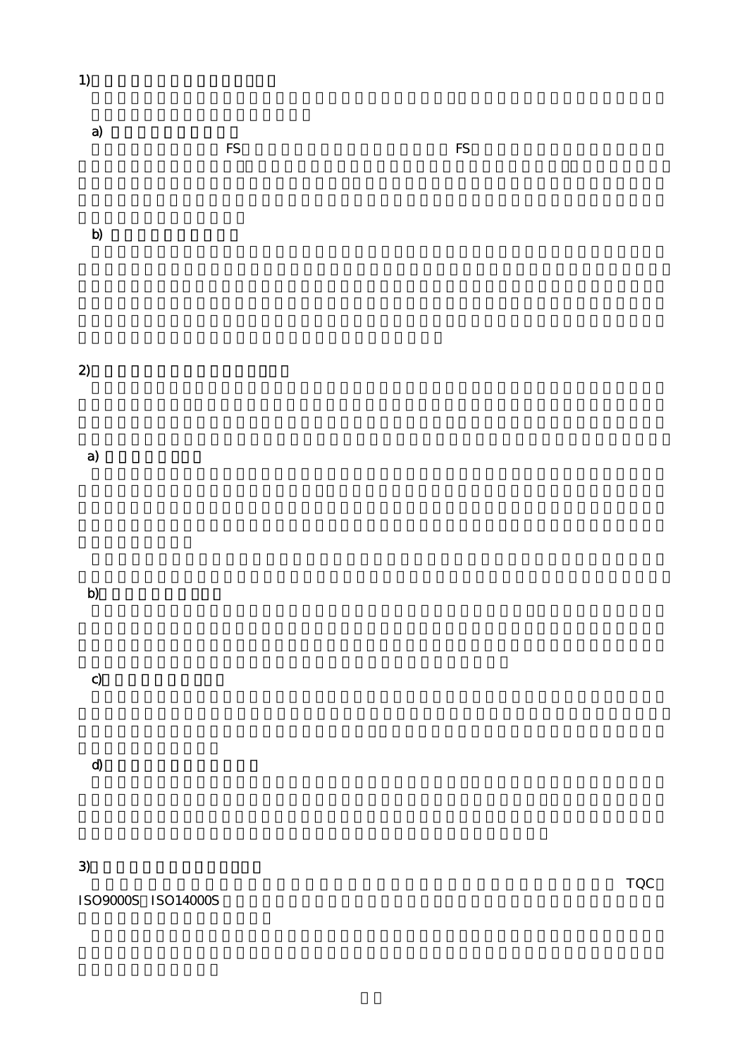1)

a)

FS FS

b)

2)

a)

b)

c)

d)

3)

TQC

ISO9000S ISO14000S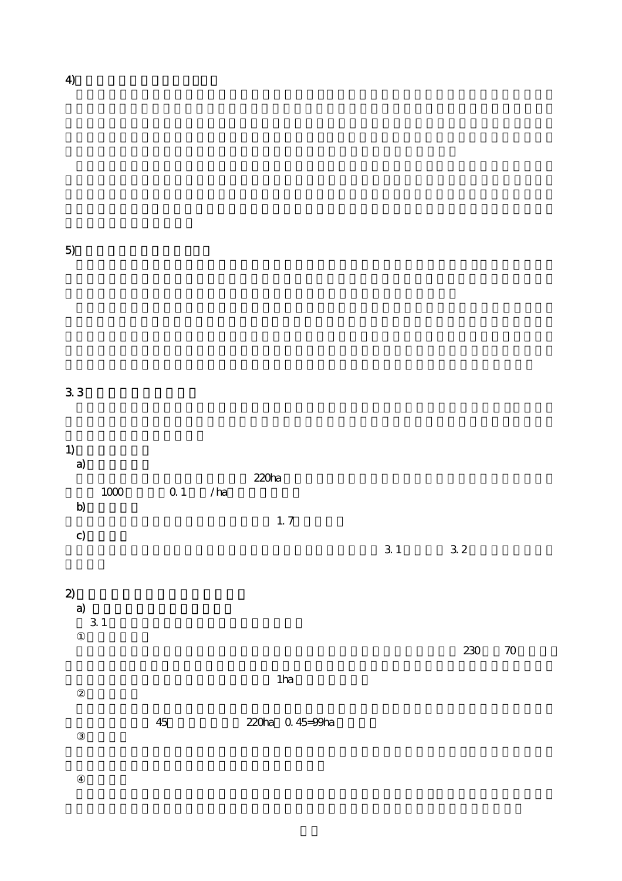4)

5)

3.3

1)

a)

220ha

1000 0.1 /ha

b)

1.7

c)

3.1 3.2

2)

a)

3.1

①

230 70

1ha

②

45 220ha 0.45=99ha

③

④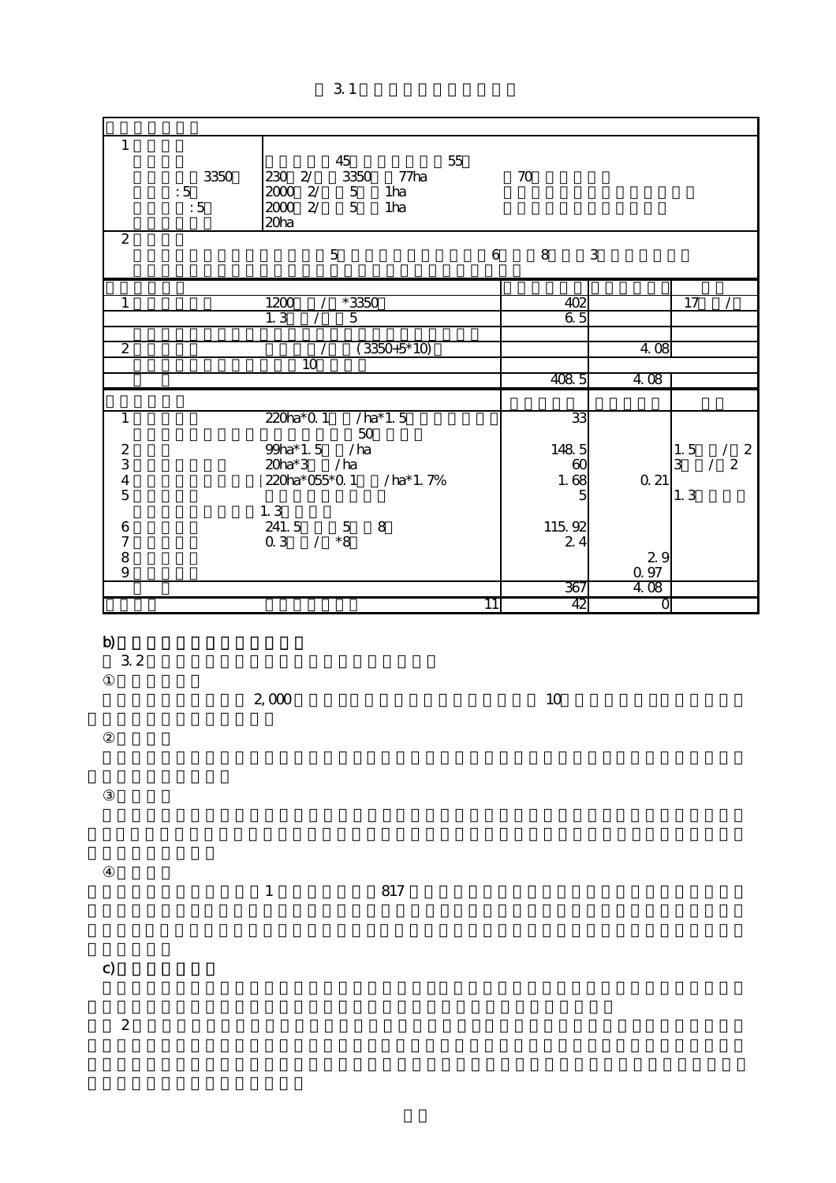3.1

| | | | | |
|---|---|---|---|---|
| 1 | 3350<br>: 5<br>: 5 | 45 55<br>230 2/ 3350 77ha 70<br>2000 2/ 5 1ha<br>2000 2/ 5 1ha<br>20ha | | |
| 2 | 5 6 8 3 | | | |
| | | | | |
| 1 | 1200 / *3350 | 402 | | 17 / |
| | 1.3 / 5 | 6.5 | | |
| 2 | / (3350+5*10) | | 4.08 | |
| | 10 | | | |
| | | 408.5 | 4.08 | |
| | | | | |
| 1 | 220ha*0.1 /ha*1.5<br>50 | 33 | | |
| 2 | 99ha*1.5 /ha | 148.5 | | 1.5 / 2 |
| 3 | 20ha*3 /ha | 60 | | 3 / 2 |
| 4 | 220ha*055*0.1 /ha*1.7% | 1.68 | 0.21 | |
| 5 | 1.3 | 5 | | 1.3 |
| 6 | 241.5 5 8 | 115.92 | | |
| 7 | 0.3 / *8 | 2.4 | | |
| 8 | | | 2.9 | |
| 9 | | | 0.97 | |
| | | 367 | 4.08 | |
| | 11 | 42 | 0 | |

b)

3.2

①

2,000 10

②

③

④

1 817

c)

2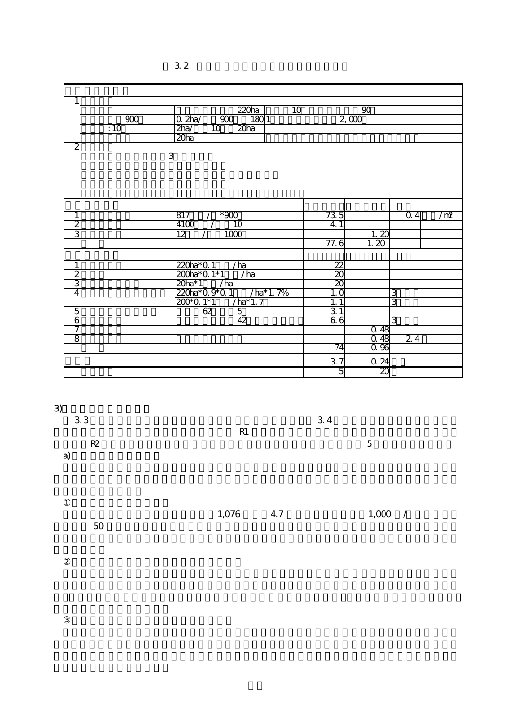3.2

| | | | | | | |
|---|---|---|---|---|---|---|
| 1 | | | | | | |
| | | 220ha | 10 | 90 | | |
| | 900 | 0.2ha/ 900 180 | 1 | 2,000 | | |
| | :10 | 2ha/ 10 20ha | | | | |
| | | 20ha | | | | |
| 2 | | | | | | |
| | 3 | | | | | |
| | | | | | | |
| 1 | | 817 / *900 | 73.5 | | 0.4 | /m2 |
| 2 | | 4100 / 10 | 4.1 | | | |
| 3 | | 12 / 1000 | | 1.20 | | |
| | | | 77.6 | 1.20 | | |
| | | | | | | |
| 1 | | 220ha*0.1 /ha | 22 | | | |
| 2 | | 200ha*0.1*1 /ha | 20 | | | |
| 3 | | 20ha*1 /ha | 20 | | | |
| 4 | | 220ha*0.9*0.1 /ha*1.7% | 1.0 | | 3 | |
| | | 200*0.1*1 /ha*1.7 | 1.1 | | 3 | |
| 5 | | 62 5 | 3.1 | | | |
| 6 | | 42 | 6.6 | | 3 | |
| 7 | | | | 0.48 | | |
| 8 | | | | 0.48 | 2.4 | |
| | | | 74 | 0.96 | | |
| | | | 3.7 | 0.24 | | |
| | | | 5 | 20 | | |

3)

3.3 3.4 R1 R2 5

a)

①

1,076 4.7 1,000 / 50

②

③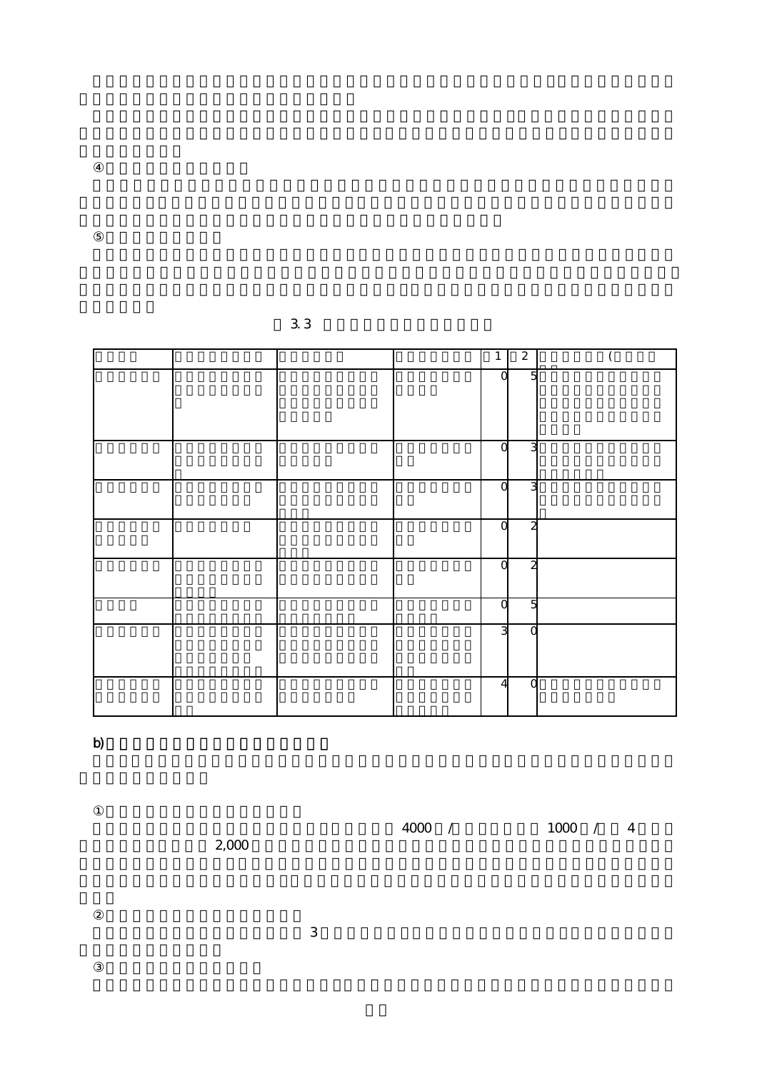④

⑤

3.3

| | | | | 1 | 2 | ( |
|---|---|---|---|---|---|---|
| | | | | 0 | 5 | |
| | | | | 0 | 3 | |
| | | | | 0 | 3 | |
| | | | | 0 | 2 | |
| | | | | 0 | 2 | |
| | | | | 0 | 5 | |
| | | | | 3 | 0 | |
| | | | | 4 | 0 | |

b)

①

4000 / 1000 / 4

2,000

②

3

③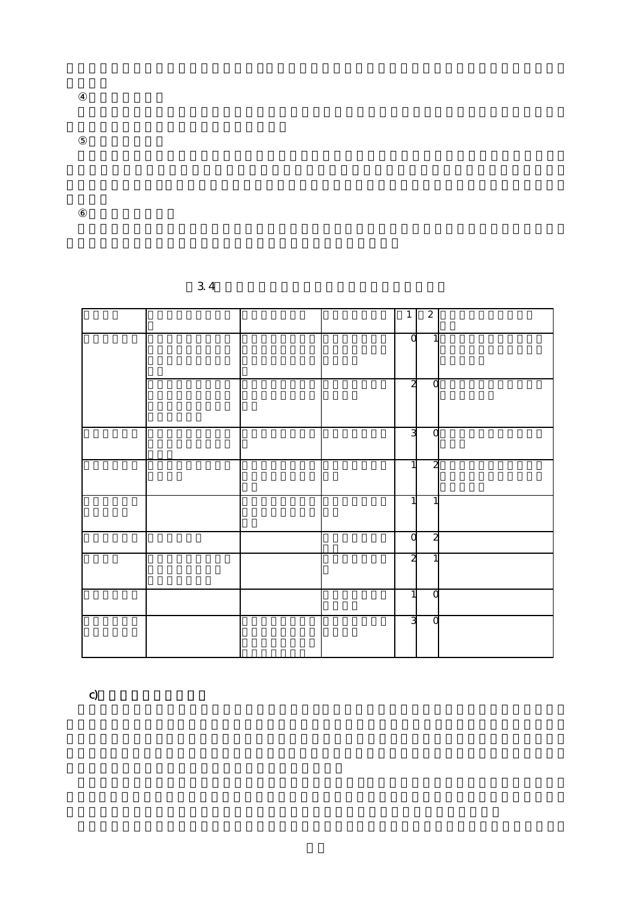④

⑤

⑥

3.4

| | | | | 1 | 2 | |
|---|---|---|---|---|---|---|
| | | | | 0 | 1 | |
| | | | | 2 | 0 | |
| | | | | 3 | 0 | |
| | | | | 1 | 2 | |
| | | | | 1 | 1 | |
| | | | | 0 | 2 | |
| | | | | 2 | 1 | |
| | | | | 1 | 0 | |
| | | | | 3 | 0 | |

c)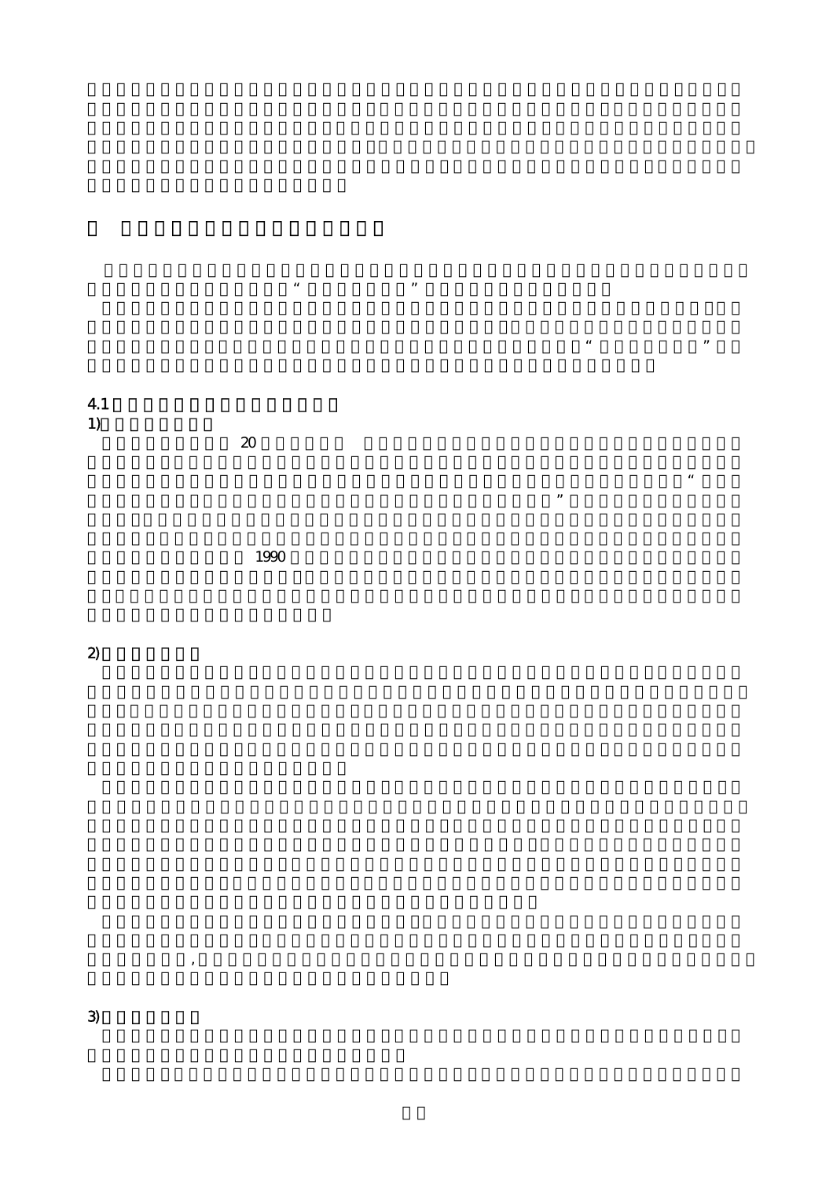4.1

1)

20

1990

2)

3)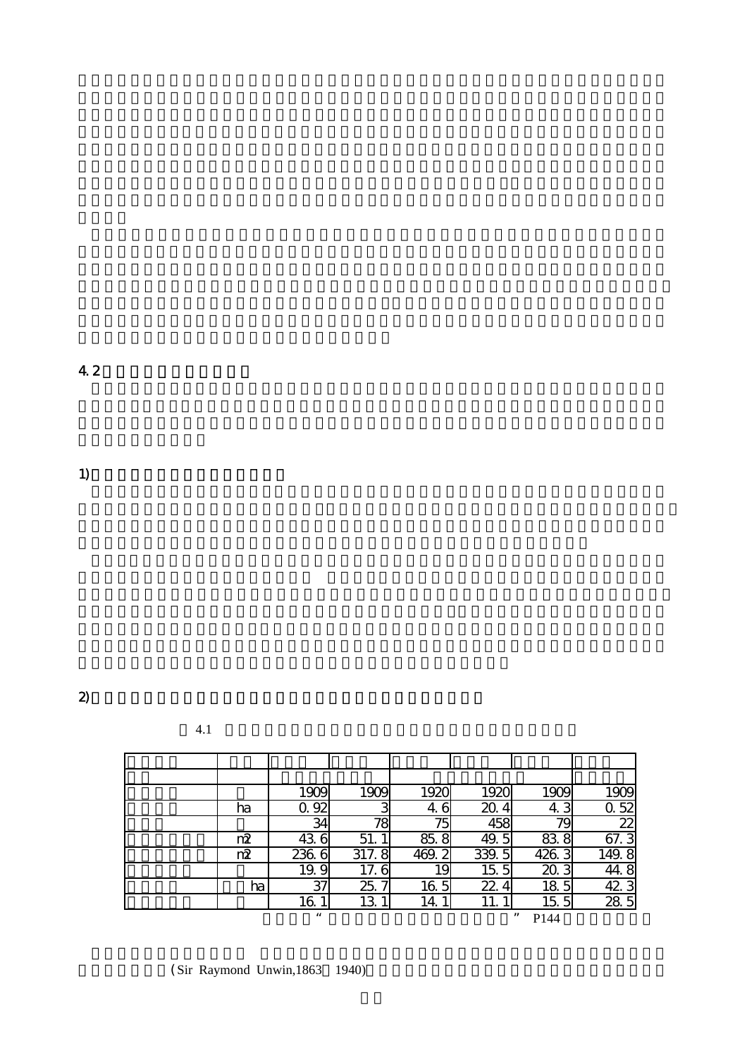## 4.2

1)

2)

4.1

| | | | | | | | |
|---|---|---|---|---|---|---|---|
| | | | | | | | |
| | | 1909 | 1909 | 1920 | 1920 | 1909 | 1909 |
| | ha | 0.92 | 3 | 4.6 | 20.4 | 4.3 | 0.52 |
| | | 34 | 78 | 75 | 458 | 79 | 22 |
| | $m^2$ | 43.6 | 51.1 | 85.8 | 49.5 | 83.8 | 67.3 |
| | $m^2$ | 236.6 | 317.8 | 469.2 | 339.5 | 426.3 | 149.8 |
| | | 19.9 | 17.6 | 19 | 15.5 | 20.3 | 44.8 |
| | ha | 37 | 25.7 | 16.5 | 22.4 | 18.5 | 42.3 |
| | | 16.1 | 13.1 | 14.1 | 11.1 | 15.5 | 28.5 |

“ ” P144

(Sir Raymond Unwin,1863 1940)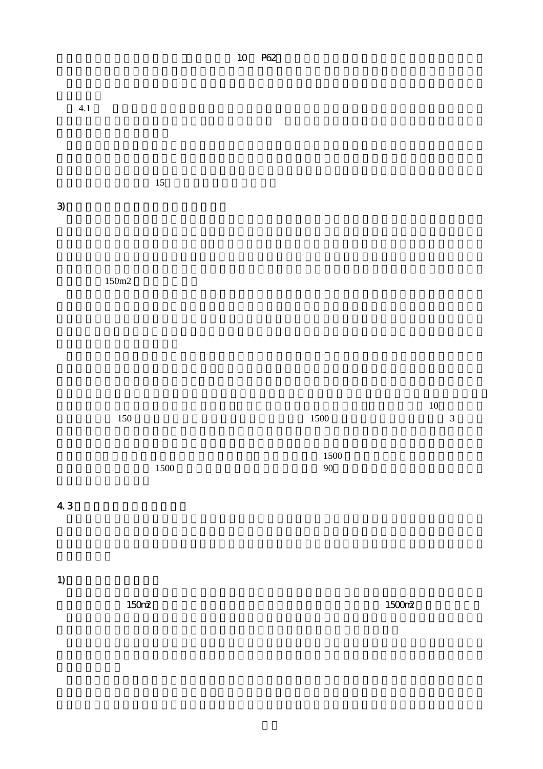10 P62

4.1

15

3)

150m2

10

150 1500 3

1500

1500 90

4.3

1)

150m2 1500m2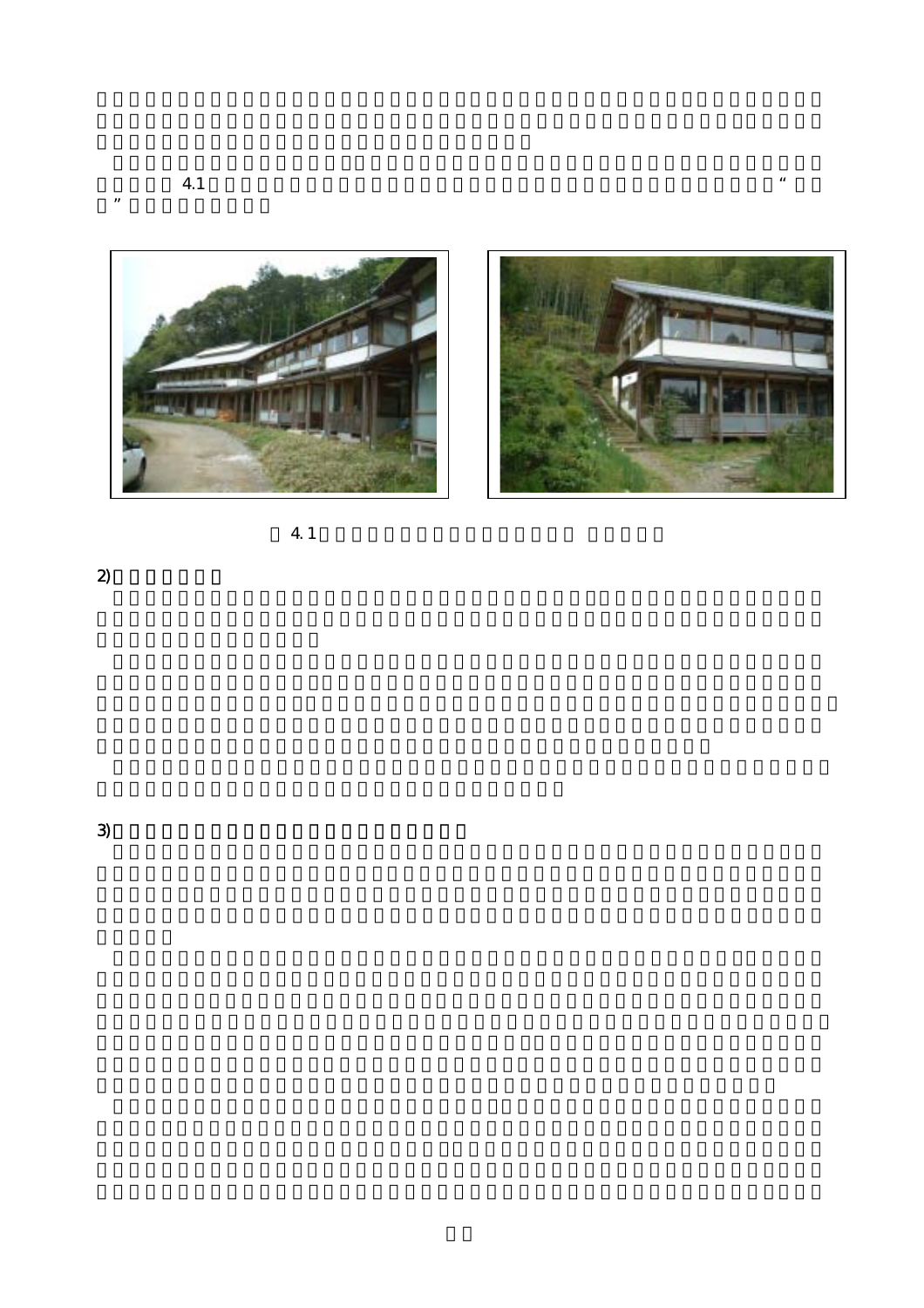4.1 “ ”

4. 1

2)

3)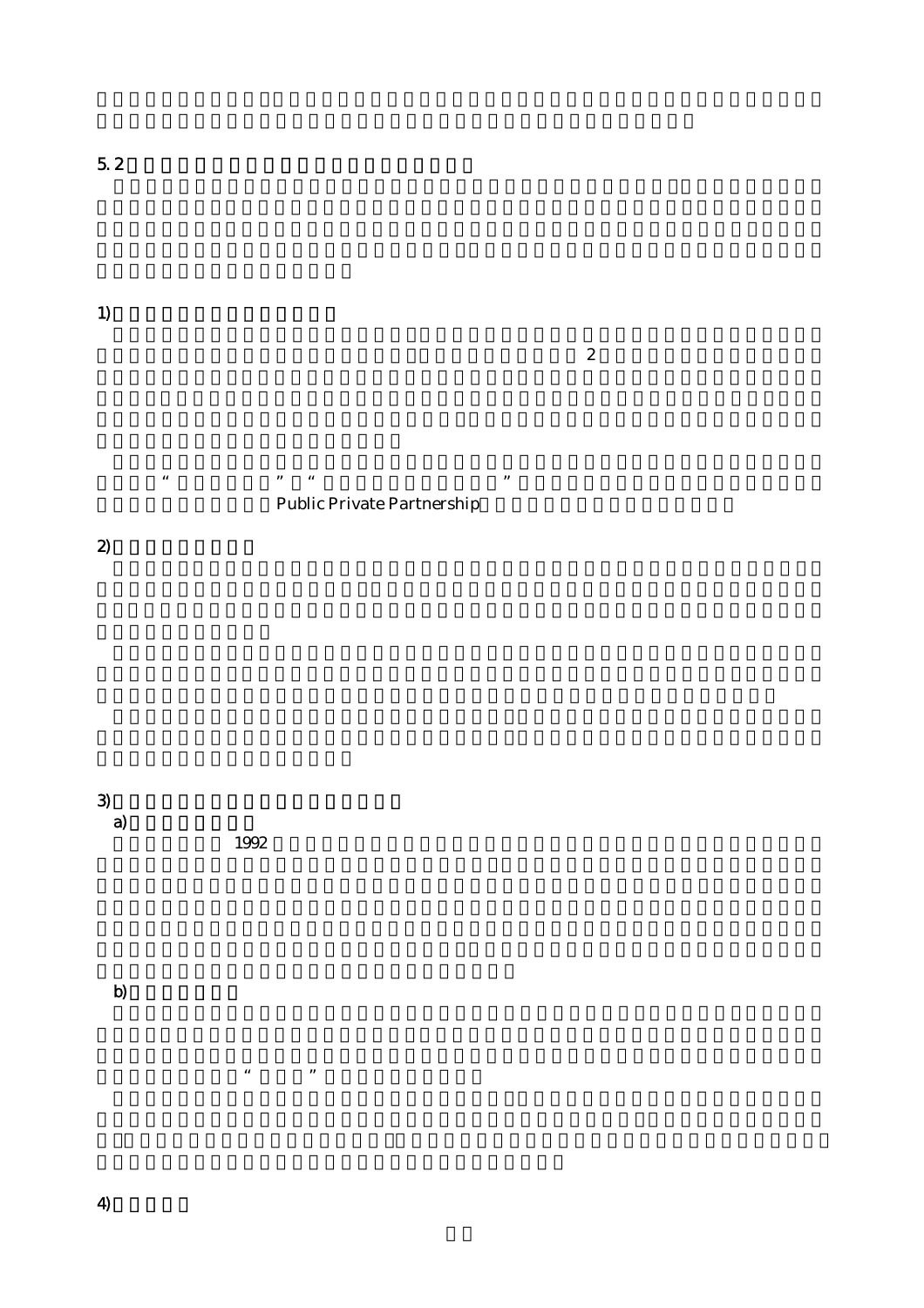5. 2

1)

2

“ ” “ ”

Public Private Partnership

2)

3)

a)

1992

b)

“ ”

4)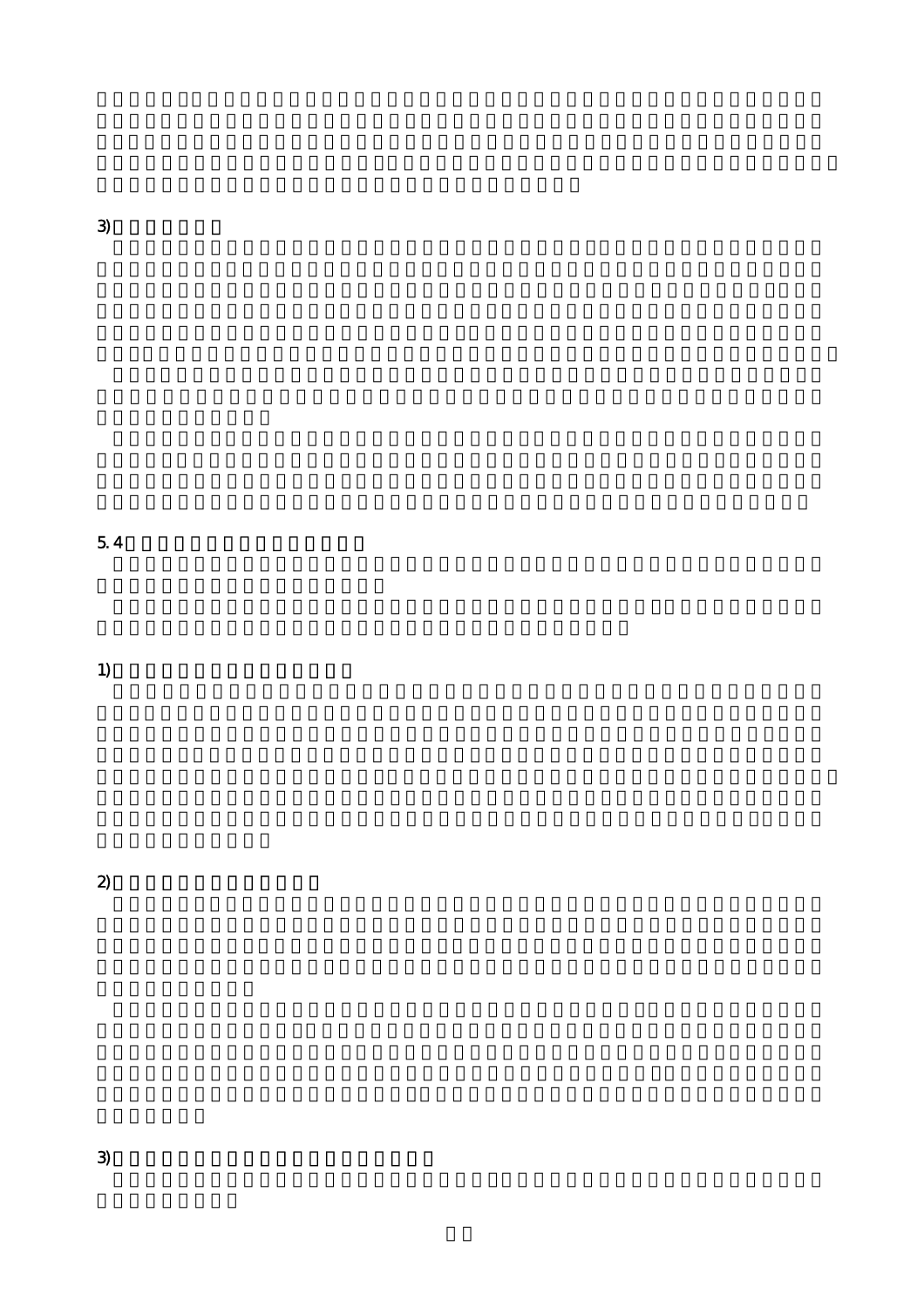3)

5.4

1)

2)

3)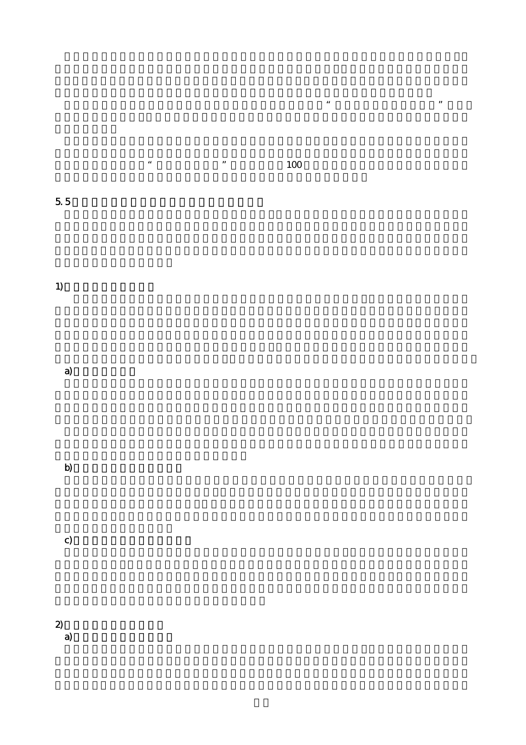“ ”

“ ” 100

## 5.5

1)

a)

b)

c)

2)

a)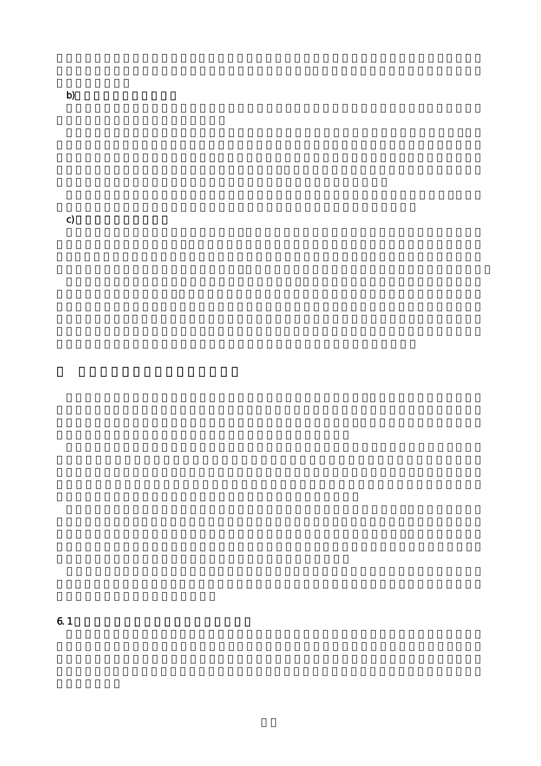b)

c)

6.1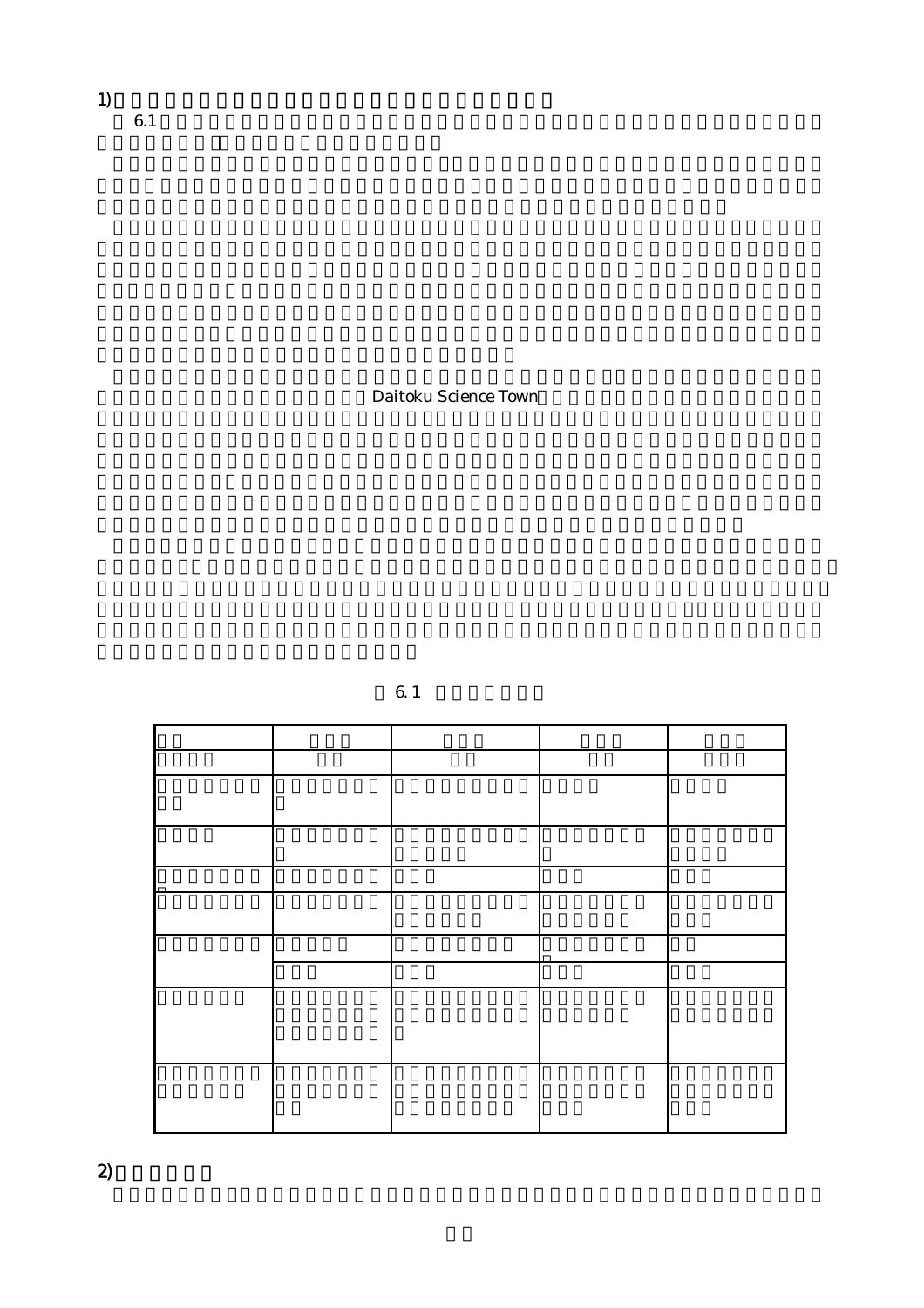1)

6.1

Daitoku Science Town

6.1

| | | | | |
|---|---|---|---|---|
| | | | | |
| | | | | |
| | | | | |
| | | | | |
| | | | | |
| | | | | |
| | | | | |
| | | | | |
| | | | | |

2)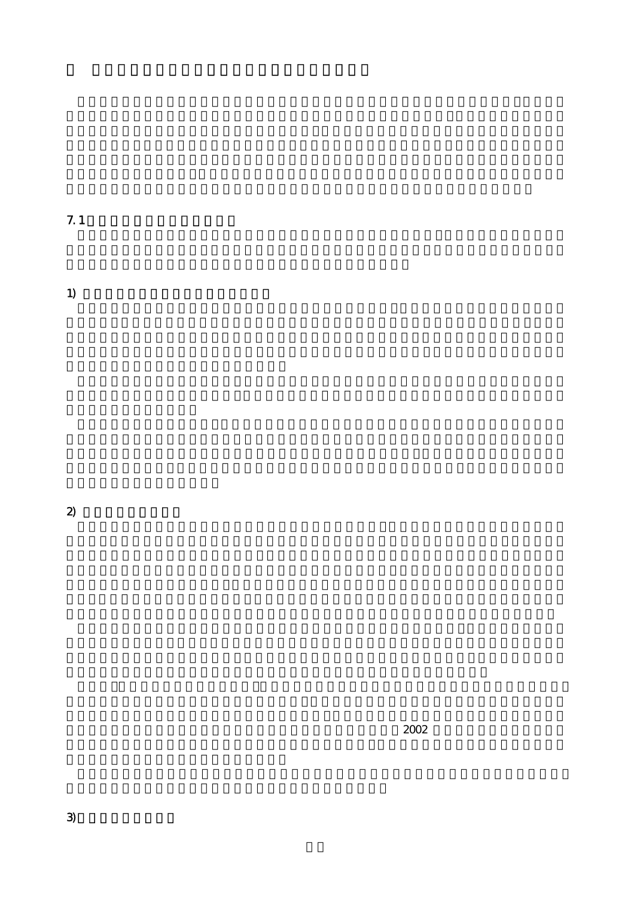## 7.1

1)

2)

2002

3)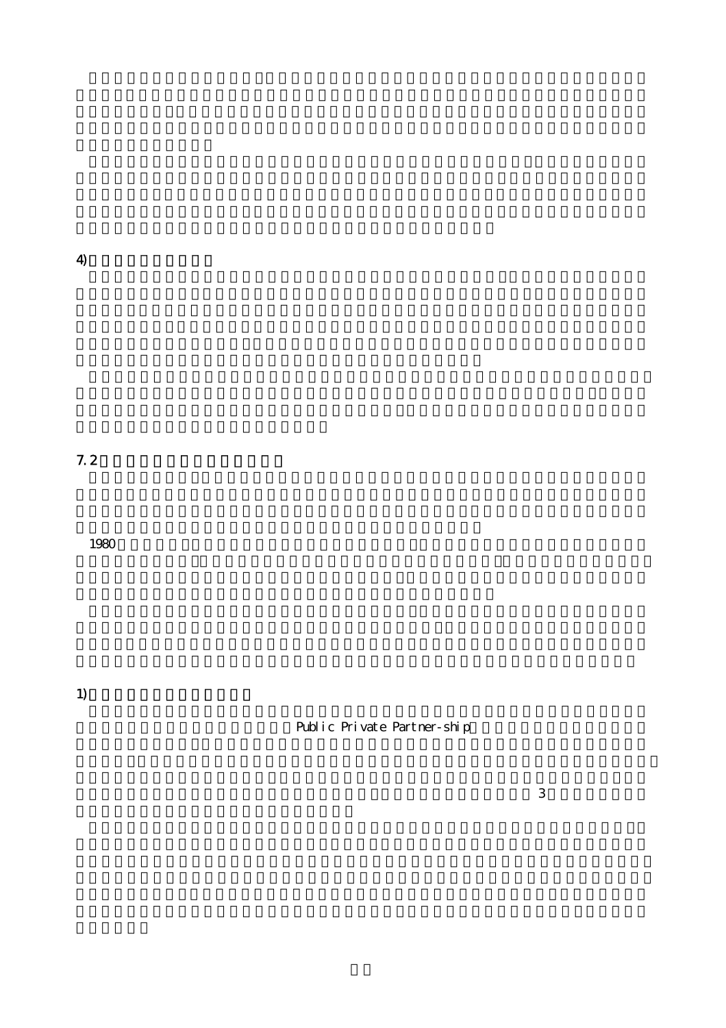4)

7.2

1980

1)

Public Private Partner-ship

3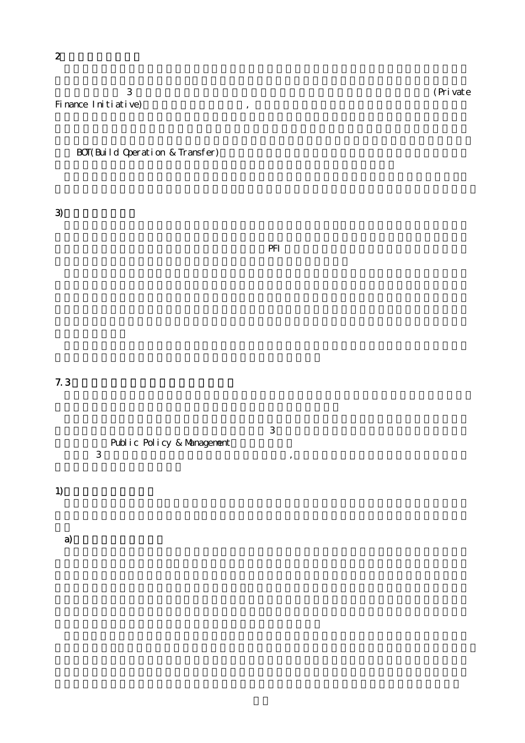2

3 (Private Finance Initiative) ,

BOT(Build Operation & Transfer)

3)

PFI

7.3

3

Public Policy & Management

3 ,

1)

a)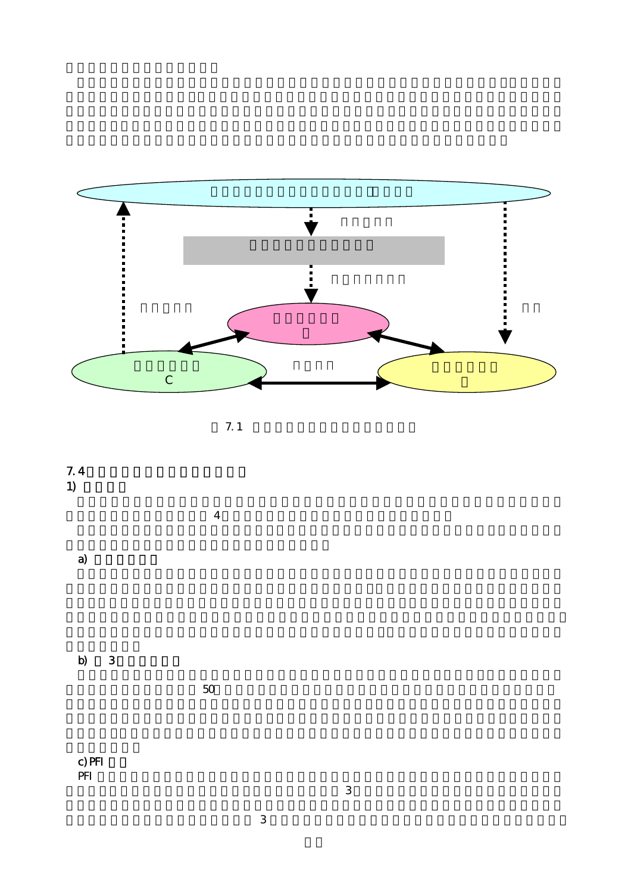C

図 7.1

## 7.4

1)

4

a)

b) 3

50

c) PFI

PFI

3

3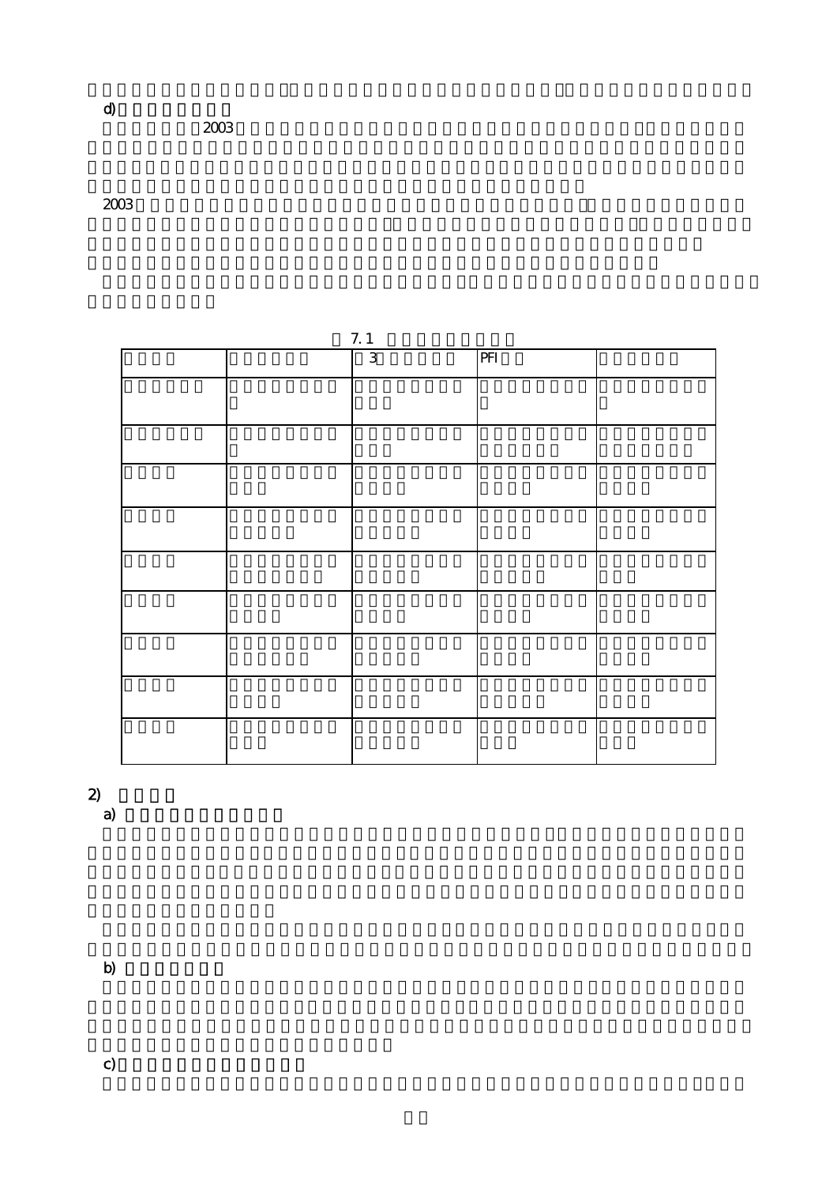d)

2003

2003

7. 1

| | | 3 | PFI | |
|---|---|---|---|---|
| | | | | |
| | | | | |
| | | | | |
| | | | | |
| | | | | |
| | | | | |
| | | | | |
| | | | | |
| | | | | |

2)

a)

b)

c)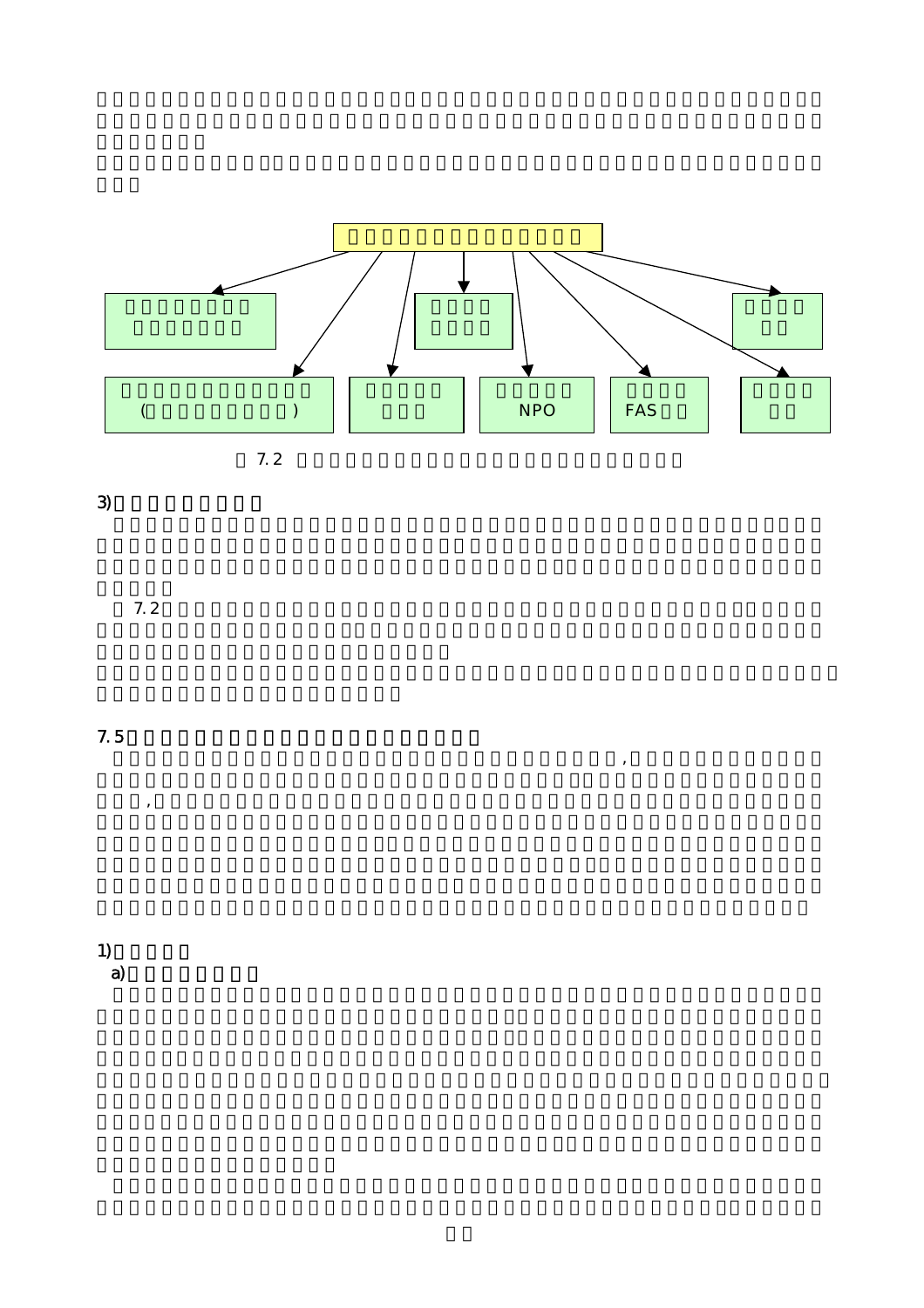NPO

FAS

7.2

3)

7.2

7.5

1)

a)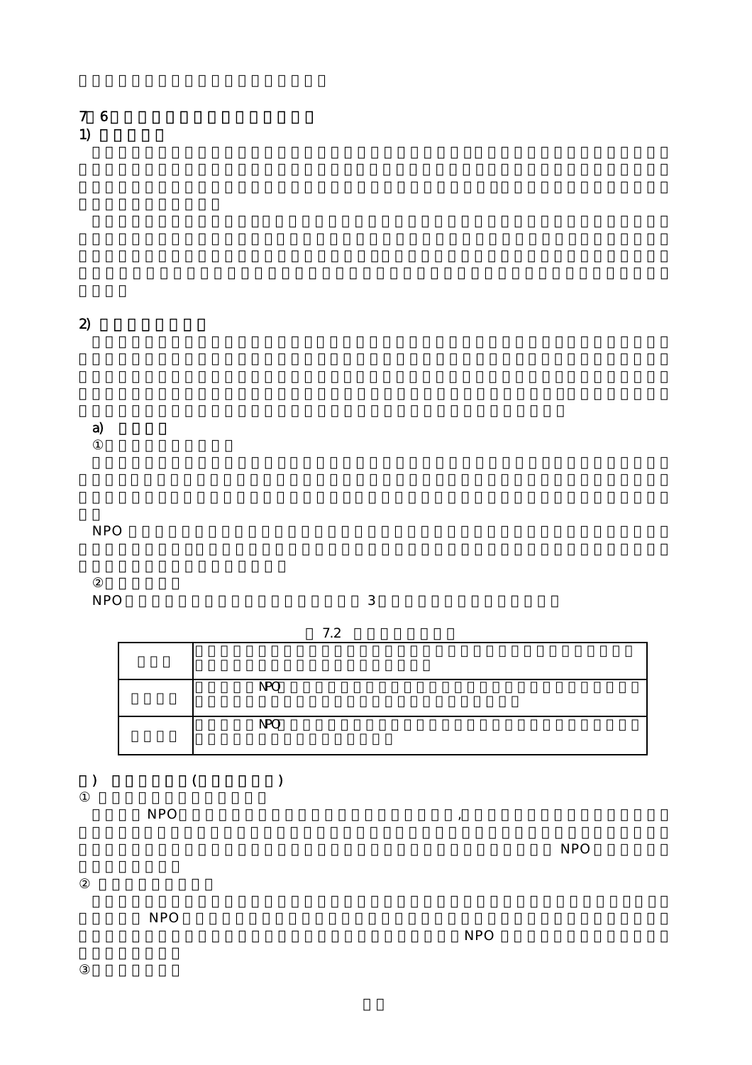7 6

1)

2)

a)

①

NPO

②

NPO 3

7.2

| | |
|---|---|
| | |
| | NPO |
| | NPO |

) ( )

①

NPO ,

NPO

②

NPO

NPO

③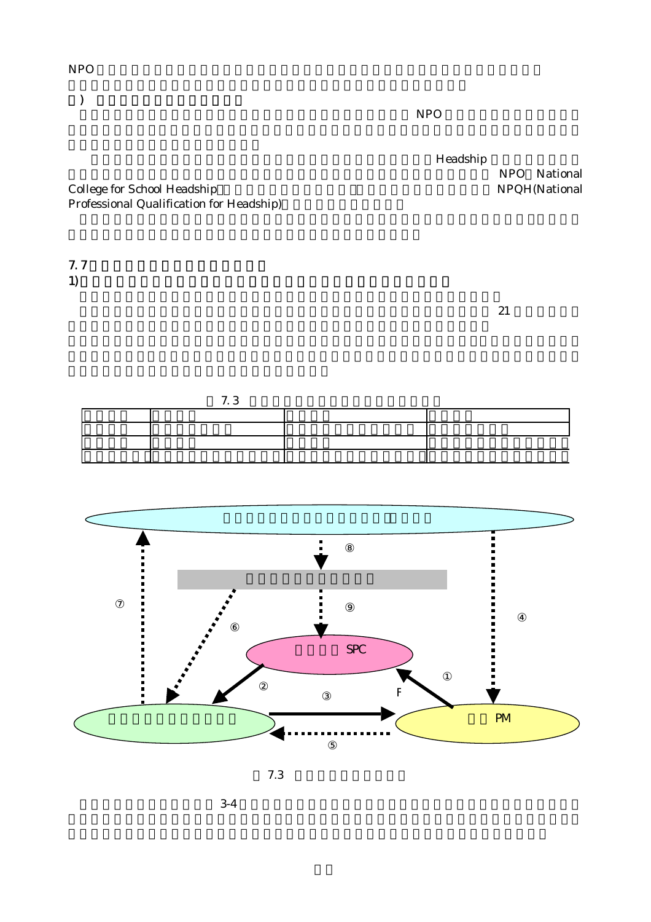NPO

)

NPO

Headship

NPO National College for School Headship NPQH(National Professional Qualification for Headship)

7.7

1)

21

7.3

| | | | |
|---|---|---|---|
| | | | |
| | | | |
| | | | |
| | | | |

⑧
⑦
⑨
⑥
④
SPC
②
③
①
F
PM
⑤

7.3

3-4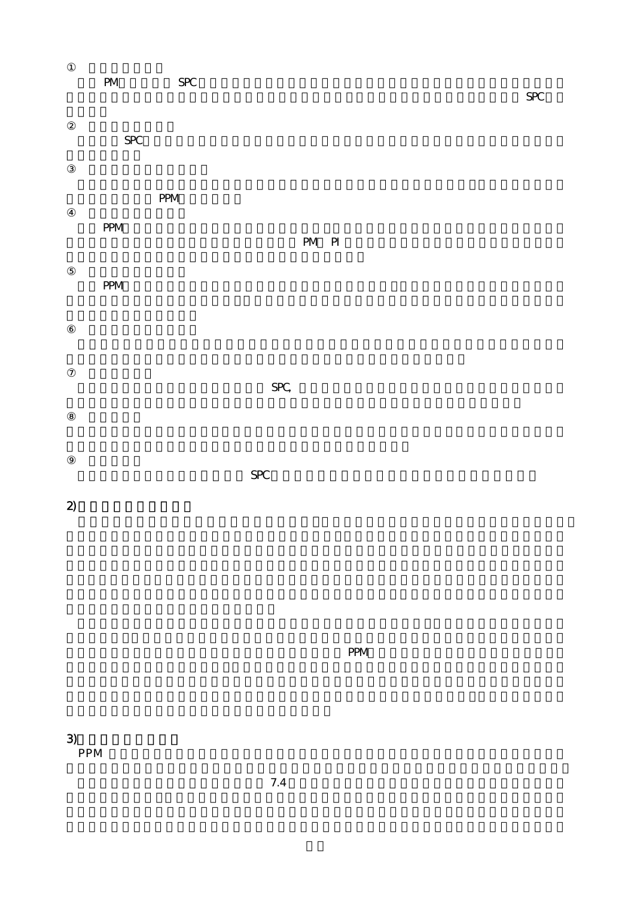①

PM SPC

SPC

②

SPC

③

PPM

④

PPM

PM PI

⑤

PPM

⑥

⑦

SPC,

⑧

⑨

SPC

2)

PPM

3)

PPM

7.4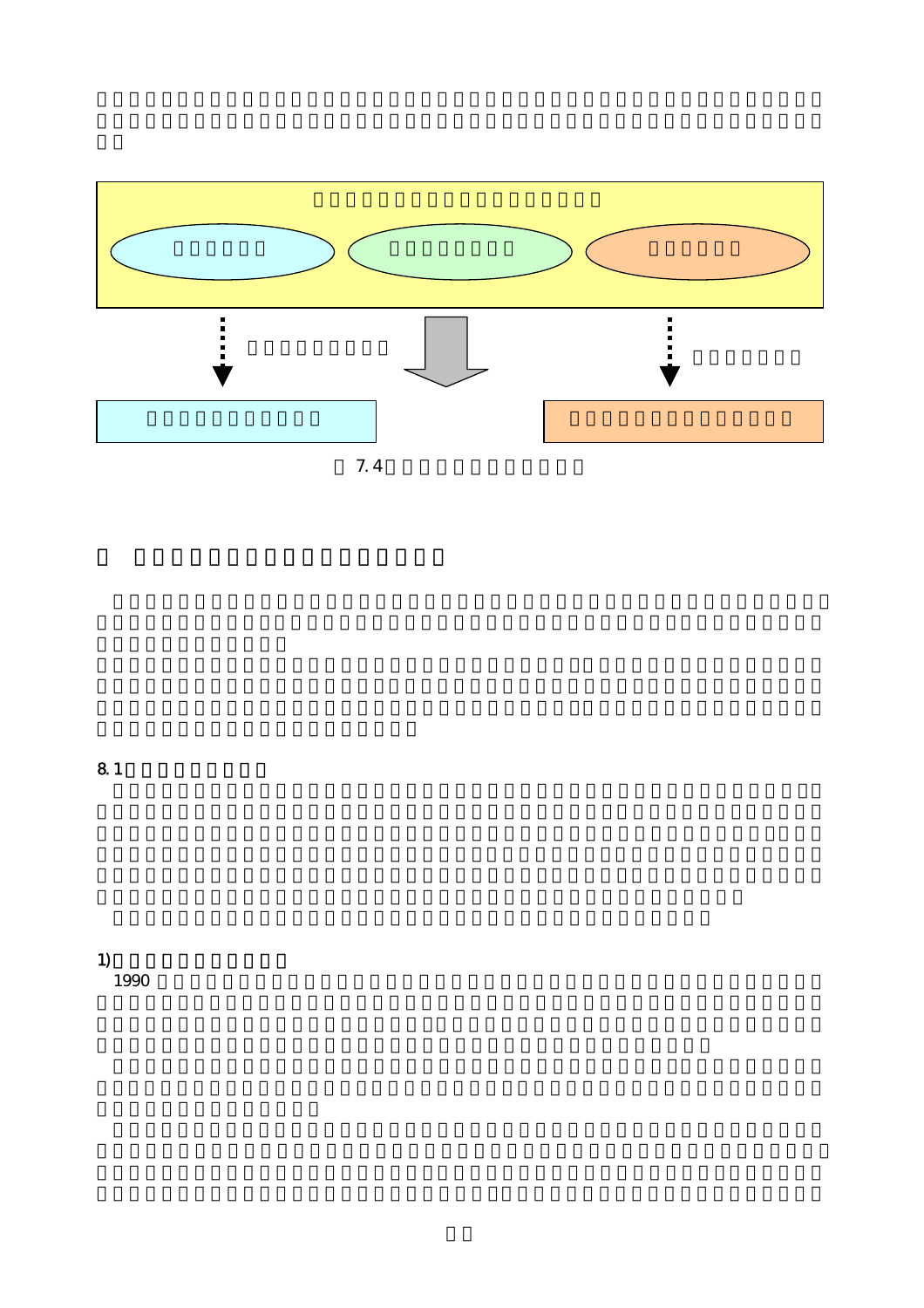7.4

8.1

1)

1990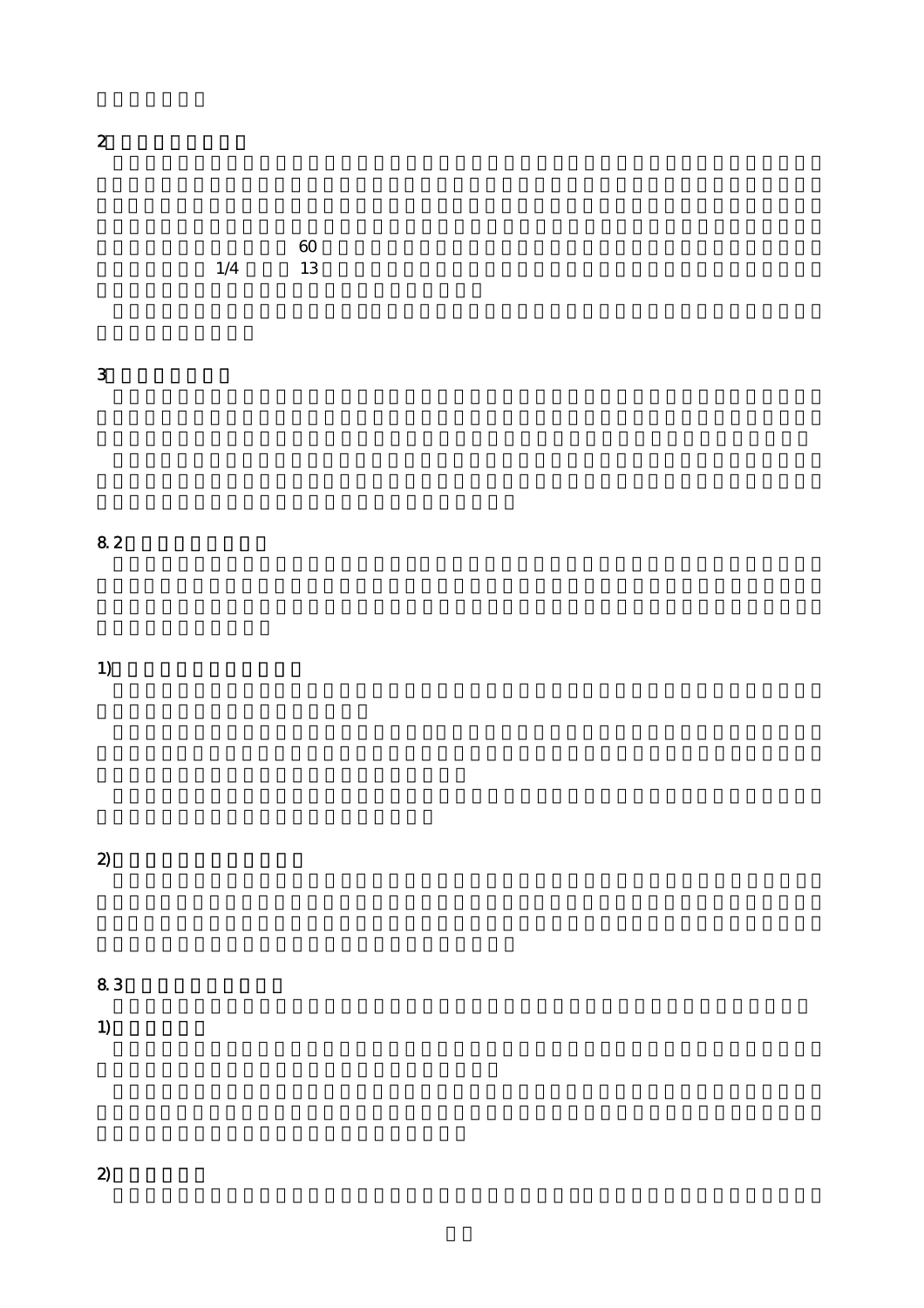2

60

1/4 13

3

8.2

1)

2)

8.3

1)

2)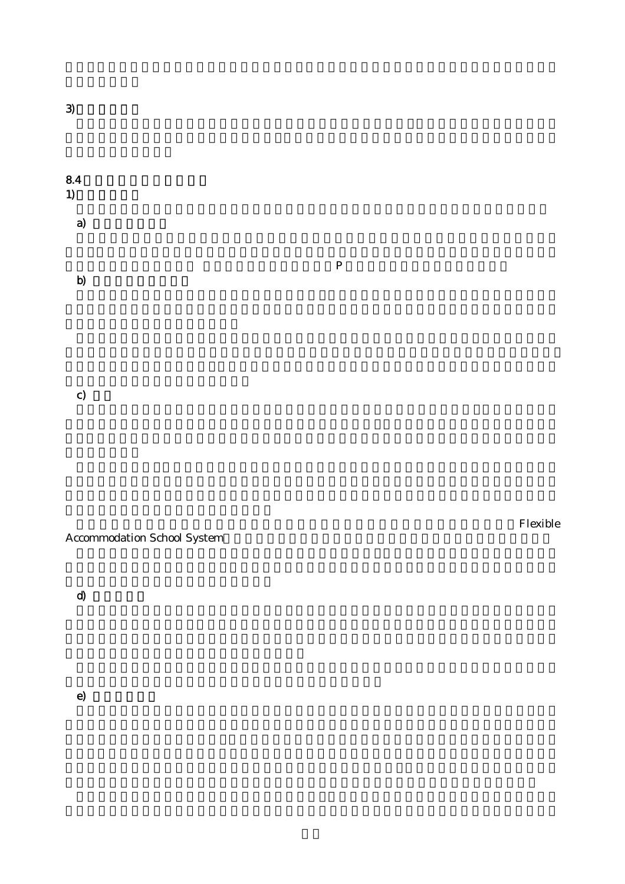3)

8.4

1)

a)

P

b)

c)

Flexible Accommodation School System

d)

e)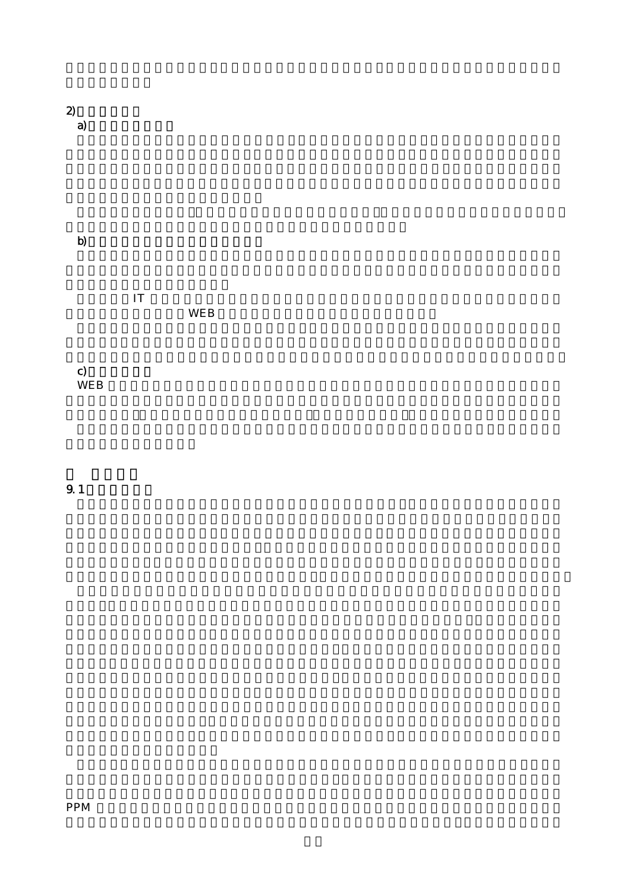2)

a)

b)

IT

WEB

c)

WEB

9.1

PPM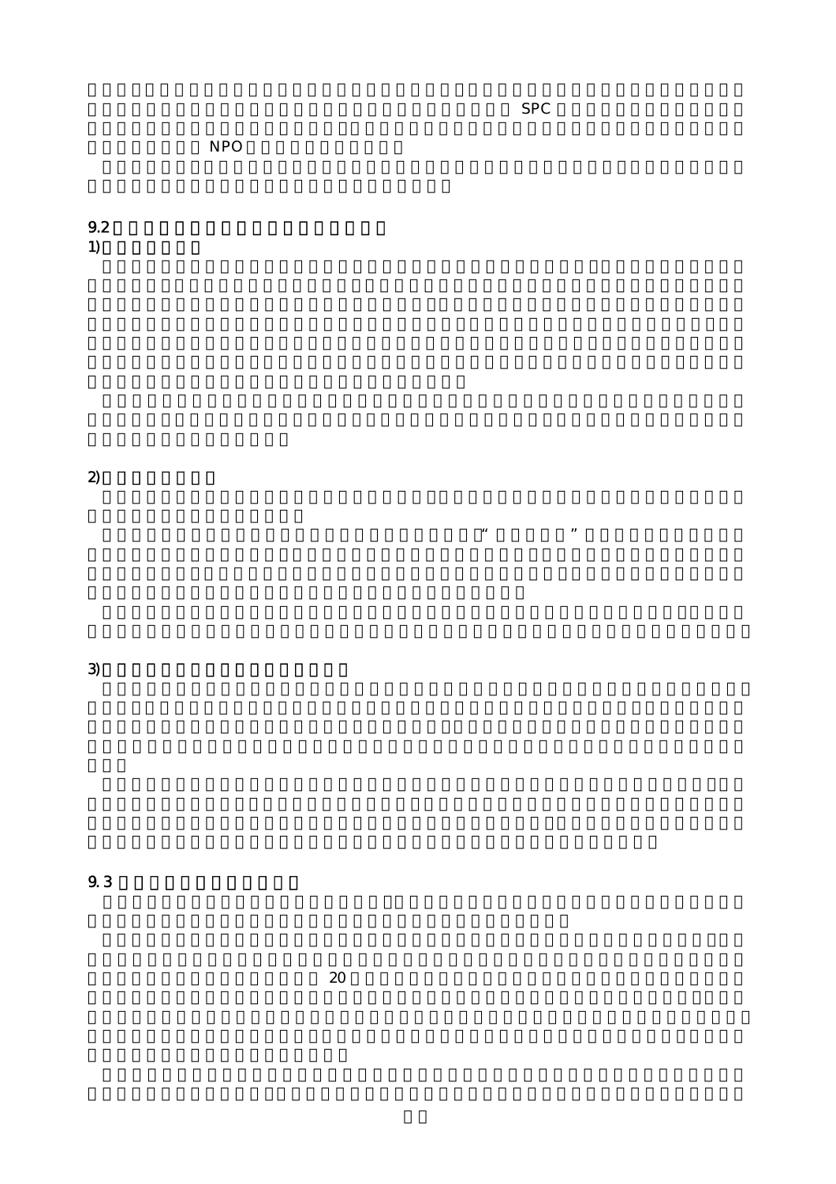SPC

NPO

## 9.2

1)

2)

“ ”

3)

## 9. 3

20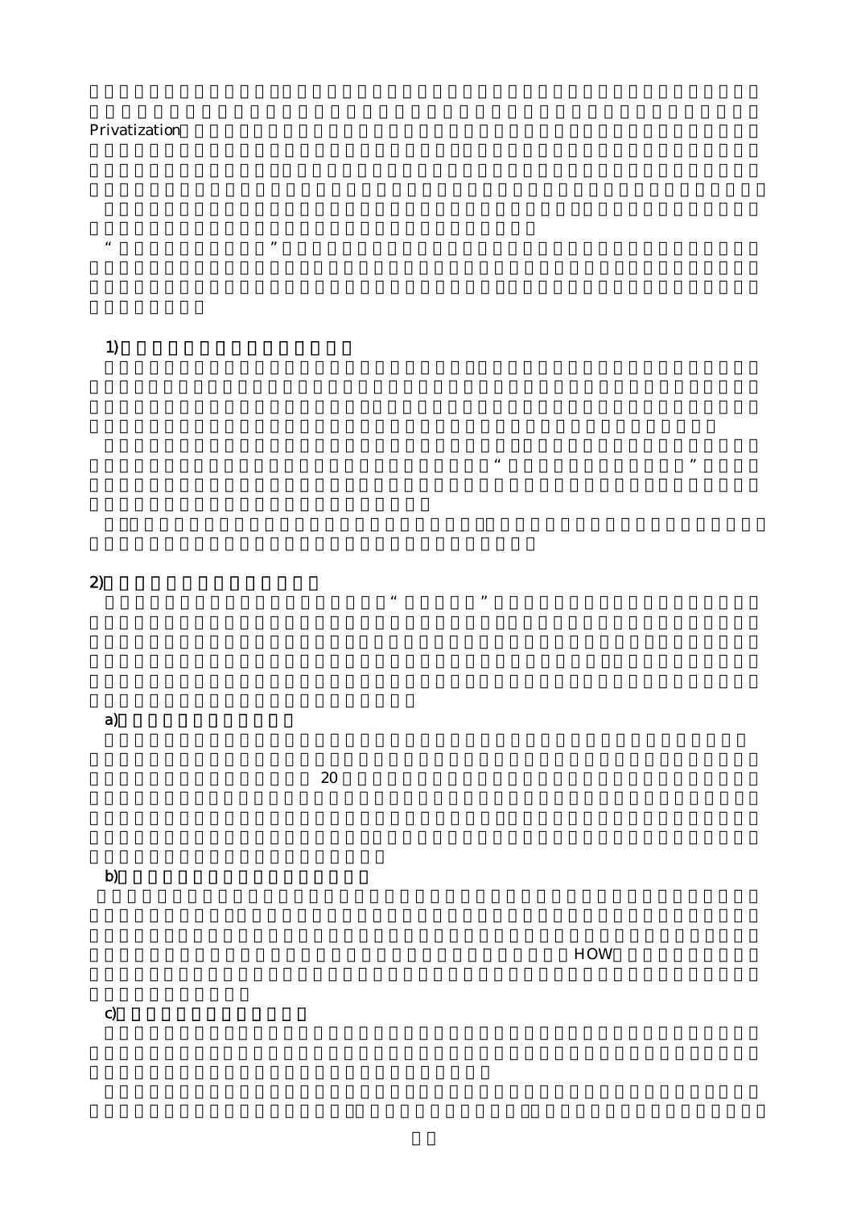Privatization

“ ”

1)

“ ”

2)

“ ”

a)

20

b)

HOW

c)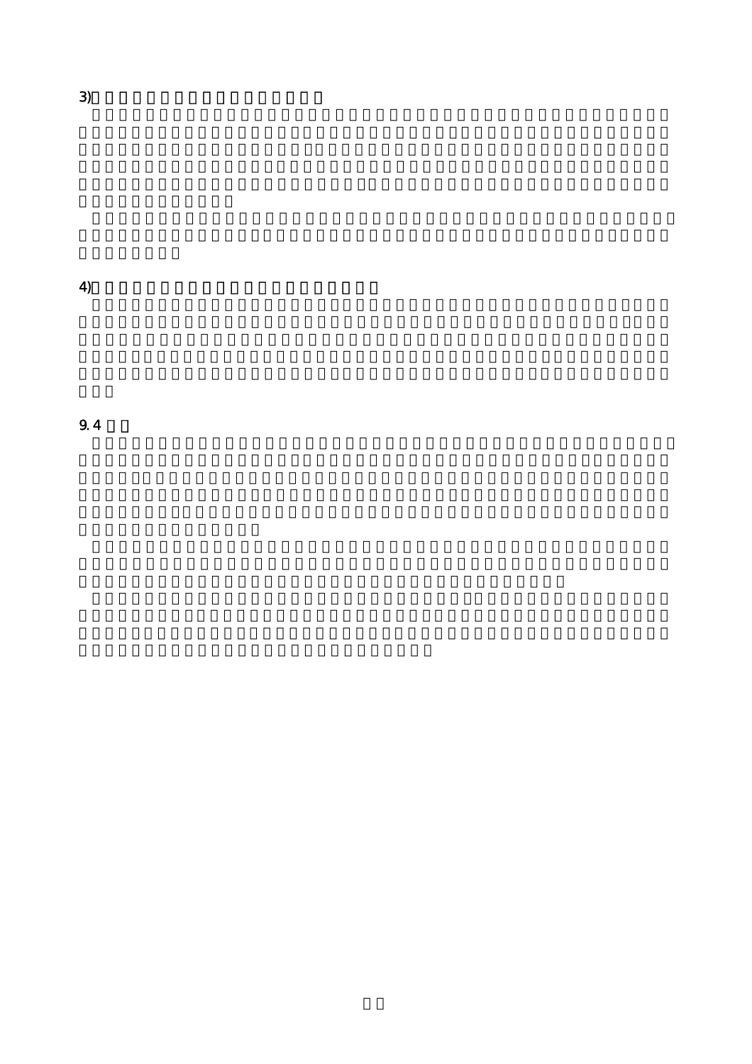3)

4)

9.4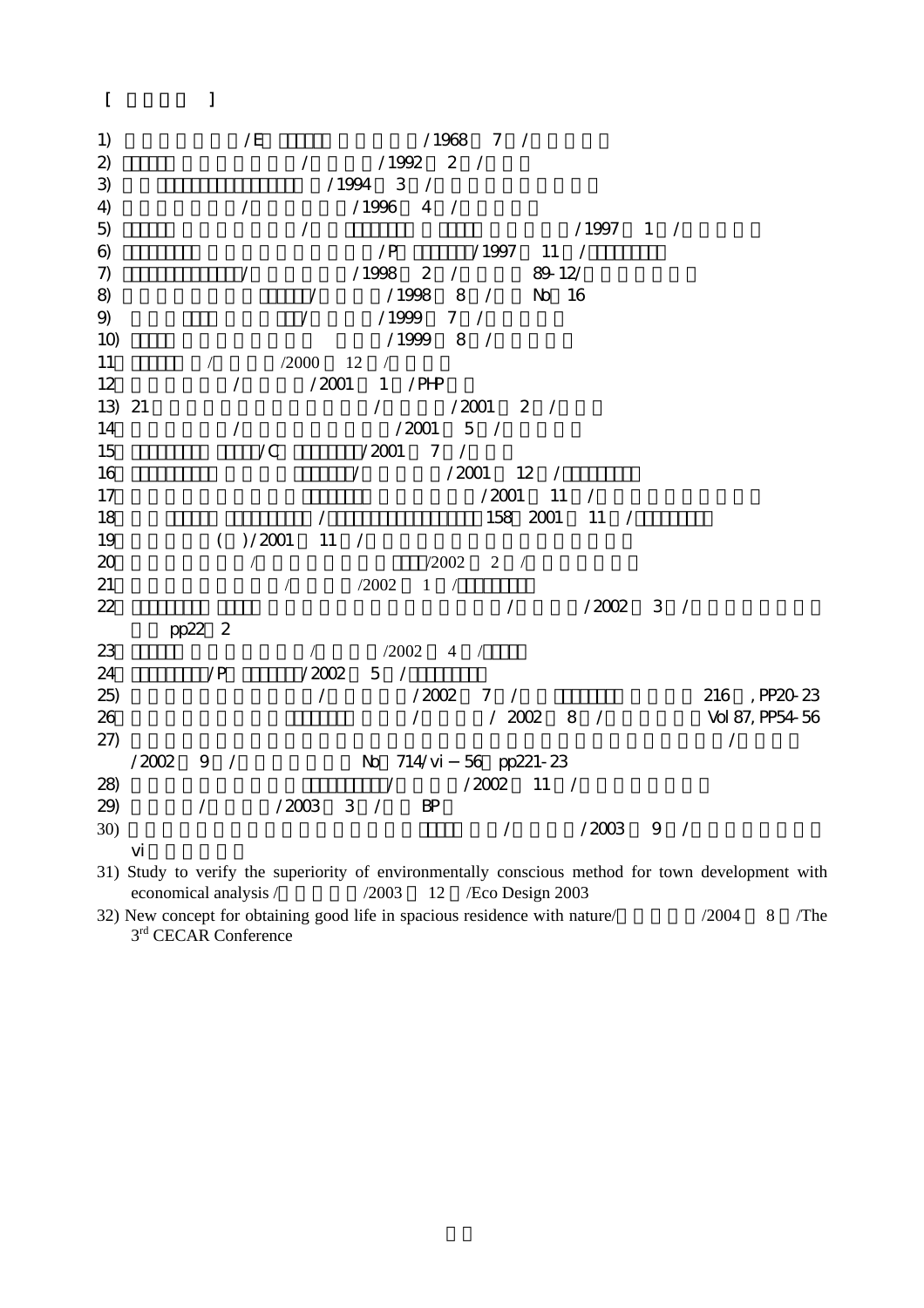[ ]

1) /E /1968 7 /
2) / /1992 2 /
3) /1994 3 /
4) / /1996 4 /
5) / /1997 1 /
6) /P /1997 11 /
7) / /1998 2 / 89-12/
8) / /1998 8 / No 16
9) / /1999 7 /
10) /1999 8 /
11 / /2000 12 /
12 / /2001 1 /PHP
13) 21 / /2001 2 /
14 / /2001 5 /
15 /C /2001 7 /
16 / /2001 12 /
17 /2001 11 /
18 / 158 2001 11 /
19 ( )/2001 11 /
20 / /2002 2 /
21 / /2002 1 /
22 / /2002 3 /
pp22 2
23 / /2002 4 /
24 /P /2002 5 /
25) / /2002 7 / 216 , PP20-23
26 / / 2002 8 / Vol 87, PP54-56
27) /
/2002 9 / No 714/vi－56 pp221-23
28) / /2002 11 /
29) / /2003 3 / BP
30) / /2003 9 /
vi

31) Study to verify the superiority of environmentally conscious method for town development with economical analysis / /2003 12 /Eco Design 2003
32) New concept for obtaining good life in spacious residence with nature/ /2004 8 /The 3rd CECAR Conference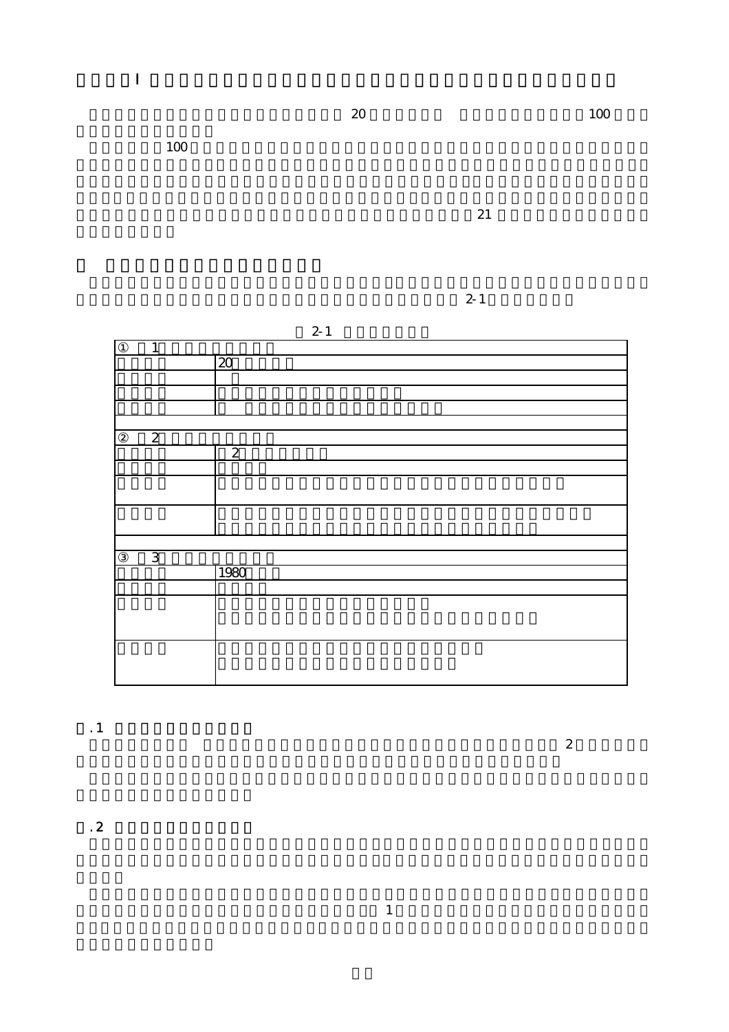I

20 100

100

21

2-1

2-1

| | |
|---|---|
| ① 1 | |
| | 20 |
| | |
| | |
| | |
| | |
| ② 2 | |
| | 2 |
| | |
| | |
| | |
| | |
| ③ 3 | |
| | 1980 |
| | |
| | |
| | |

.1

2

.2

1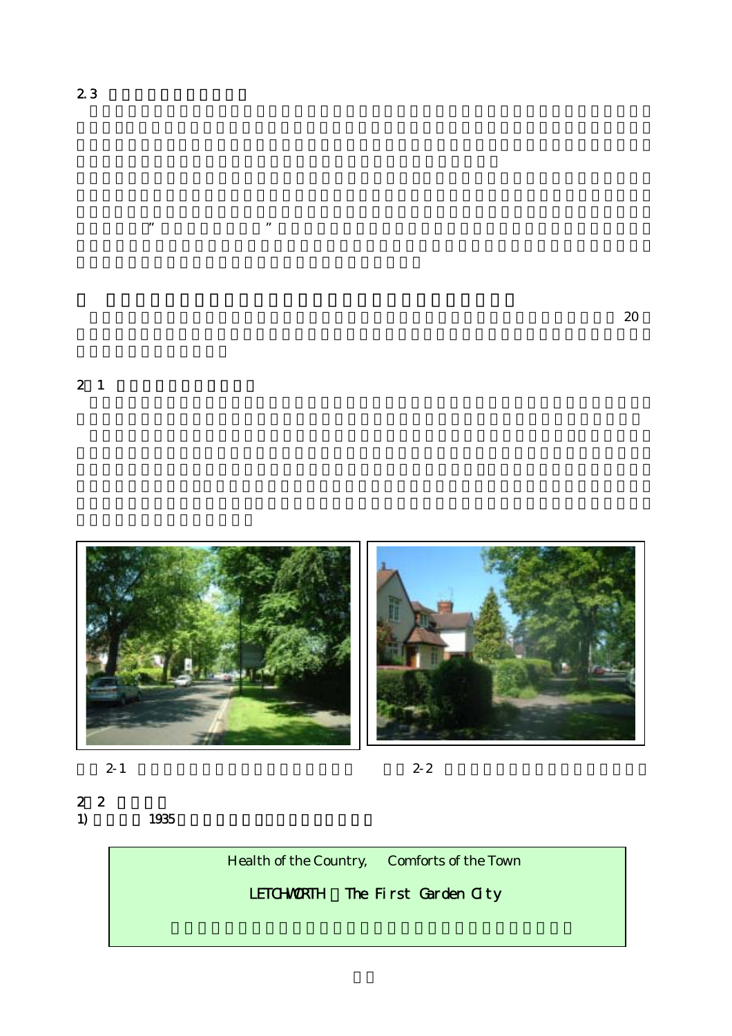2.3

”　　　　　　　　”

20

2　1

2-1　　　　　　　　　　　　　2-2

2　2

1)　　　1935

Health of the Country,　Comforts of the Town

LETCHWORTH　The First Garden City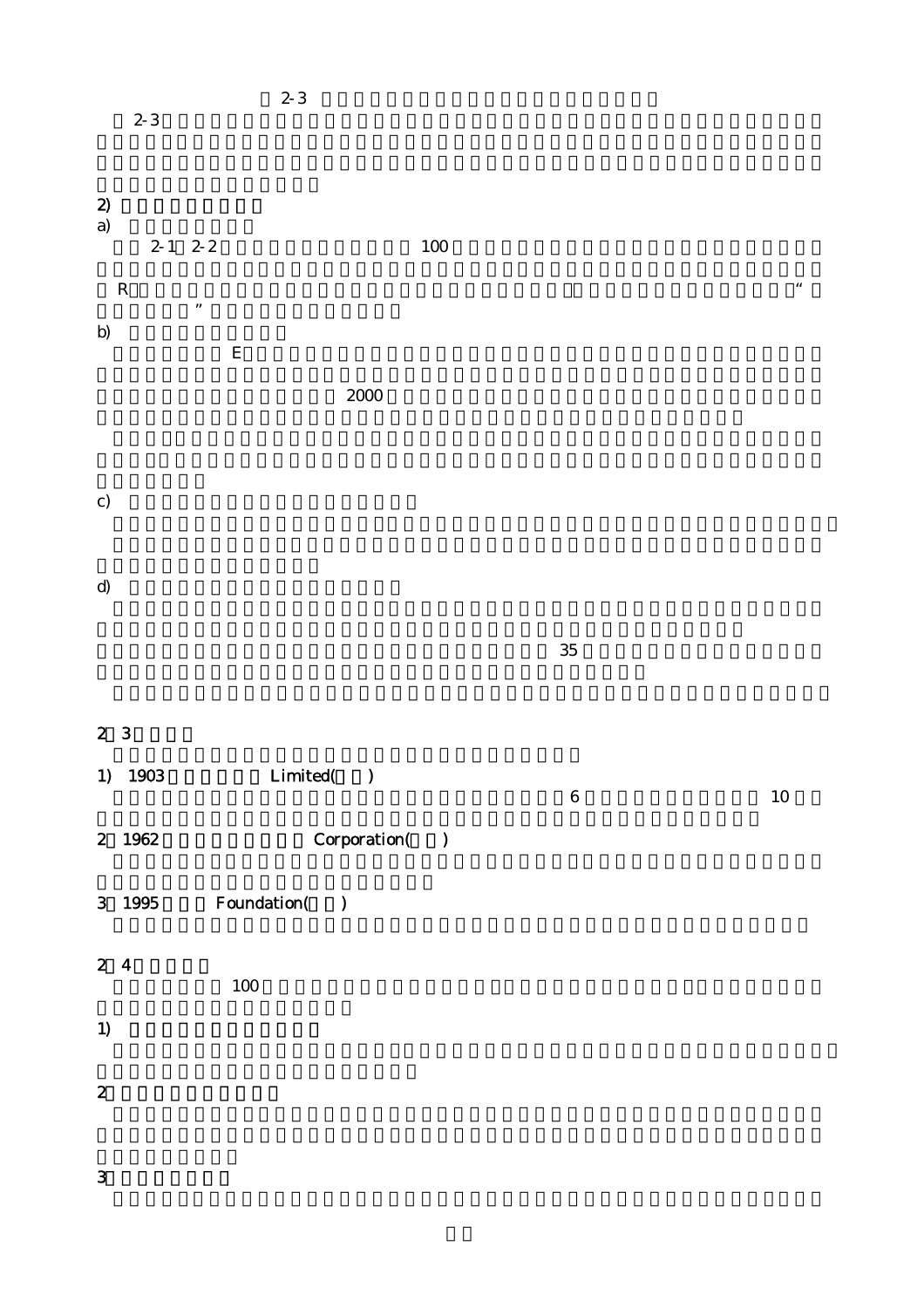2-3

2-3

2)

a)

2-1 2-2 100

R “

”

b)

E

2000

c)

d)

35

2 3

1) 1903 Limited( )

6 10

2 1962 Corporation( )

3 1995 Foundation( )

2 4

100

1)

2

3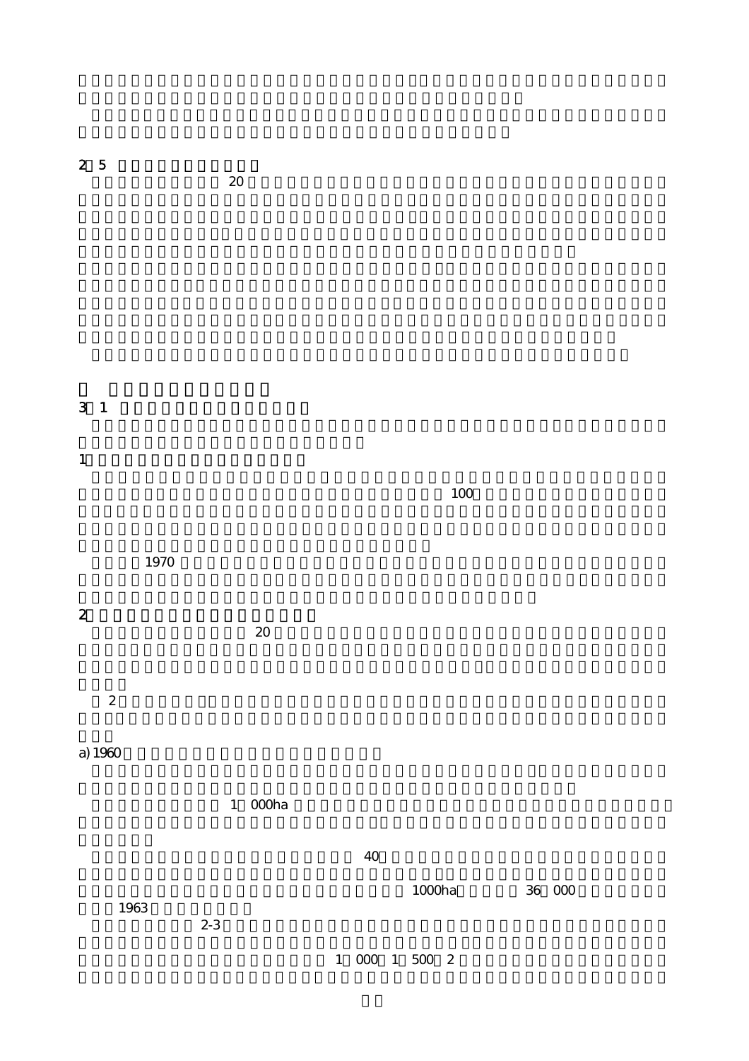2．5

20

3．1

1

100

1970

2

20

2

a) 1960

1 000ha

40

1000ha 36 000

1963

2-3

1 000 1 500 2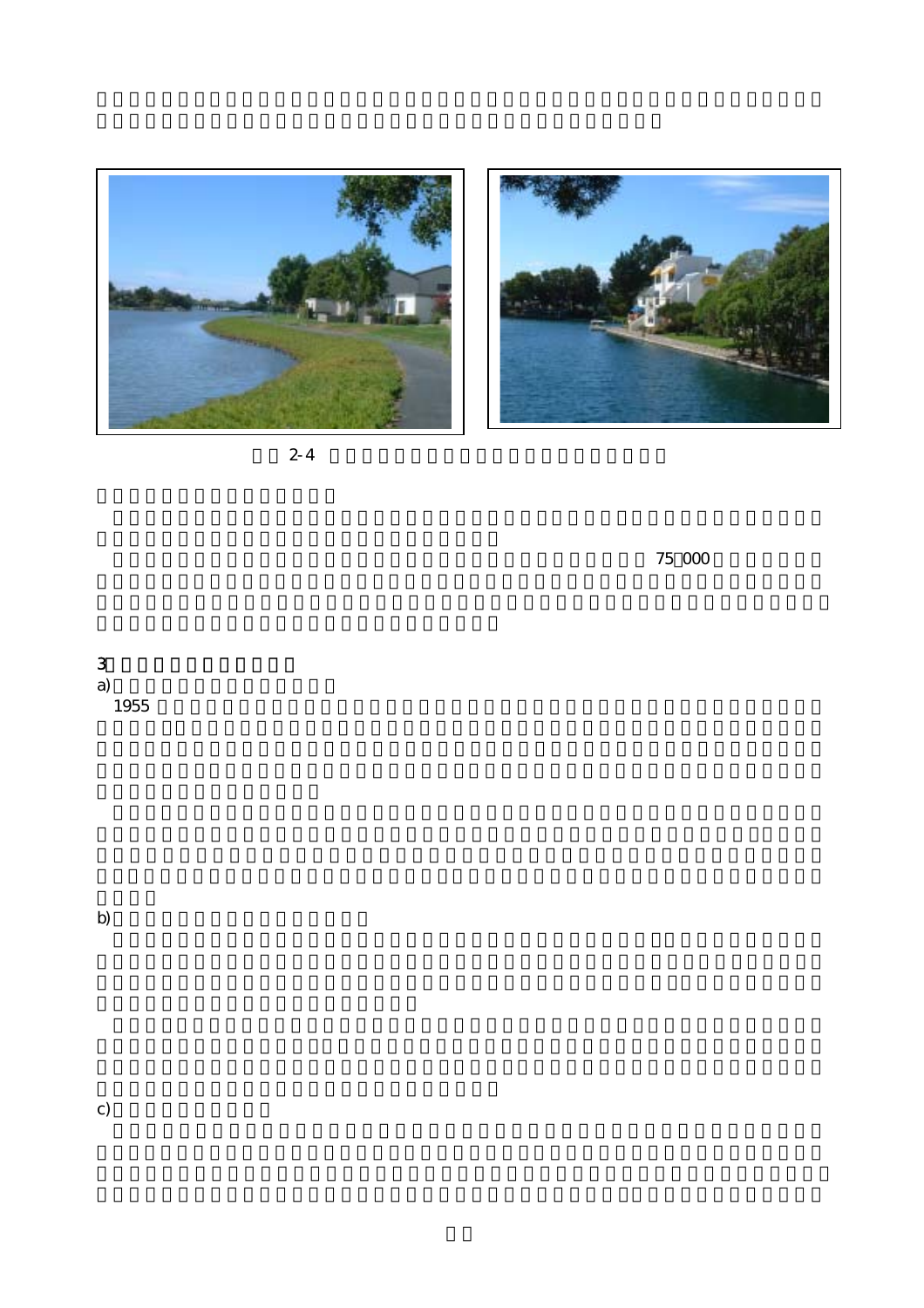2-4

75,000

### 3

a)

1955

b)

c)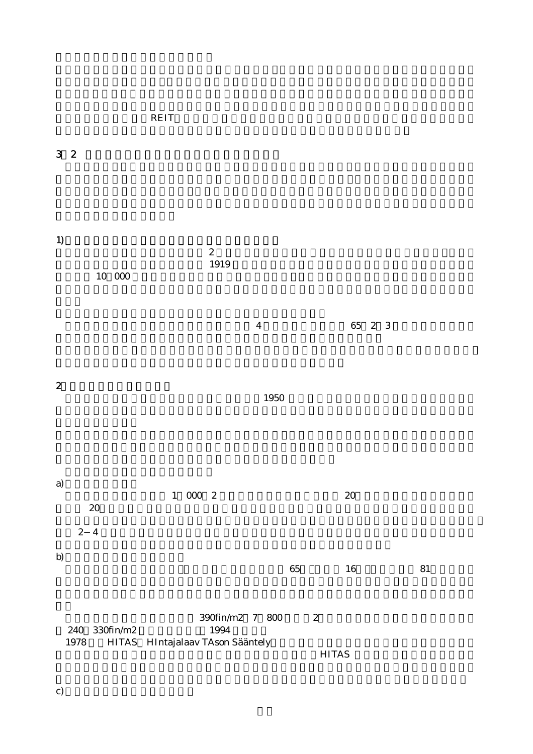REIT

3 2

1)

2

1919

10 000

4 65 2 3

2

1950

a)

1 000 2 20

20

2－4

b)

65 16 81

390fin/m2 7 800 2

240 330fin/m2 1994

1978 HITAS HIntajalaav TAson Sääntely

HITAS

c)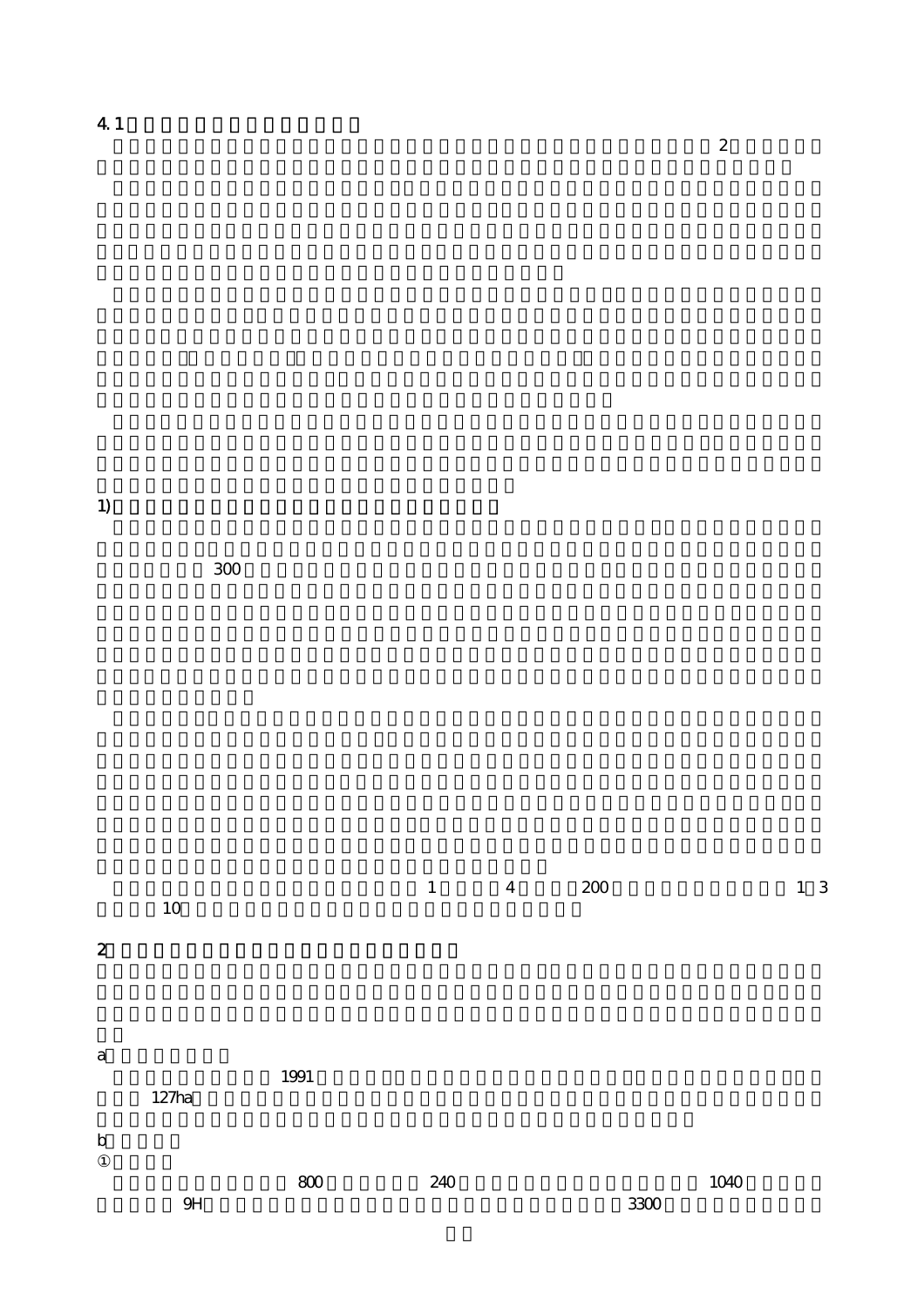4. 1

2

1)

300

1 4 200 1 3

10

2

a

1991

127ha

b

①

800 240 1040

9H 3300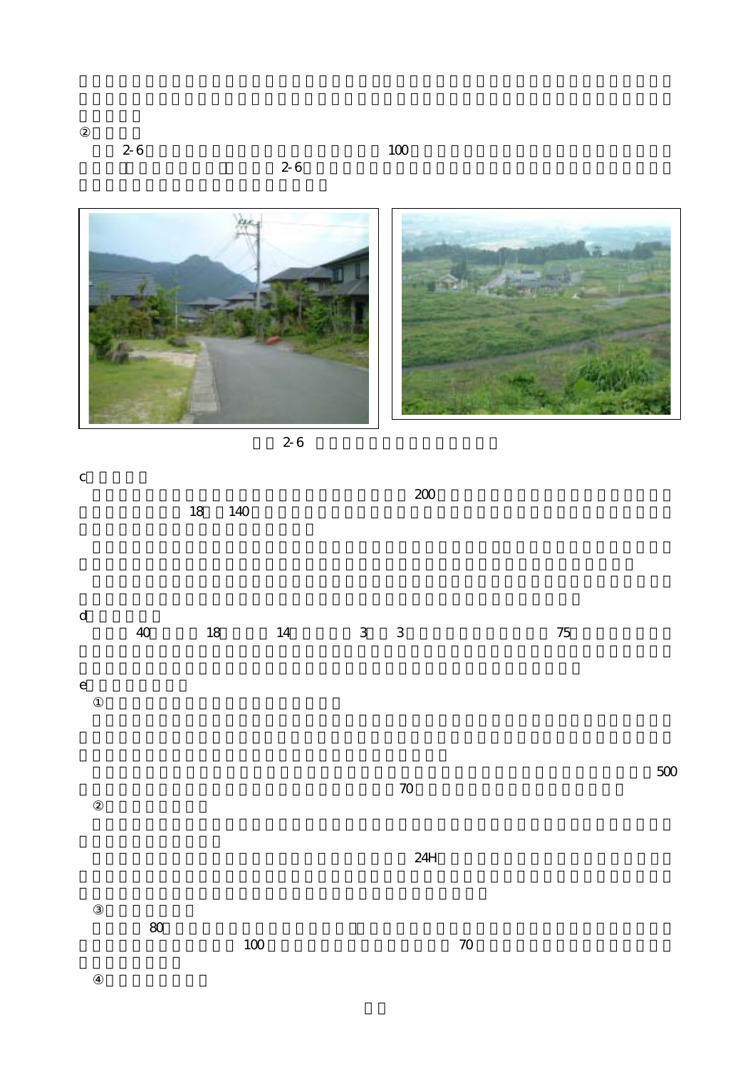②

2-6 100

2-6

2-6

c

200

18 140

d

40 18 14 3 3 75

e

①

500

70

②

24H

③

80

100 70

④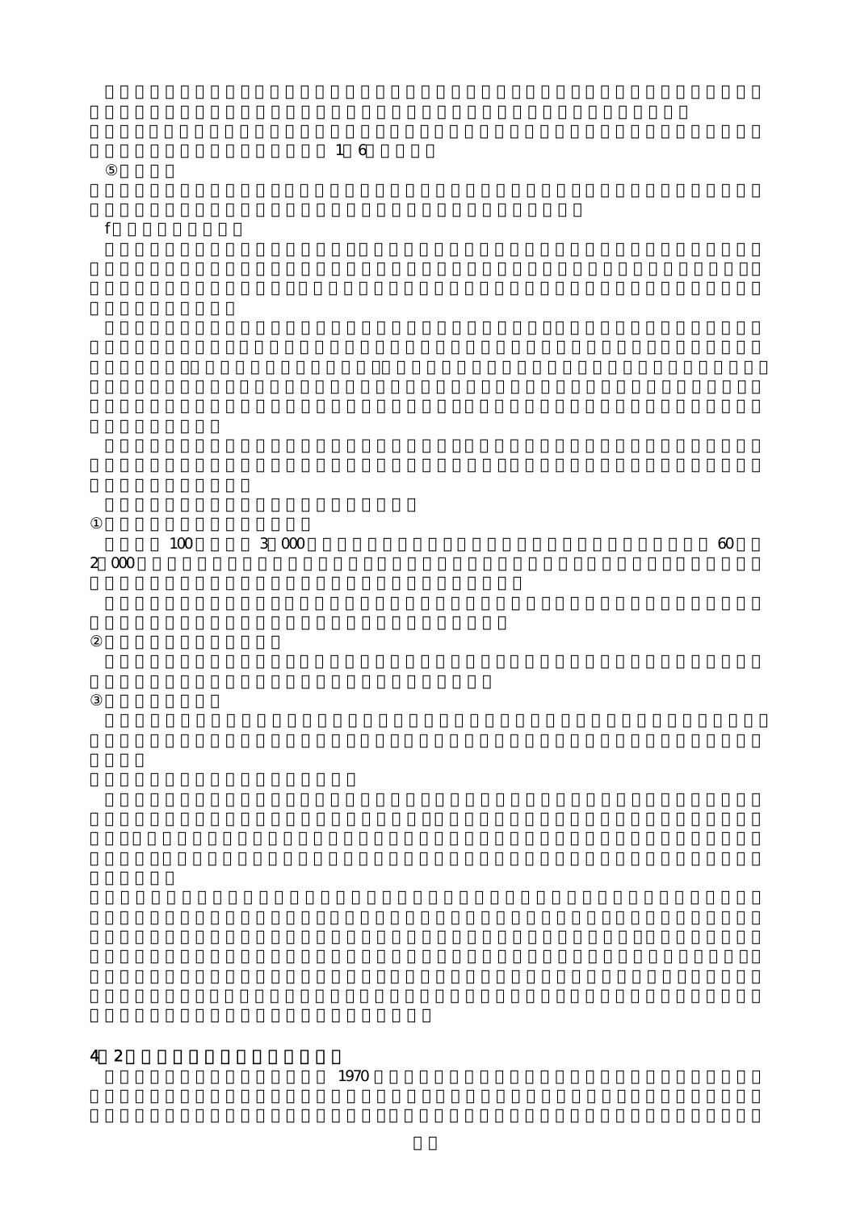1 6

⑤

f

①

100 3 000 60

2 000

②

③

4 2

1970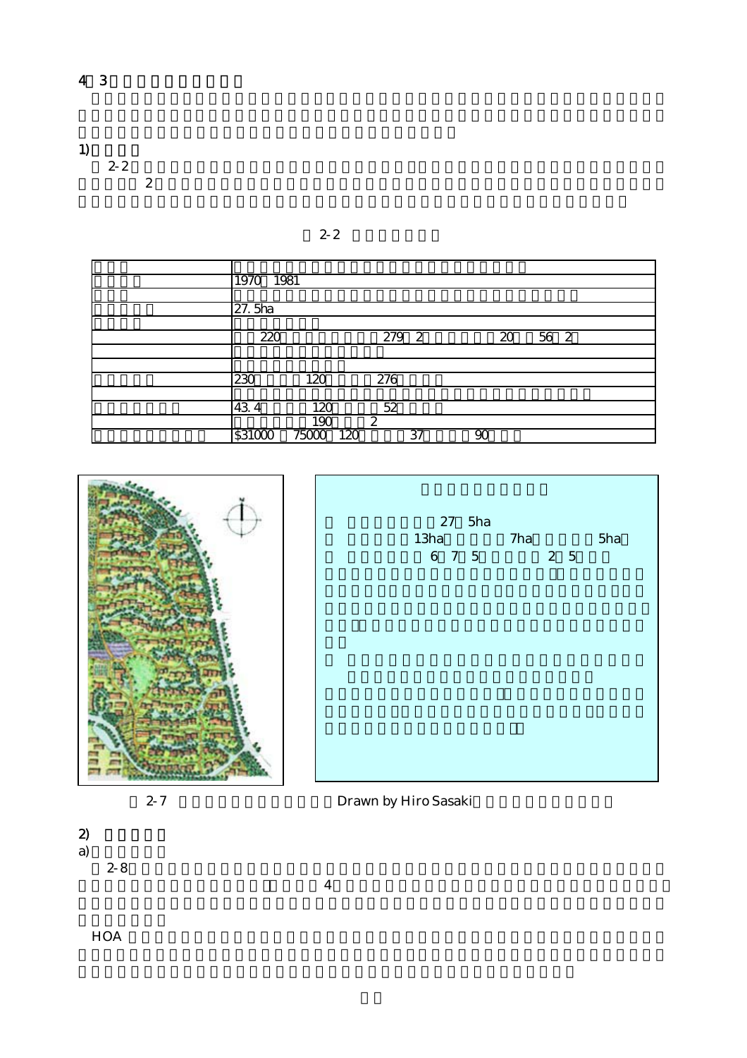4 3

1)

2-2

2

2-2

| | |
|---|---|
| | |
| | 1970 1981 |
| | |
| | 27. 5ha |
| | |
| | 220 279 2 20 56 2 |
| | |
| | |
| | 230 120 276 |
| | |
| | 43. 4 120 52 |
| | 190 2 |
| | $31000 75000 120 37 90 |

27 5ha

13ha 7ha 5ha

6 7 5 2 5

2-7 Drawn by Hiro Sasaki

2)

a)

2-8

4

HOA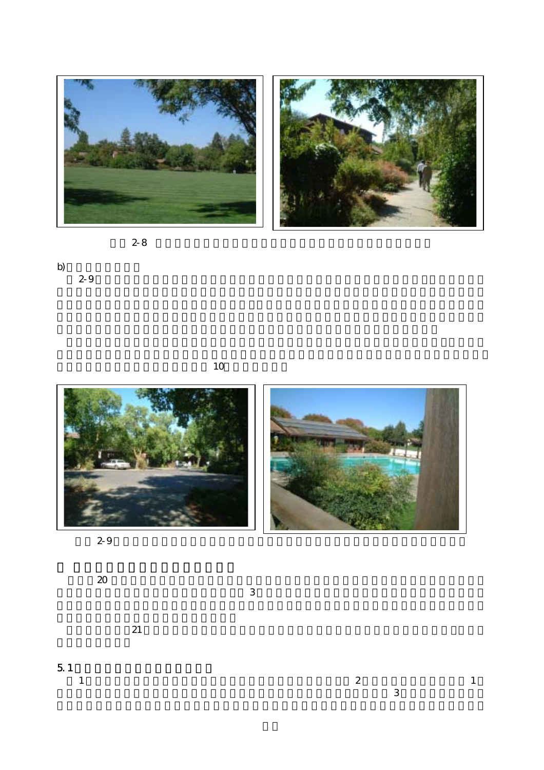2-8

b)

2-9

10

2-9

20

3

21

5.1

1 2 1

3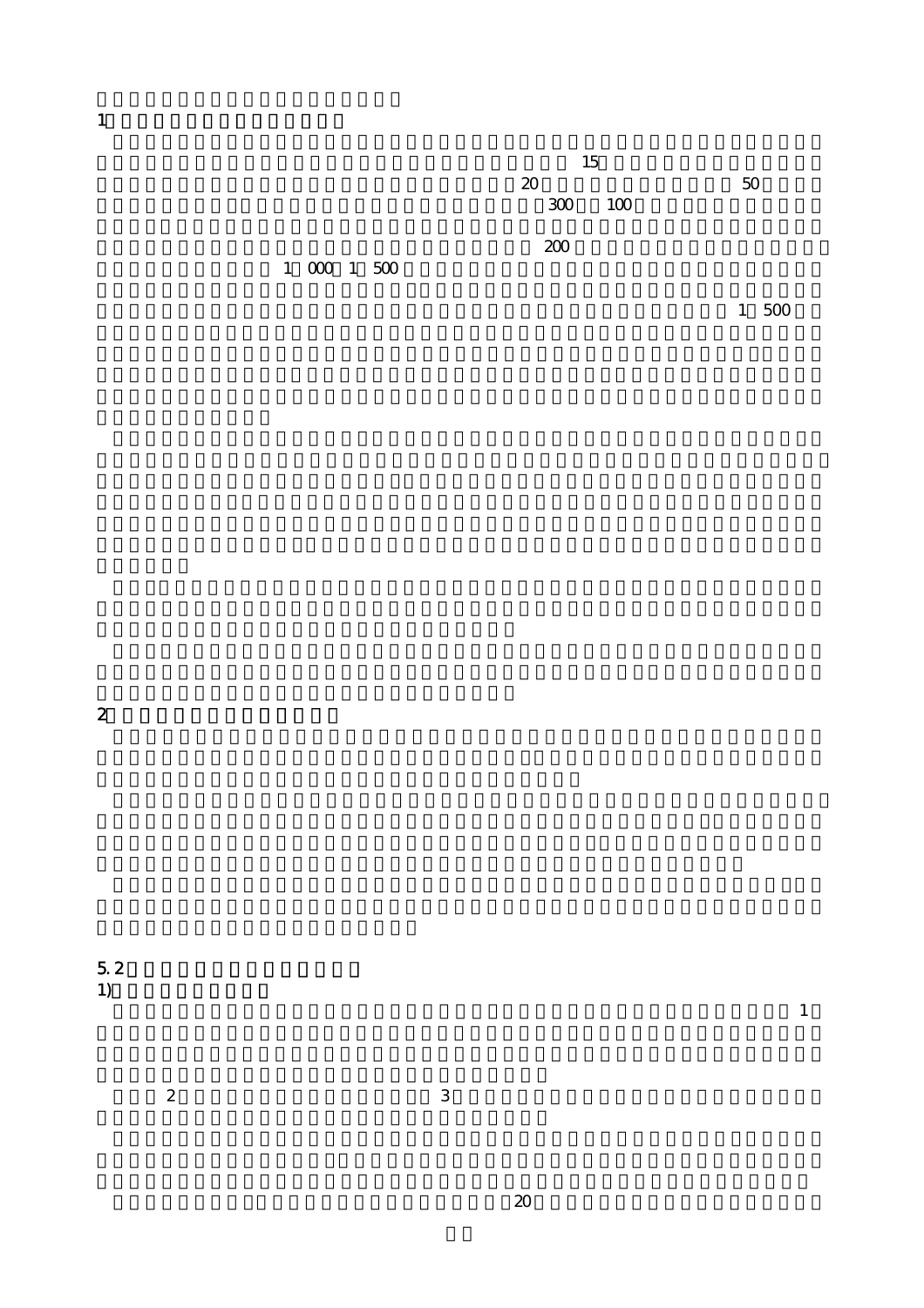1

15

20 50

300 100

200

1 000 1 500

1 500

2

5.2

1)

1

2 3

20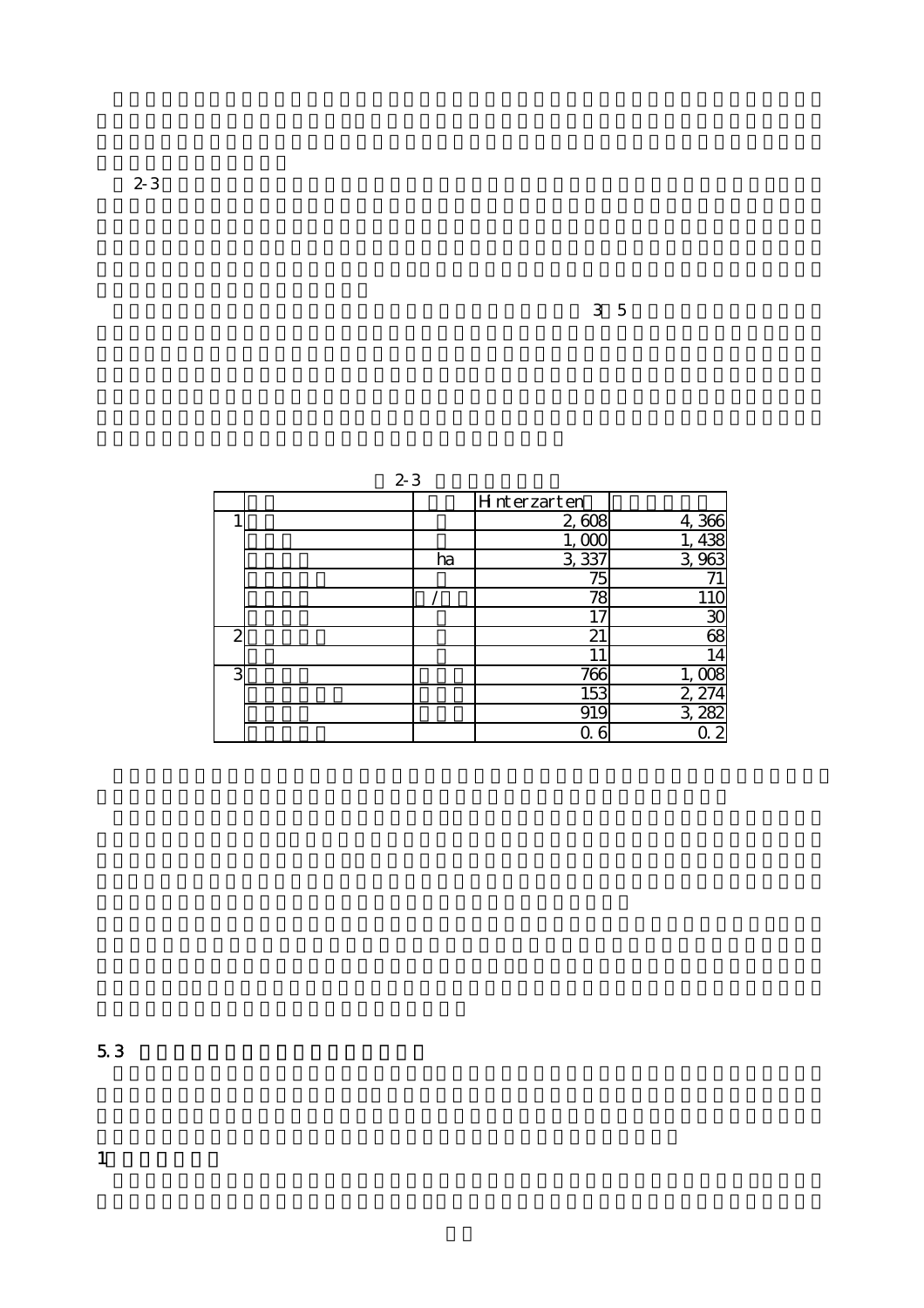2-3

3 5

2-3

| | | | Hinterzarten | |
|---|---|---|---|---|
| 1 | | | 2,608 | 4,366 |
| | | | 1,000 | 1,438 |
| | | ha | 3,337 | 3,963 |
| | | | 75 | 71 |
| | | / | 78 | 110 |
| | | | 17 | 30 |
| 2 | | | 21 | 68 |
| | | | 11 | 14 |
| 3 | | | 766 | 1,008 |
| | | | 153 | 2,274 |
| | | | 919 | 3,282 |
| | | | 0.6 | 0.2 |

## 5.3

1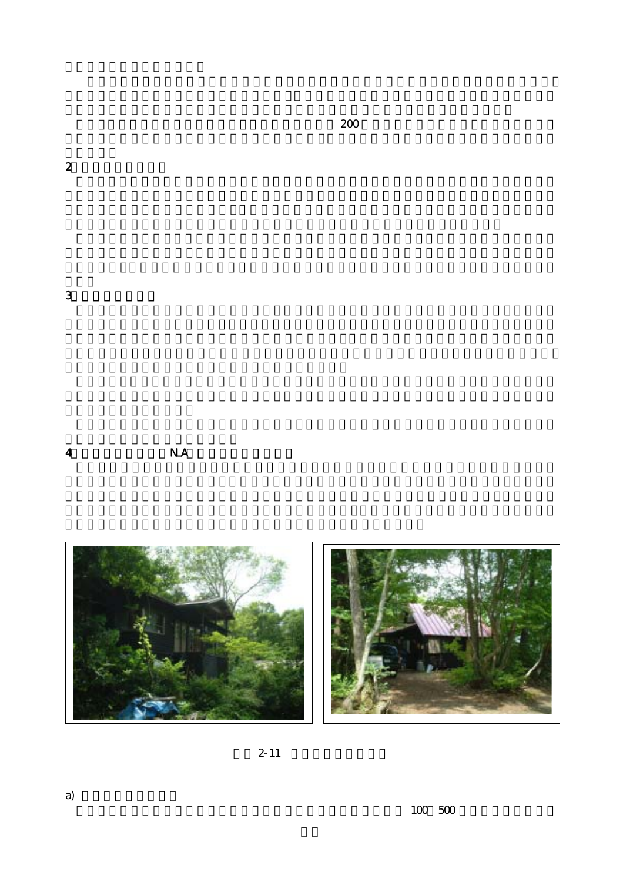200

2

3

4 NLA

2-11

a)

100 500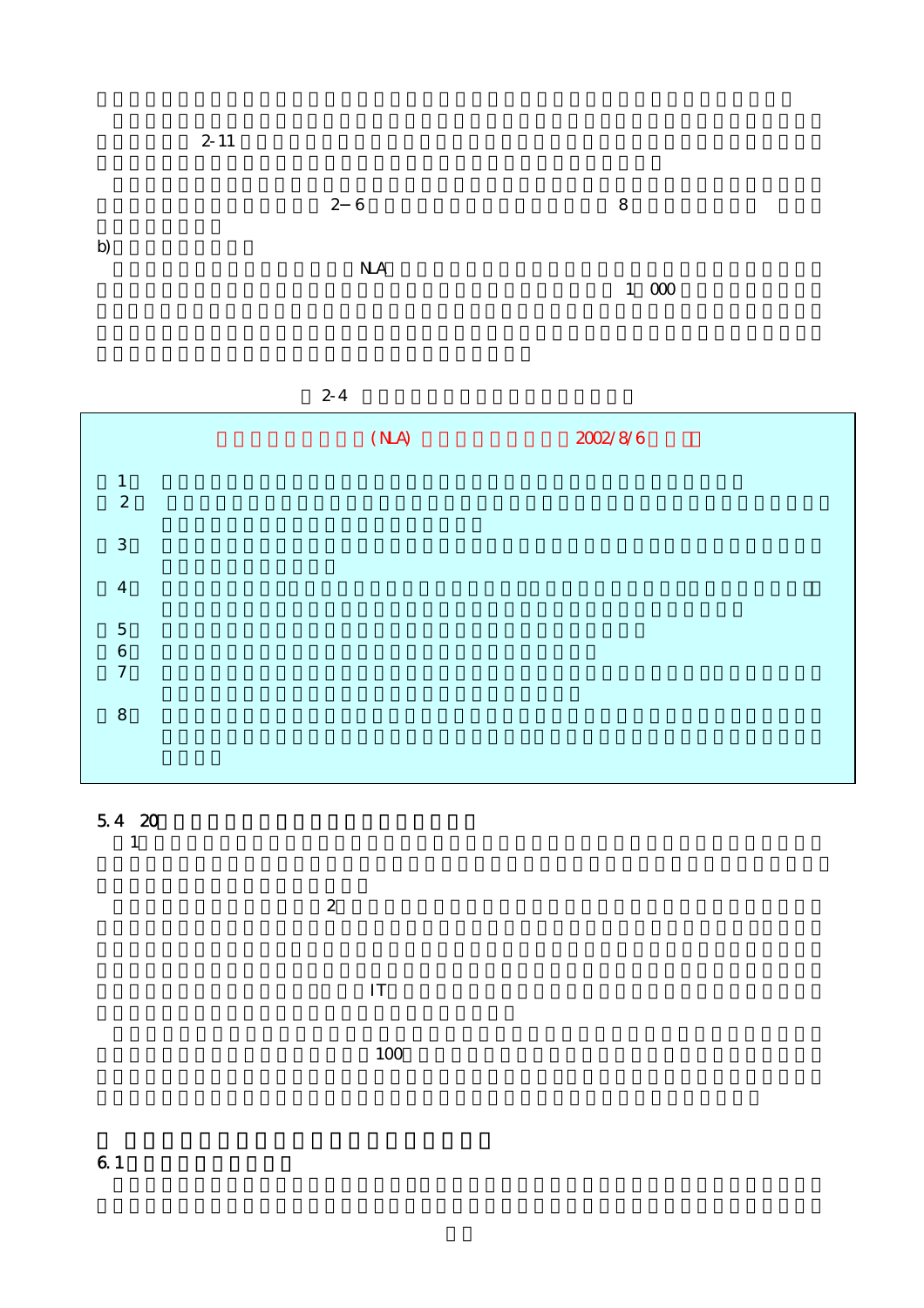2-11

2−6 8

b)

NLA

1 000

2-4

(NLA) 2002/8/6

| | |
|---|---|
| 1 | |
| 2 | |
| 3 | |
| 4 | |
| 5 | |
| 6 | |
| 7 | |
| 8 | |

5.4 20

1

2

IT

100

6.1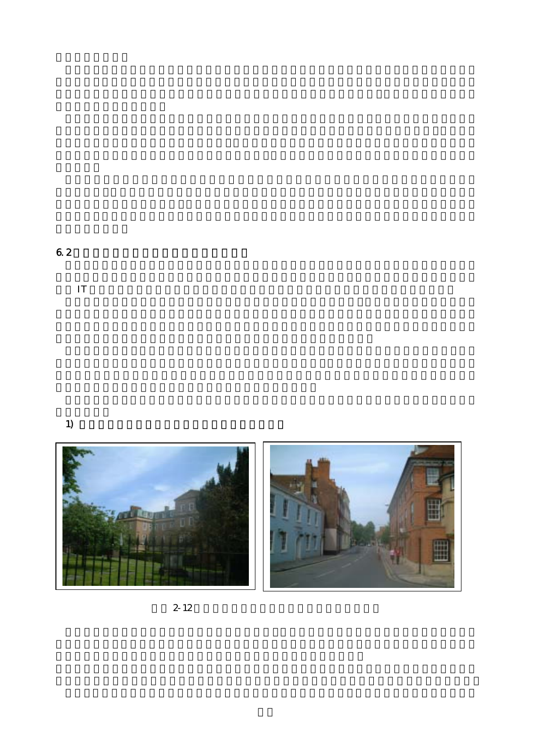## 6.2

IT

1)

2-12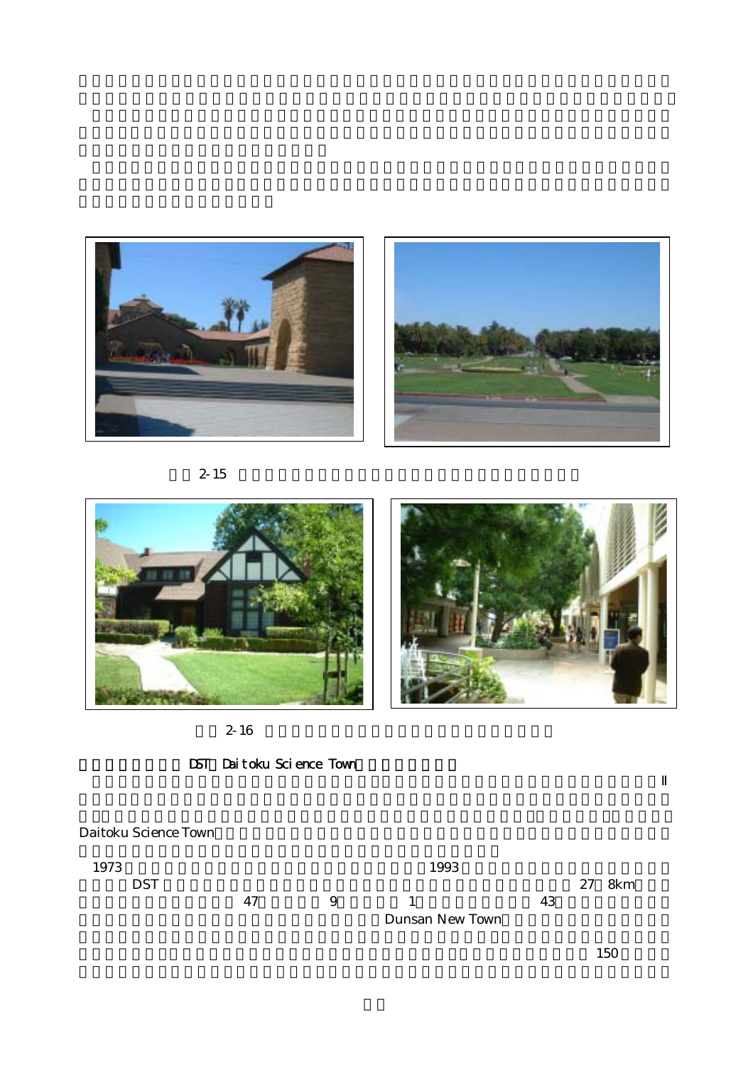2-15

2-16

DST Daitoku Science Town

Daitoku Science Town

1973 1993

DST 27 8km

47 9 1 43

Dunsan New Town

150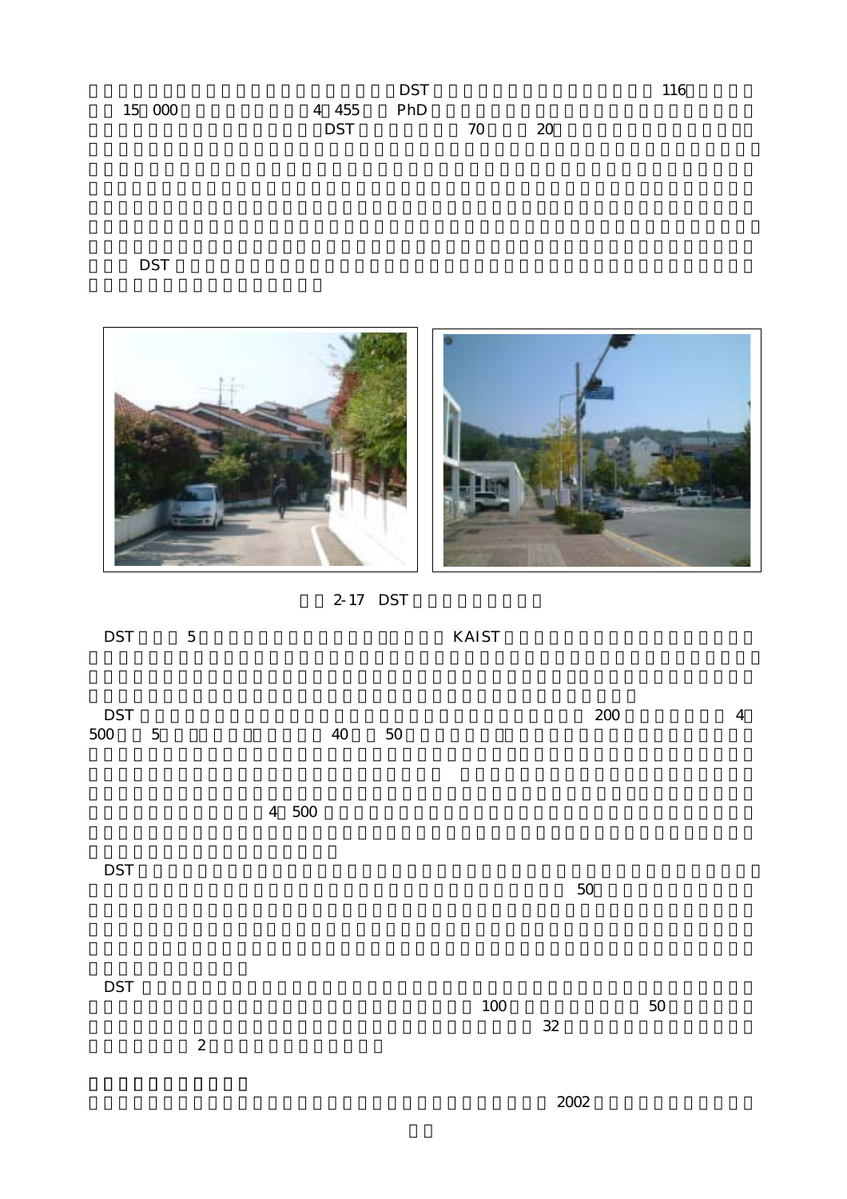DST 116

15 000 4 455 PhD

DST 70 20

DST

2-17 DST

DST 5 KAIST

DST 200 4 500 5 40 50

4 500

DST

50

DST

100 50

32

2

2002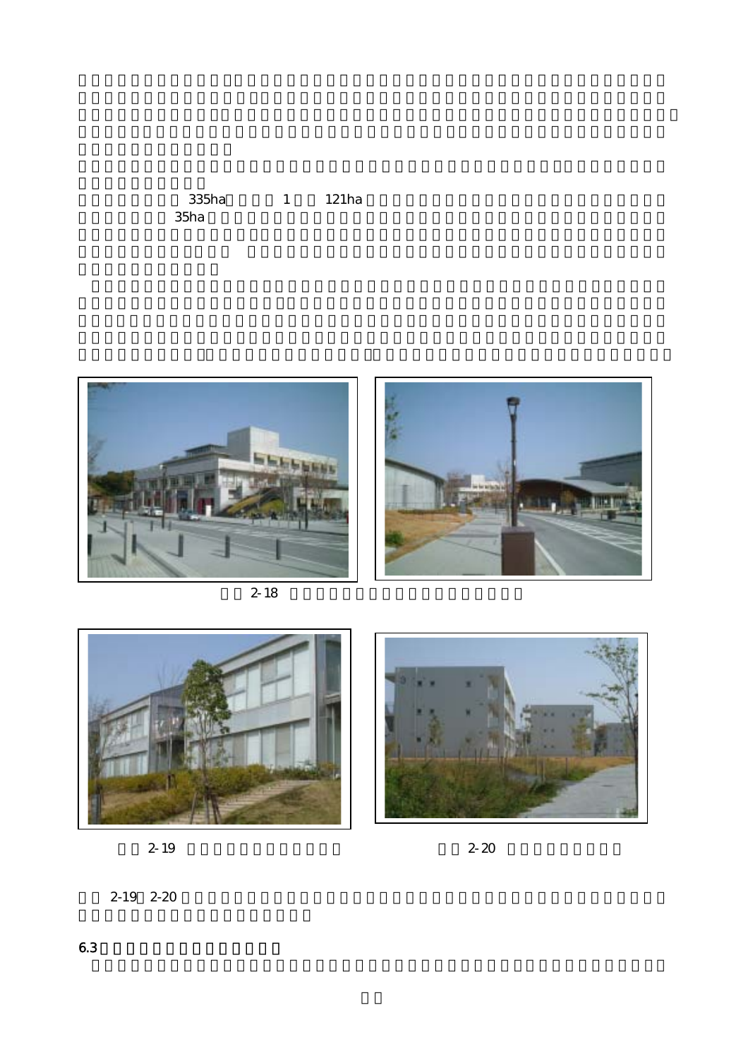335ha　1　121ha

35ha

2-18

2-19

2-20

2-19　2-20

## 6.3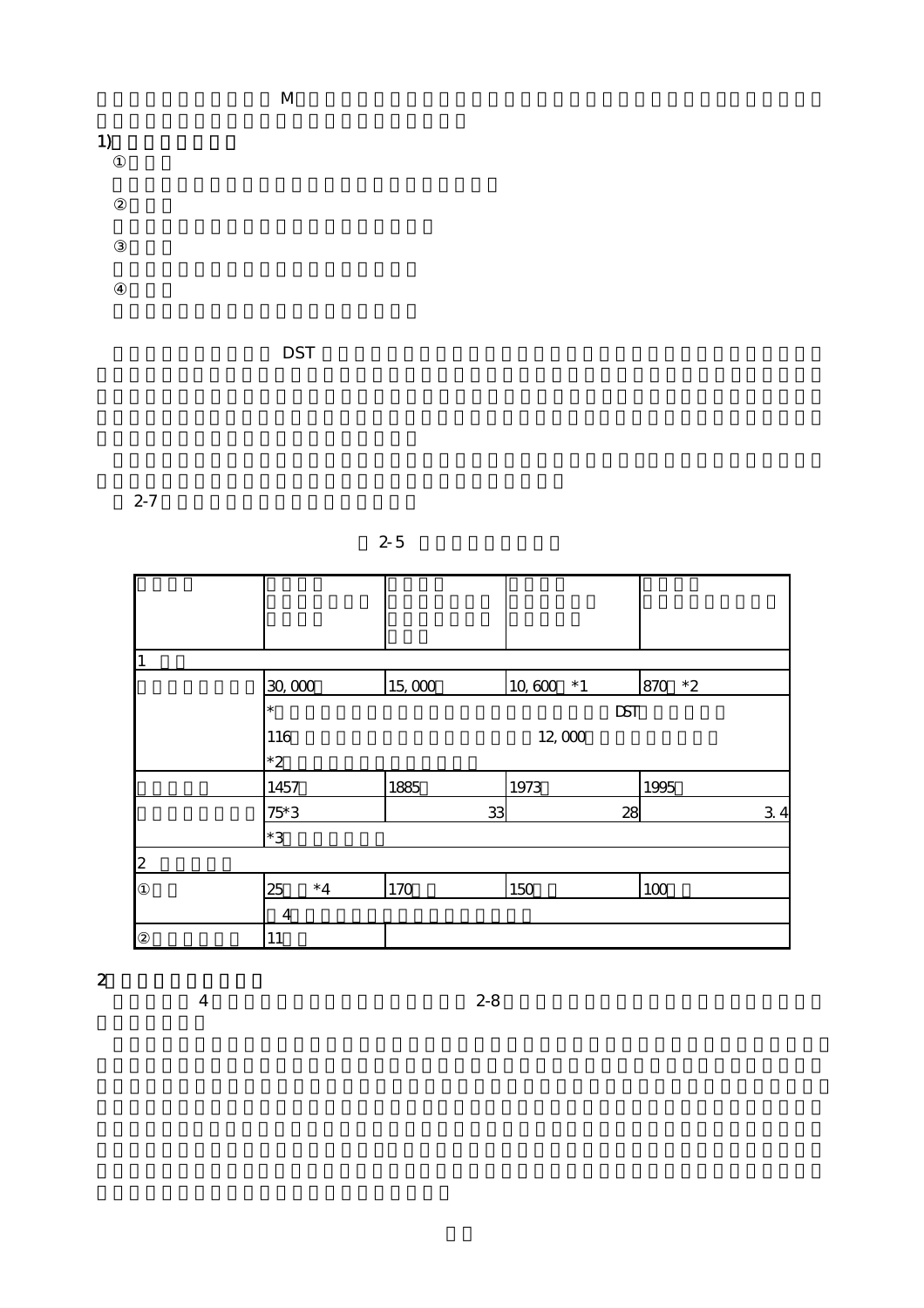M

1)

①

②

③

④

DST

2-7

2-5

| | | | | |
|---|---|---|---|---|
| 1 | | | | |
| | 30, 000 | 15, 000 | 10, 600 *1 | 870 *2 |
| | * DST 116 12, 000 *2 | | | |
| | 1457 | 1885 | 1973 | 1995 |
| | 75*3 | 33 | 28 | 3. 4 |
| | *3 | | | |
| 2 | | | | |
| ① | 25 *4 | 170 | 150 | 100 |
| | 4 | | | |
| ② | 11 | | | |

2

4 2-8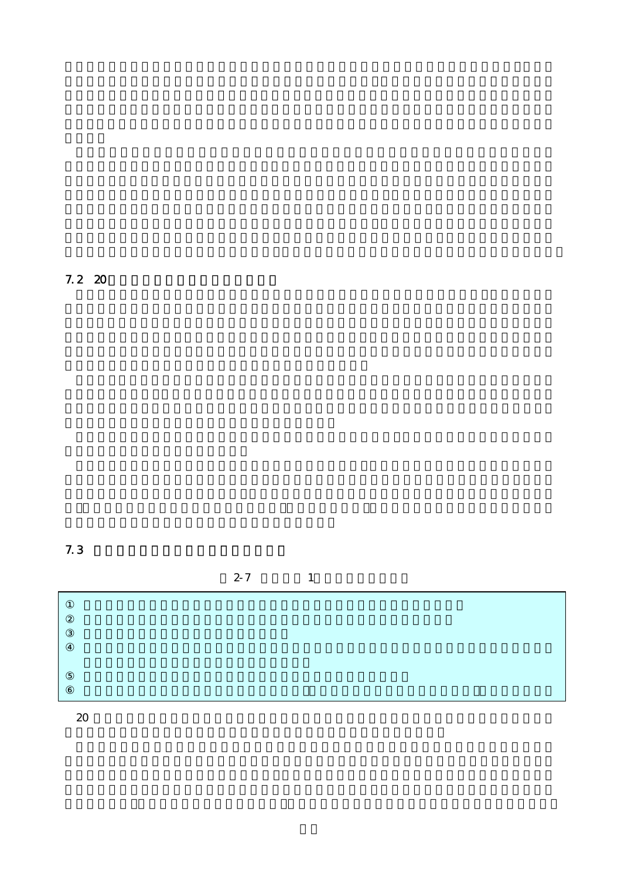## 7.2 20

## 7.3

2-7 1

①

②

③

④

⑤

⑥

20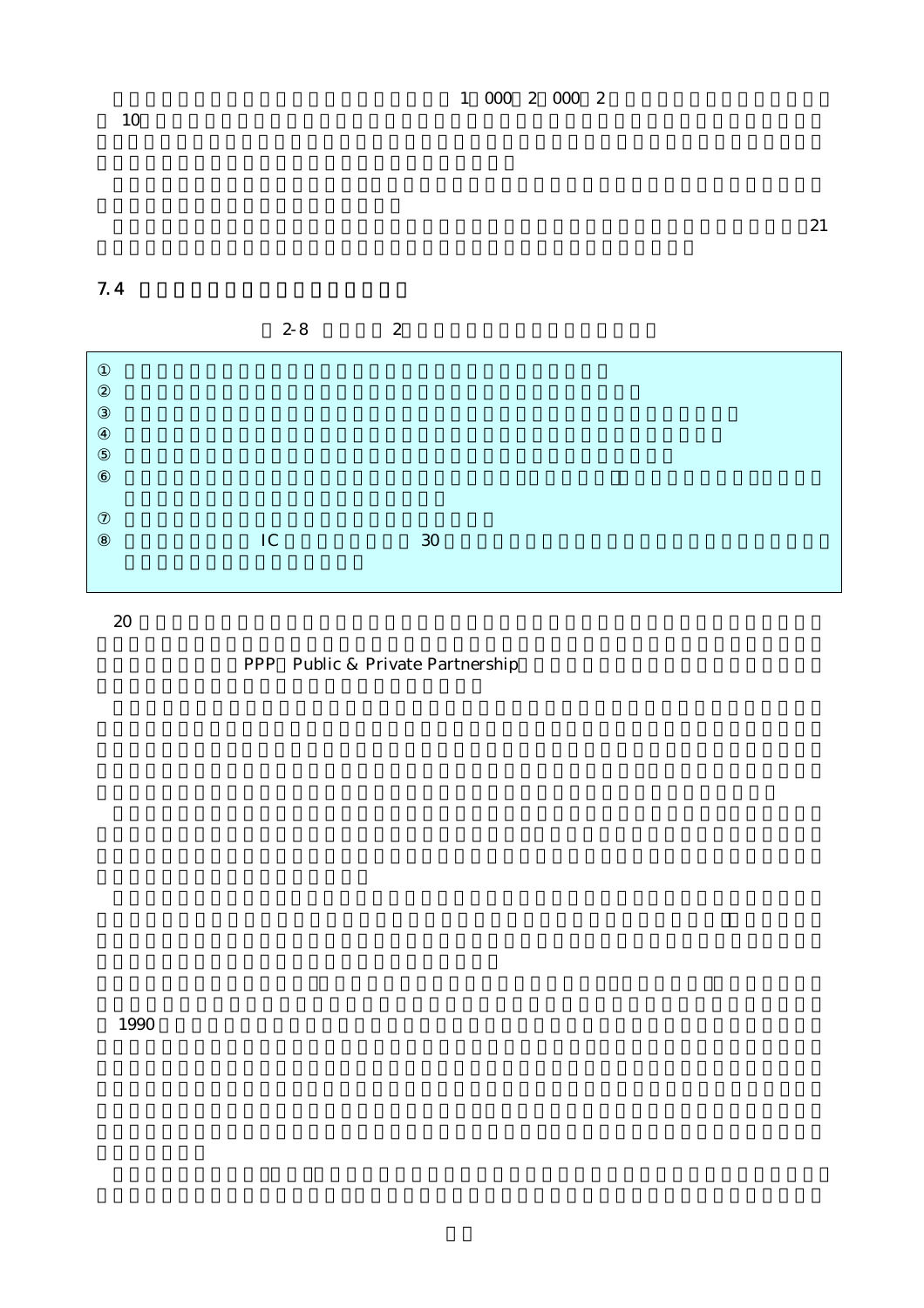1 000 2 000 2

10

21

## 7.4

2-8 2

①
②
③
④
⑤
⑥
⑦
⑧ IC 30

20

PPP Public & Private Partnership

1990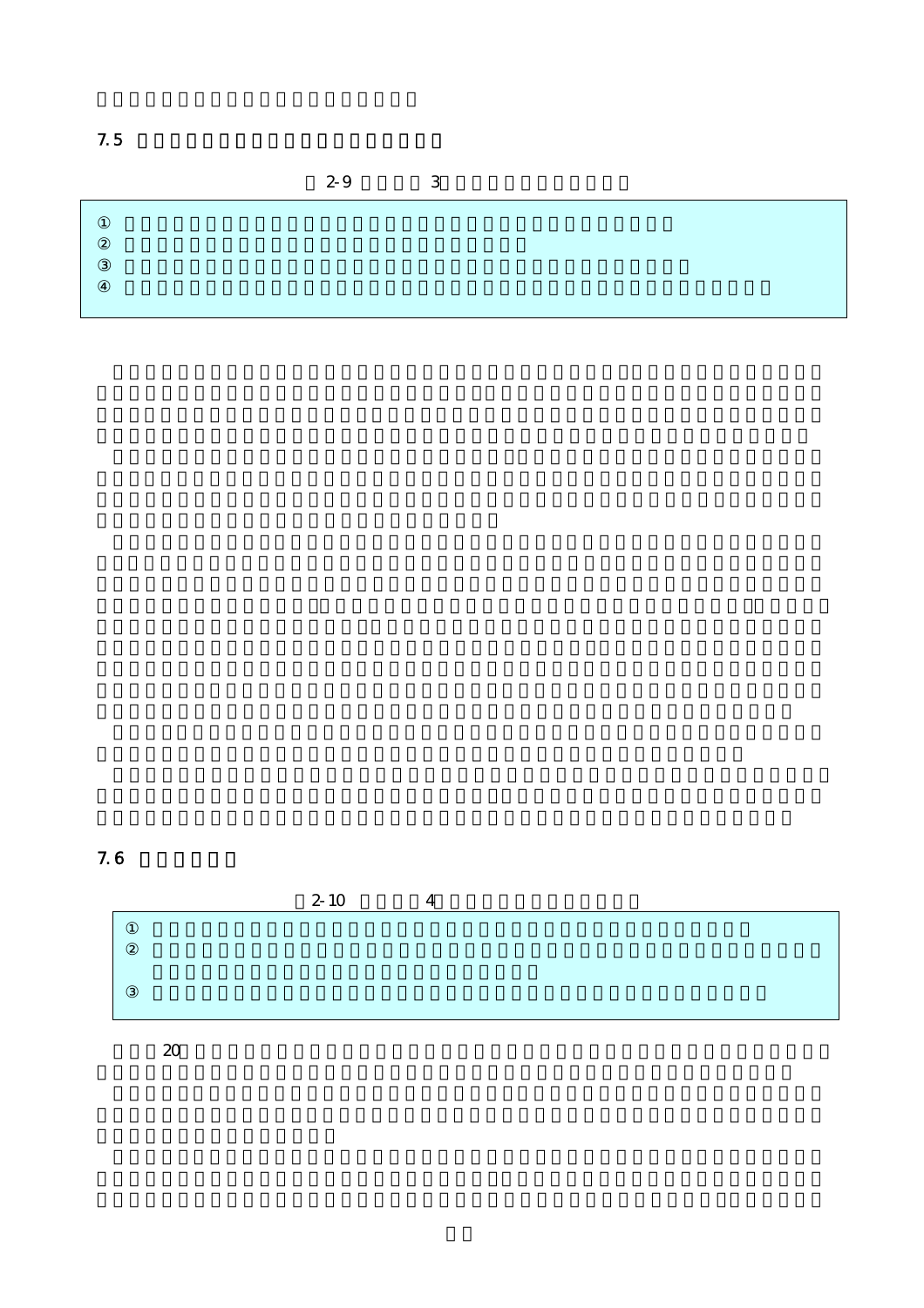## 7.5

2-9　　3

①
②
③
④

## 7.6

2-10　　4

①
②
③

20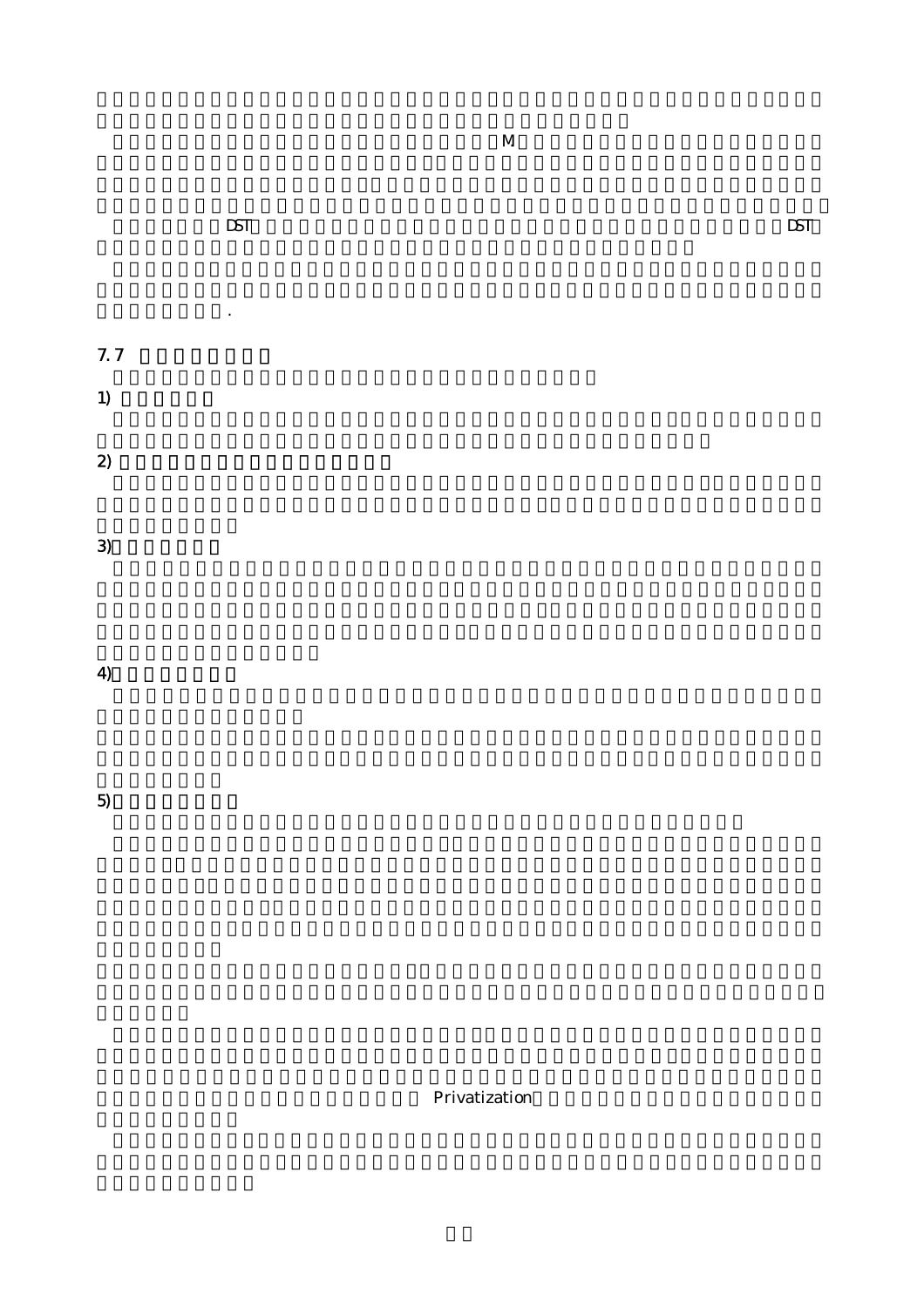M

DST DST

.

## 7.7

1)

2)

3)

4)

5)

Privatization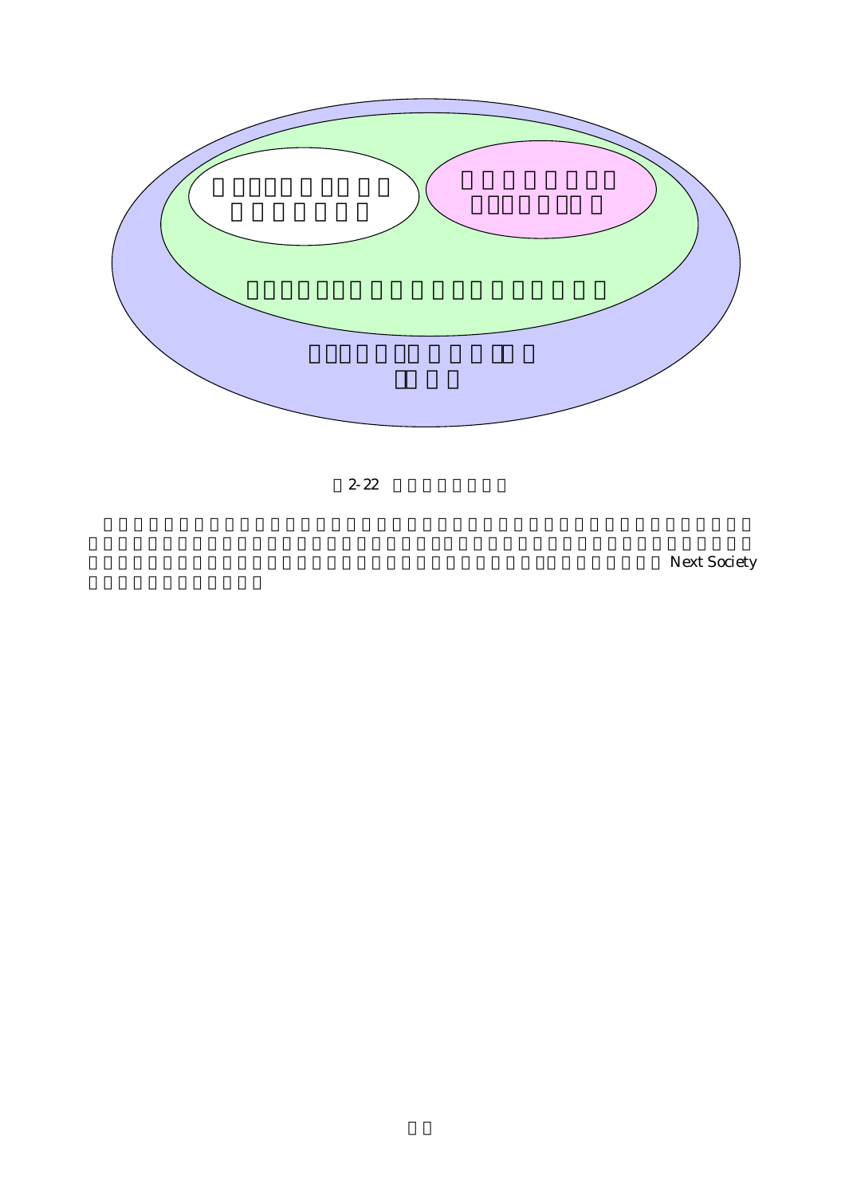2-22

Next Society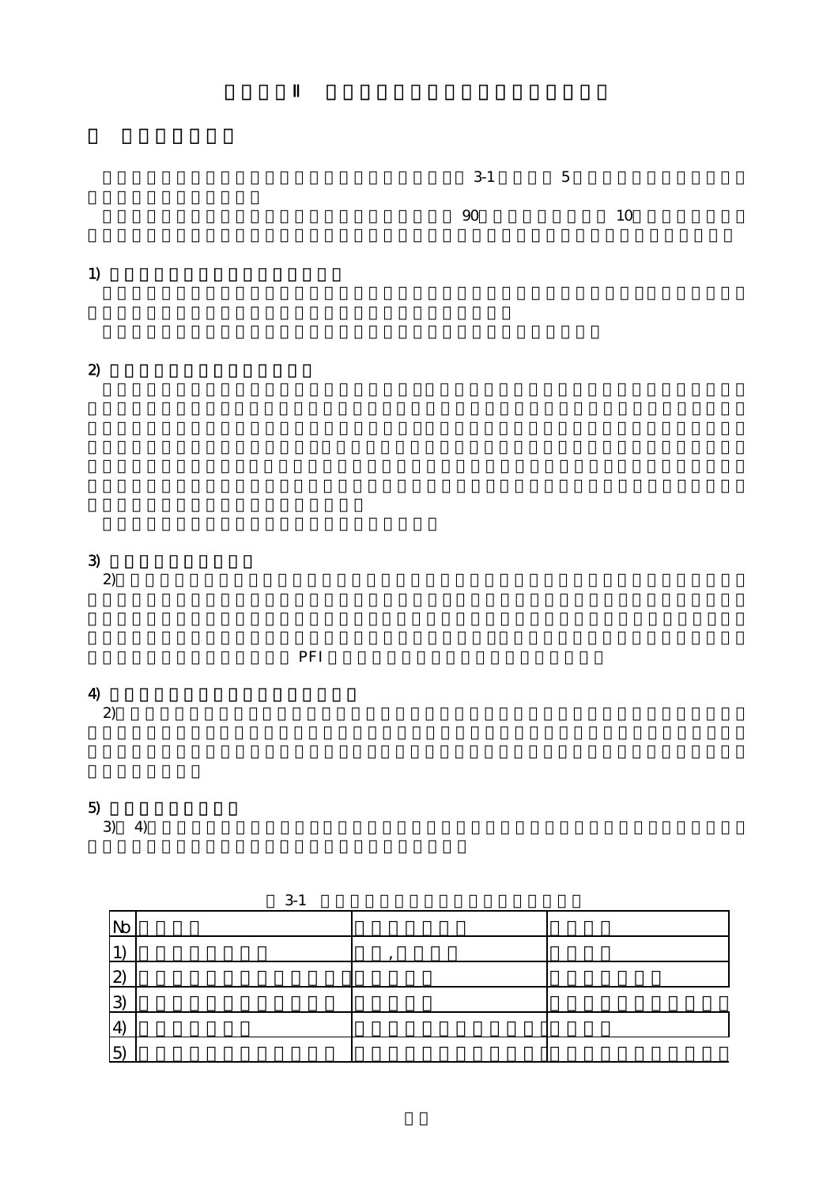# Ⅱ

3-1　5

90　10

## 1)

## 2)

## 3)

2)

PFI

## 4)

2)

## 5)

3)　4)

3-1

| No | | | |
|---|---|---|---|
| 1) | | , | |
| 2) | | | |
| 3) | | | |
| 4) | | | |
| 5) | | | |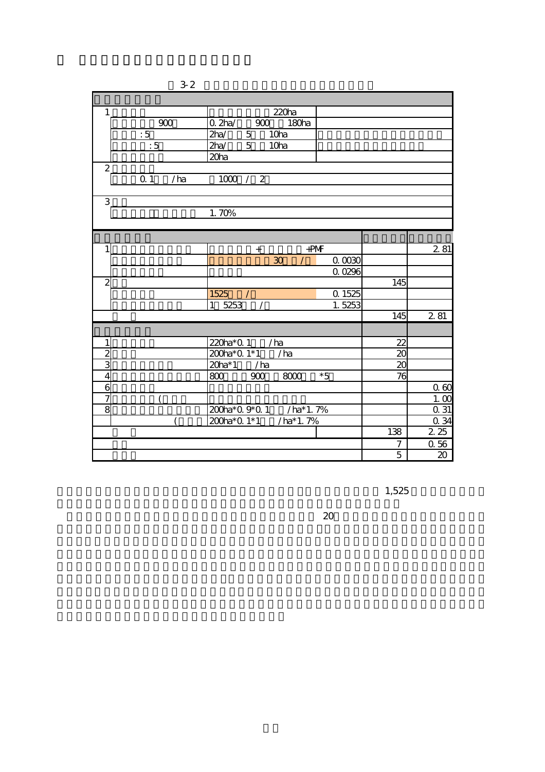3-2

| | | | | | |
|---|---|---|---|---|---|
| 1 | | 220ha | | | |
| | 900 | 0.2ha/ 900 180ha | | | |
| | :5 | 2ha/ 5 10ha | | | |
| | :5 | 2ha/ 5 10ha | | | |
| | | 20ha | | | |
| 2 | | | | | |
| | 0.1 /ha | 1000 / 2 | | | |
| 3 | | | | | |
| | | 1.70% | | | |
| | | | | | |
| 1 | | + +PMF | | | 2.81 |
| | | 30 / | 0.0030 | | |
| | | | 0.0296 | | |
| 2 | | | | 145 | |
| | | 1525 / | 0.1525 | | |
| | | 1 5253 / | 1.5253 | | |
| | | | | 145 | 2.81 |
| | | | | | |
| 1 | | 220ha*0.1 /ha | | 22 | |
| 2 | | 200ha*0.1*1 /ha | | 20 | |
| 3 | | 20ha*1 /ha | | 20 | |
| 4 | | 800 900 8000 *5 | | 76 | |
| 6 | | | | | 0.60 |
| 7 | ( | | | | 1.00 |
| 8 | | 200ha*0.9*0.1 /ha*1.7% | | | 0.31 |
| | ( | 200ha*0.1*1 /ha*1.7% | | | 0.34 |
| | | | | 138 | 2.25 |
| | | | | 7 | 0.56 |
| | | | | 5 | 20 |

1,525

20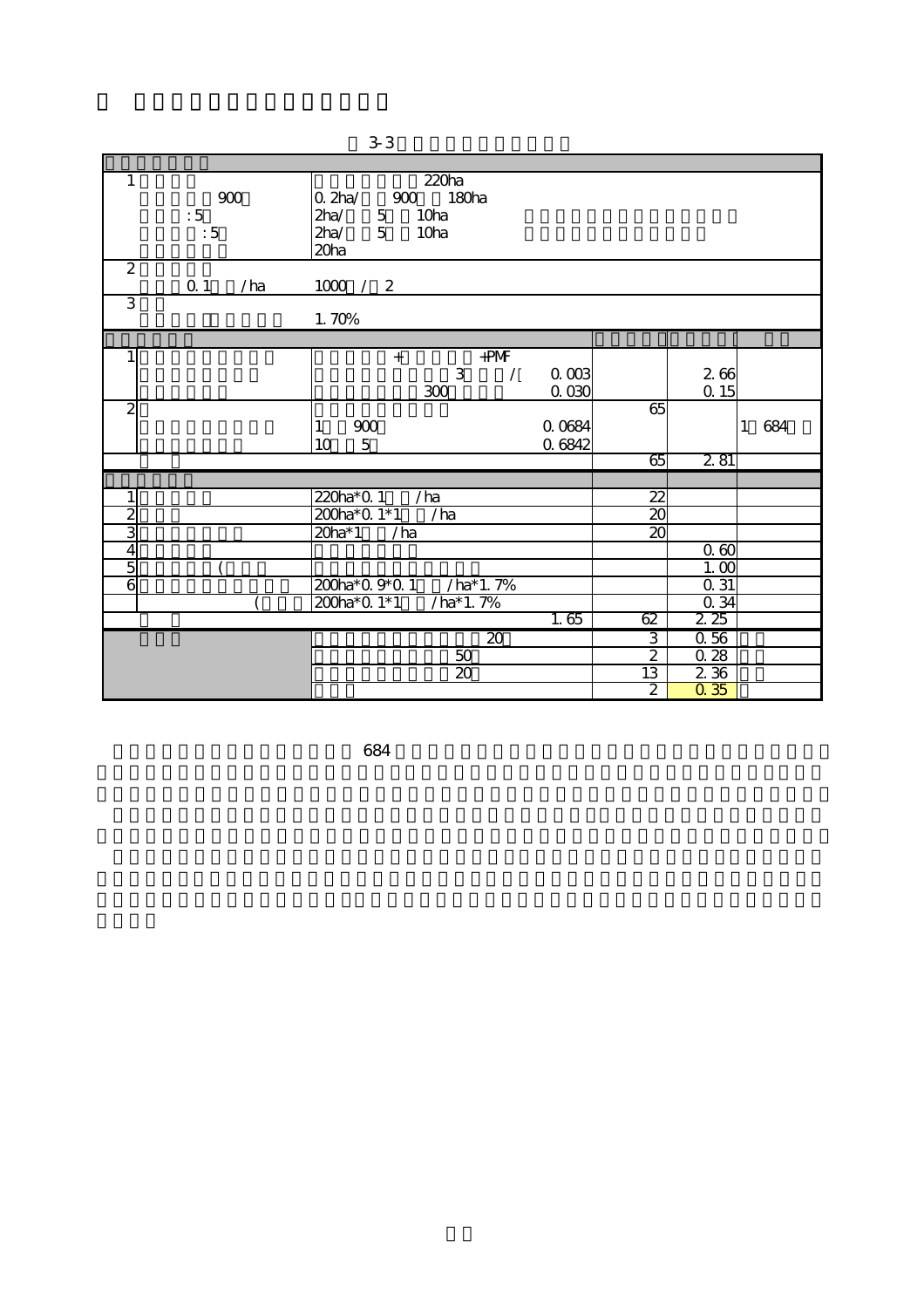3-3

| | | | | | |
|---|---|---|---|---|---|
| | | | | | |
| 1 | 900<br>:5<br>:5 | 220ha<br>0.2ha/ 900 180ha<br>2ha/ 5 10ha<br>2ha/ 5 10ha<br>20ha | | | |
| 2 | 0.1 /ha | 1000 / 2 | | | |
| 3 | [ | 1.70% | | | |
| | | | | | |
| 1 | | + +PMF<br>3 /[ 0.003<br>300 0.030 | | 2.66<br>0.15 | |
| 2 | | 1 900 0.0684<br>10 5 0.6842 | 65 | | 1 684 |
| | | | 65 | 2.81 | |
| | | | | | |
| 1 | | 220ha*0.1 /ha | 22 | | |
| 2 | | 200ha*0.1*1 /ha | 20 | | |
| 3 | | 20ha*1 /ha | 20 | | |
| 4 | | | | 0.60 | |
| 5 | ( | | | 1.00 | |
| 6 | | 200ha*0.9*0.1 /ha*1.7% | | 0.31 | |
| | ( | 200ha*0.1*1 /ha*1.7% | | 0.34 | |
| | | 1.65 | 62 | 2.25 | |
| | | 20 | 3 | 0.56 | |
| | | 50 | 2 | 0.28 | |
| | | 20 | 13 | 2.36 | |
| | | | 2 | 0.35 | |

684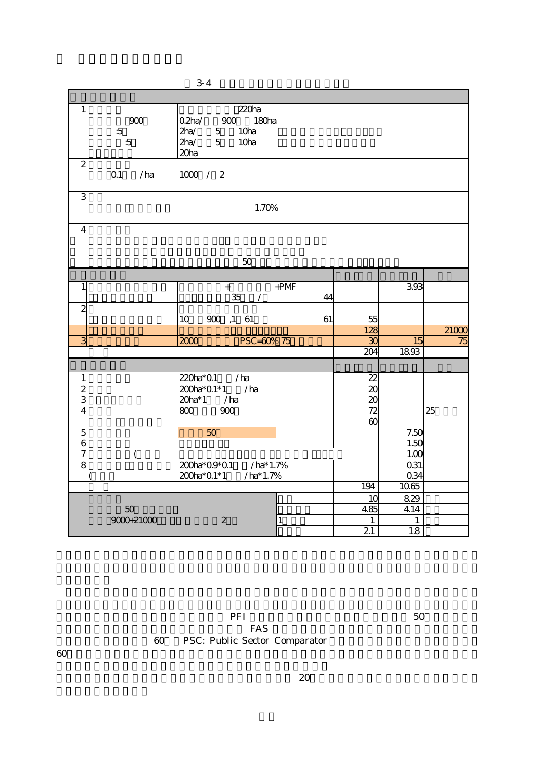3-4

| | | | | |
|---|---|---|---|---|
| 1 | 220ha | | | |
| 900 | 0.2ha/ 900 180ha | | | |
| :5 | 2ha/ 5 10ha | | | |
| :5 | 2ha/ 5 10ha | | | |
| | 20ha | | | |
| 2 | | | | |
| 0.1 /ha | 1000 / 2 | | | |
| 3 | | | | |
| | 1.70% | | | |
| 4 | | | | |
| | 50 | | | |
| | | | | |
| 1 | + +PMF | | 3.93 | |
| | 35 / 44 | | | |
| 2 | | | | |
| | 10 900 ,1 61 61 | 55 | | |
| | | 128 | | 21000 |
| 3 | 2000 PSC=60% 75 | 30 | 15 | 75 |
| | | 204 | 18.93 | |
| | | | | |
| 1 | 220ha*0.1 /ha | 22 | | |
| 2 | 200ha*0.1*1 /ha | 20 | | |
| 3 | 20ha*1 /ha | 20 | | |
| 4 | 800 900 | 72 | | 25 |
| | | 60 | | |
| 5 | 50 | | 7.50 | |
| 6 | | | 1.50 | |
| 7 ( | | | 1.00 | |
| 8 | 200ha*0.9*0.1 /ha*1.7% | | 0.31 | |
| ( | 200ha*0.1*1 /ha*1.7% | | 0.34 | |
| | | 194 | 10.65 | |
| | | 10 | 8.29 | |
| 50 | | 4.85 | 4.14 | |
| 9000+21000 2 | 1 | 1 | 1 | |
| | | 2.1 | 1.8 | |

PFI 50

FAS

60 PSC: Public Sector Comparator

60

20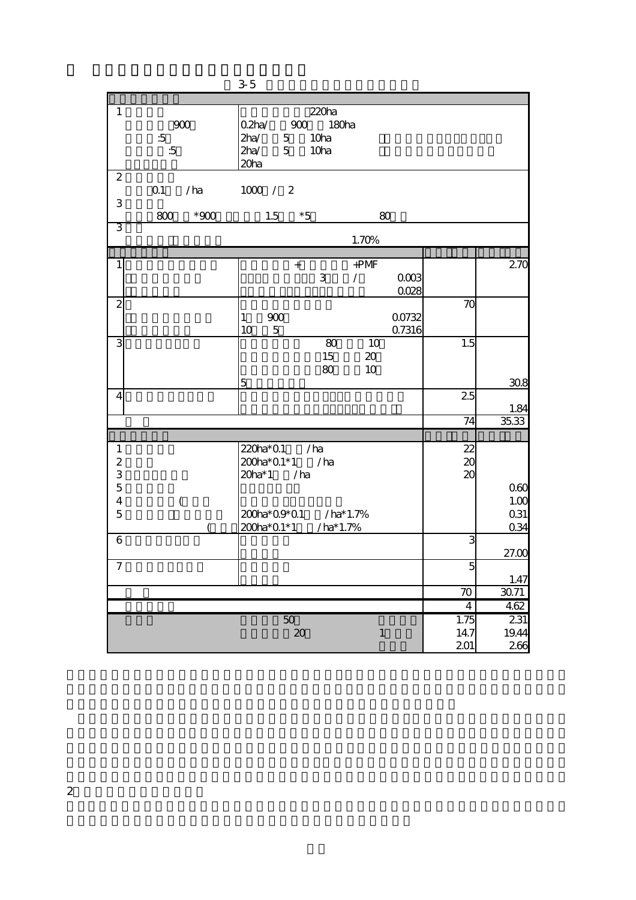3-5

| | | | |
|---|---|---|---|
| 1 900 :5 :5 | 220ha 0.2ha/ 900 180ha 2ha/ 5 10ha 2ha/ 5 10ha 20ha | | |
| 2 0.1 /ha | 1000 / 2 | | |
| 3 800 *900 | 1.5 *5 80 | | |
| 3 | 1.70% | | |
| | | | |
| 1 | + +PMF 3 / 0.003 0.028 | | 2.70 |
| 2 | 1 900 0.0732 10 5 0.7316 | 70 | |
| 3 | 80 10 15 20 80 10 5 | 1.5 | 30.8 |
| 4 | | 2.5 | 1.84 |
| | | 74 | 35.33 |
| | | | |
| 1 | 220ha*0.1 /ha | 22 | |
| 2 | 200ha*0.1*1 /ha | 20 | |
| 3 | 20ha*1 /ha | 20 | |
| 5 | | | 0.60 |
| 4 ( | | | 1.00 |
| 5 | 200ha*0.9*0.1 /ha*1.7% | | 0.31 |
| ( | 200ha*0.1*1 /ha*1.7% | | 0.34 |
| 6 | | 3 | 27.00 |
| 7 | | 5 | 1.47 |
| | | 70 | 30.71 |
| | | 4 | 4.62 |
| | 50 20 1 | 1.75 14.7 2.01 | 2.31 19.44 2.66 |

2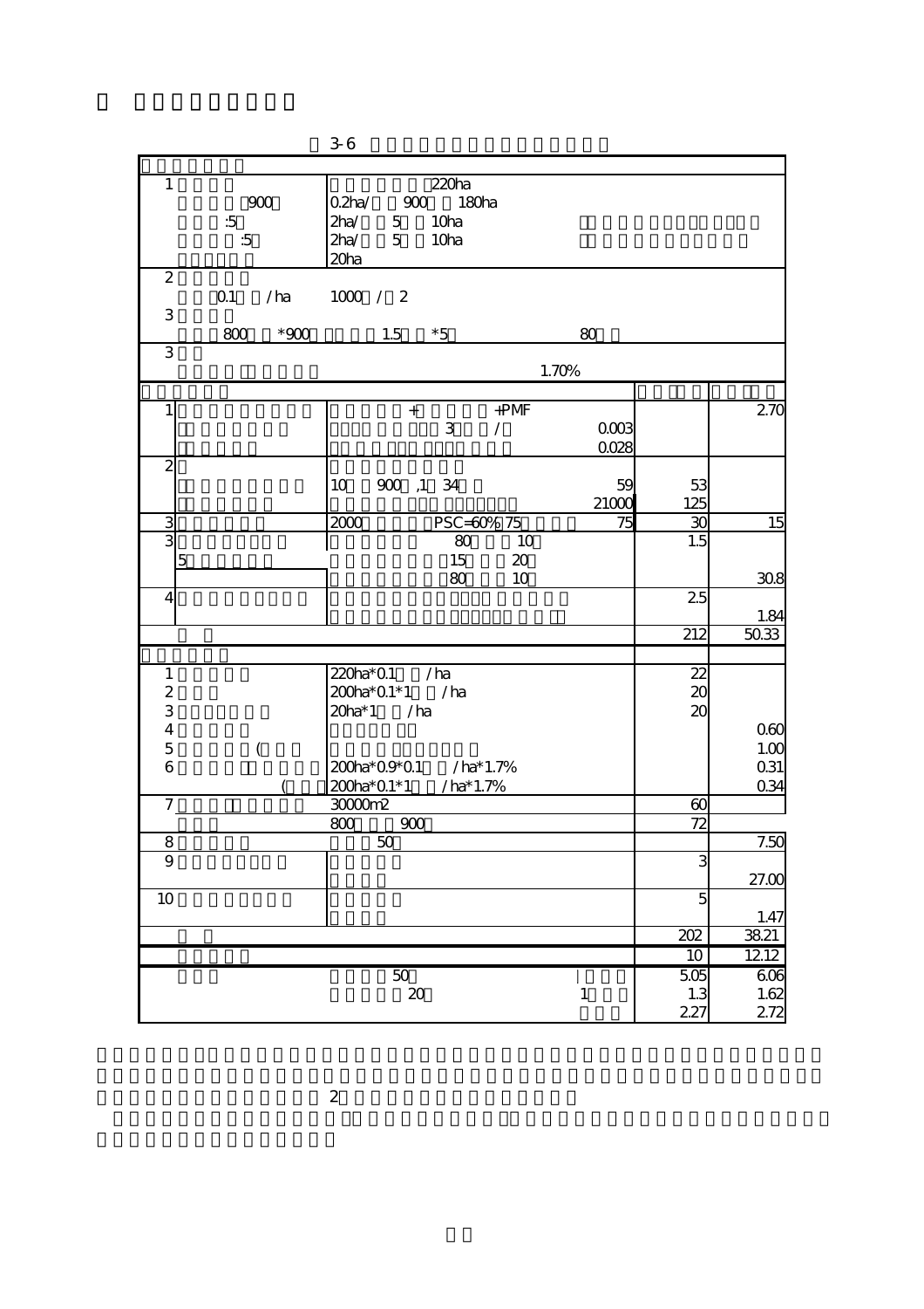3-6

| | | | |
|---|---|---|---|
| 1<br>900<br>:5<br>:5 | 220ha<br>0.2ha/ 900 180ha<br>2ha/ 5 10ha<br>2ha/ 5 10ha<br>20ha | | |
| 2<br>0.1 /ha<br>3<br>800 *900 | 1000 / 2<br><br>1.5 *5 80 | | |
| 3 | 1.70% | | |
| | | | |
| 1 | + +PMF<br>3 / 0.003<br>0.028 | | 2.70 |
| 2 | 10 900 ,1 34 59<br>21000 | 53<br>125 | |
| 3 | 2000 PSC=60% 75 75 | 30 | 15 |
| 3<br>5 | 80 10<br>15 20<br>80 10 | 1.5 | 30.8 |
| 4 | | 2.5 | 1.84 |
| | | 212 | 50.33 |
| | | | |
| 1 | 220ha*0.1 /ha | 22 | |
| 2 | 200ha*0.1*1 /ha | 20 | |
| 3 | 20ha*1 /ha | 20 | |
| 4 | | | 0.60 |
| 5 ( | | | 1.00 |
| 6<br>( | 200ha*0.9*0.1 /ha*1.7%<br>200ha*0.1*1 /ha*1.7% | | 0.31<br>0.34 |
| 7 | 30000m2<br>800 900 | 60<br>72 | |
| 8 | 50 | | 7.50 |
| 9 | | 3 | 27.00 |
| 10 | | 5 | 1.47 |
| | | 202 | 38.21 |
| | | 10 | 12.12 |
| | 50<br>20 1 | 5.05<br>1.3<br>2.27 | 6.06<br>1.62<br>2.72 |

2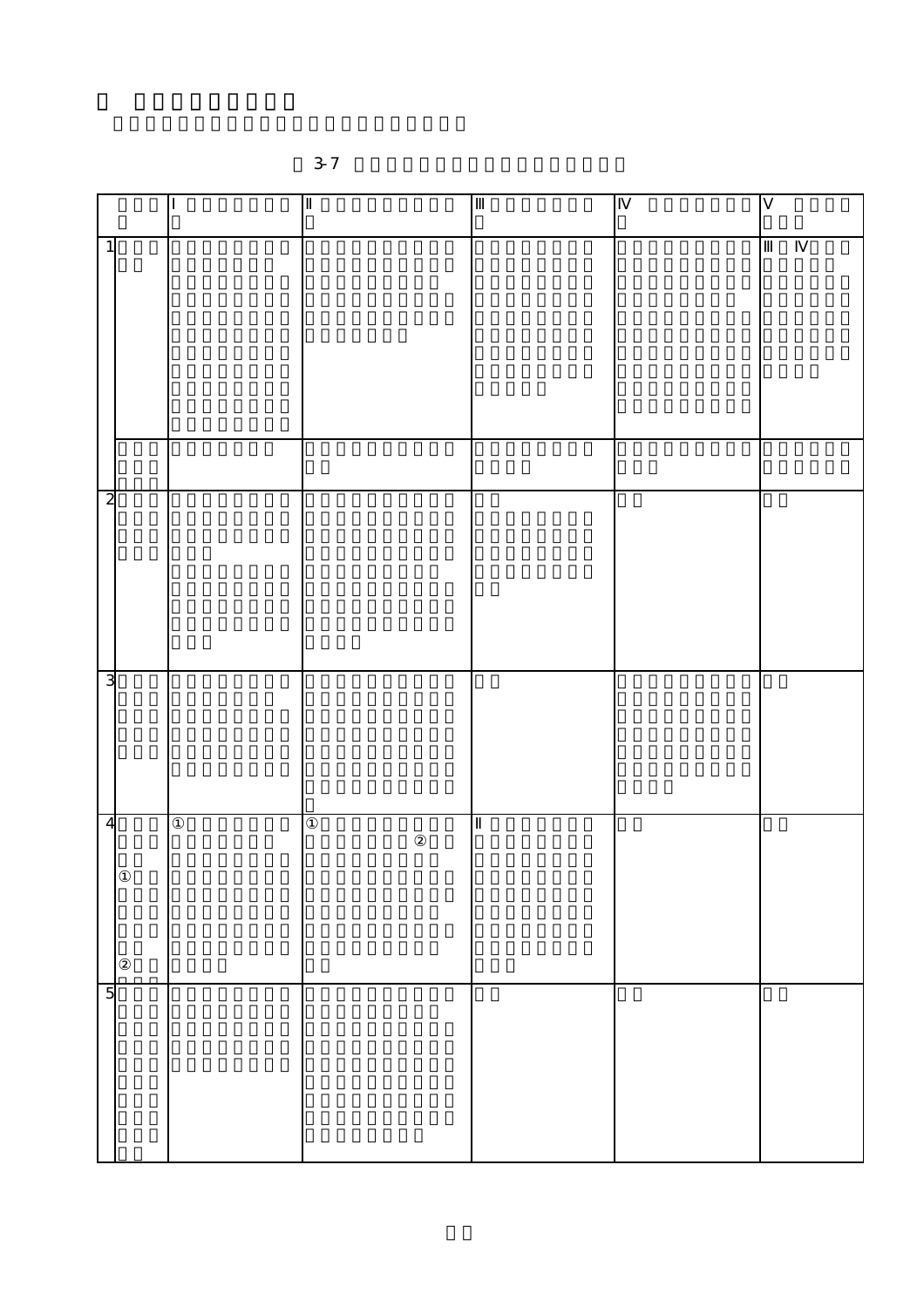3-7

| | Ⅰ | Ⅱ | Ⅲ | Ⅳ | Ⅴ |
|---|---|---|---|---|---|
| 1 | | | | | Ⅲ Ⅳ |
| | | | | | |
| 2 | | | | | |
| 3 | | | | | |
| 4 ① ② | ① | ① ② | Ⅱ | | |
| 5 | | | | | |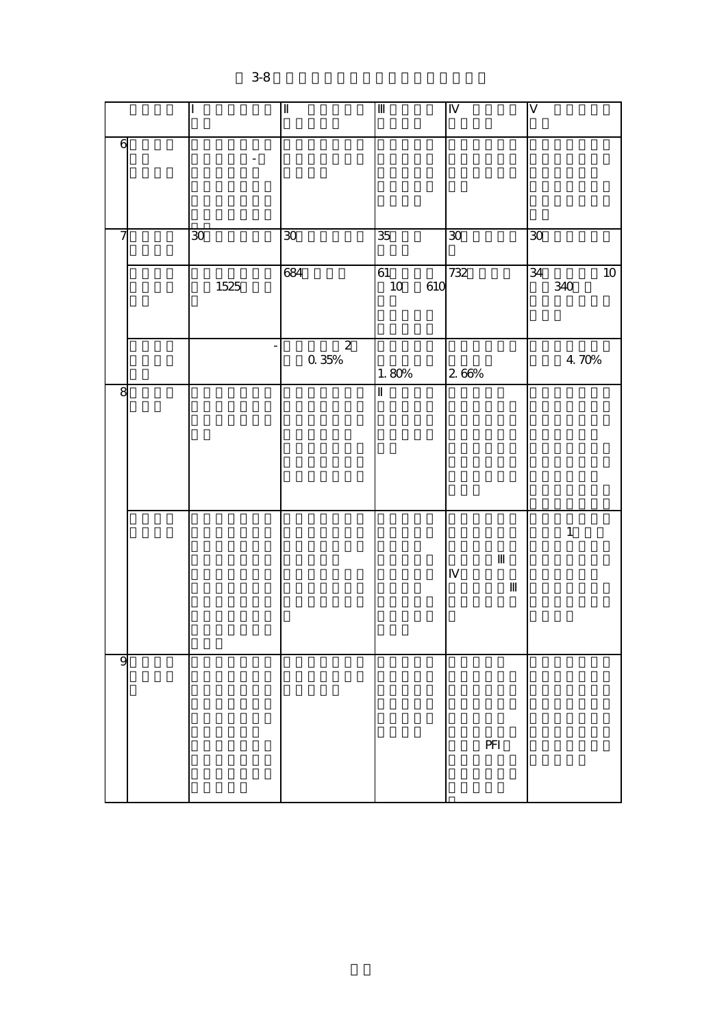3-8

| | Ⅰ | Ⅱ | Ⅲ | Ⅳ | Ⅴ |
|---|---|---|---|---|---|
| 6 | - | | | | |
| 7 | 30 | 30 | 35 | 30 | 30 |
| | 1525 | 684 | 61 10 610 | 732 | 34 10 340 |
| | - | 2 0.35% | 1.80% | 2.66% | 4.70% |
| 8 | | | Ⅱ | | |
| | | | | Ⅲ Ⅳ Ⅲ | 1 |
| 9 | | | | PFI | |